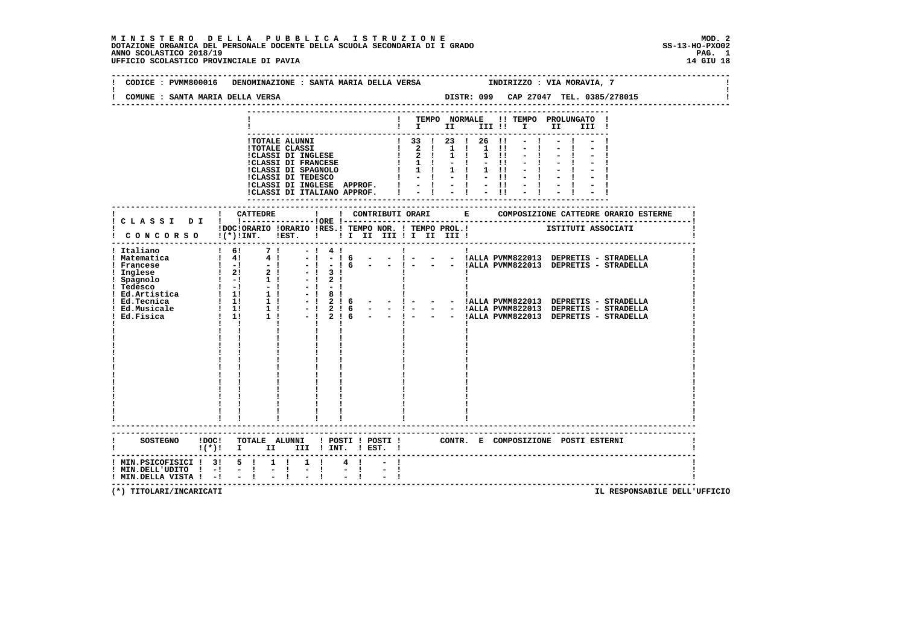**MINISTERO DELLA PUBBLICA ISTRUZIONE** — MOD. 2
**DOTAZIONE ORGANICA DEL PERSONALE DOCENTE DELLA SCUOLA SECONDARIA DI I GRADO** — SS-13-HO-PXO02
**ANNO SCOLASTICO 2018/19**
**UFFICIO SCOLASTICO PROVINCIALE DI PAVIA** — 14 GIU 18

CODICE : PVMM800016 DENOMINAZIONE : SANTA MARIA DELLA VERSA INDIRIZZO : VIA MORAVIA, 7
COMUNE : SANTA MARIA DELLA VERSA DISTR: 099 CAP 27047 TEL. 0385/278015

| | TEMPO NORMALE I | II | III | TEMPO PROLUNGATO I | II | III |
|---|---|---|---|---|---|---|
| TOTALE ALUNNI | 33 | 23 | 26 | - | - | - |
| TOTALE CLASSI | 2 | 1 | 1 | - | - | - |
| CLASSI DI INGLESE | 2 | 1 | 1 | - | - | - |
| CLASSI DI FRANCESE | 1 | - | - | - | - | - |
| CLASSI DI SPAGNOLO | 1 | 1 | 1 | - | - | - |
| CLASSI DI TEDESCO | - | - | - | - | - | - |
| CLASSI DI INGLESE APPROF. | - | - | - | - | - | - |
| CLASSI DI ITALIANO APPROF. | - | - | - | - | - | - |

| CLASSI DI CONCORSO | CATTEDRE DOC (*) | ORARIO INT. | ORARIO EST. | ORE RES. | CONTRIBUTI ORARI TEMPO NOR. I | II | III | TEMPO PROL. I | II | III | COMPOSIZIONE CATTEDRE ORARIO ESTERNE - ISTITUTI ASSOCIATI |
|---|---|---|---|---|---|---|---|---|---|---|---|
| Italiano | 6 | 7 | - | 4 | | | | | | | |
| Matematica | 4 | 4 | - | - | 6 | - | - | - | - | - | ALLA PVMM822013 DEPRETIS - STRADELLA |
| Francese | - | - | - | - | 6 | - | - | - | - | - | ALLA PVMM822013 DEPRETIS - STRADELLA |
| Inglese | 2 | 2 | - | 3 | | | | | | | |
| Spagnolo | - | 1 | - | 2 | | | | | | | |
| Tedesco | - | - | - | - | | | | | | | |
| Ed.Artistica | 1 | 1 | - | 8 | | | | | | | |
| Ed.Tecnica | 1 | 1 | - | 2 | 6 | - | - | - | - | - | ALLA PVMM822013 DEPRETIS - STRADELLA |
| Ed.Musicale | 1 | 1 | - | 2 | 6 | - | - | - | - | - | ALLA PVMM822013 DEPRETIS - STRADELLA |
| Ed.Fisica | 1 | 1 | - | 2 | 6 | - | - | - | - | - | ALLA PVMM822013 DEPRETIS - STRADELLA |

| SOSTEGNO | DOC (*) | TOTALE ALUNNI I | II | III | POSTI INT. | POSTI EST. | CONTR. E COMPOSIZIONE POSTI ESTERNI |
|---|---|---|---|---|---|---|---|
| MIN.PSICOFISICI | 3 | 5 | 1 | 1 | 4 | - | |
| MIN.DELL'UDITO | - | - | - | - | - | - | |
| MIN.DELLA VISTA | - | - | - | - | - | - | |

(*) TITOLARI/INCARICATI

IL RESPONSABILE DELL'UFFICIO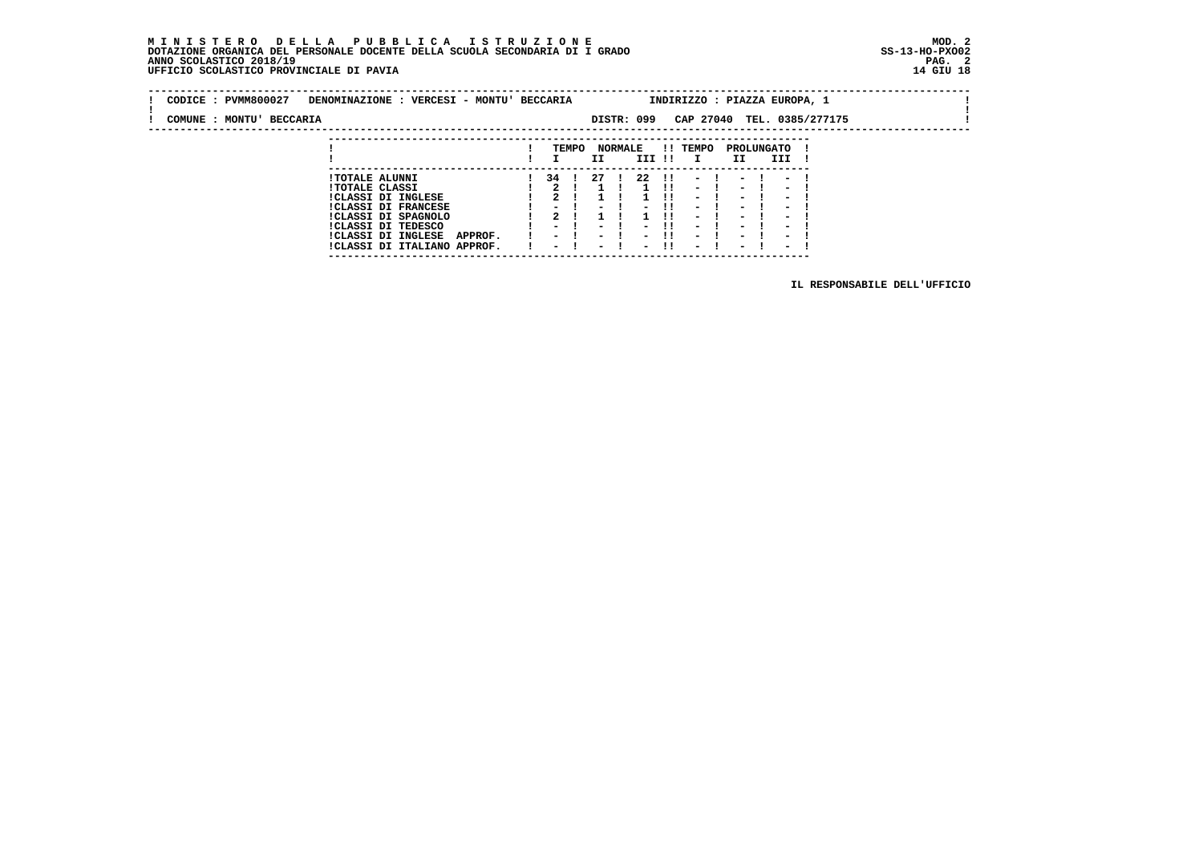**M I N I S T E R O   D E L L A   P U B B L I C A   I S T R U Z I O N E**
**DOTAZIONE ORGANICA DEL PERSONALE DOCENTE DELLA SCUOLA SECONDARIA DI I GRADO**
**ANNO SCOLASTICO 2018/19**
**UFFICIO SCOLASTICO PROVINCIALE DI PAVIA**

MOD. 2
SS-13-HO-PXO02
14 GIU 18

CODICE : PVMM800027   DENOMINAZIONE : VERCESI - MONTU' BECCARIA   INDIRIZZO : PIAZZA EUROPA, 1

COMUNE : MONTU' BECCARIA   DISTR: 099   CAP 27040   TEL. 0385/277175

| | TEMPO NORMALE | | | TEMPO PROLUNGATO | | |
|---|---|---|---|---|---|---|
| | I | II | III | I | II | III |
| TOTALE ALUNNI | 34 | 27 | 22 | - | - | - |
| TOTALE CLASSI | 2 | 1 | 1 | - | - | - |
| CLASSI DI INGLESE | 2 | 1 | 1 | - | - | - |
| CLASSI DI FRANCESE | - | - | - | - | - | - |
| CLASSI DI SPAGNOLO | 2 | 1 | 1 | - | - | - |
| CLASSI DI TEDESCO | - | - | - | - | - | - |
| CLASSI DI INGLESE APPROF. | - | - | - | - | - | - |
| CLASSI DI ITALIANO APPROF. | - | - | - | - | - | - |

IL RESPONSABILE DELL'UFFICIO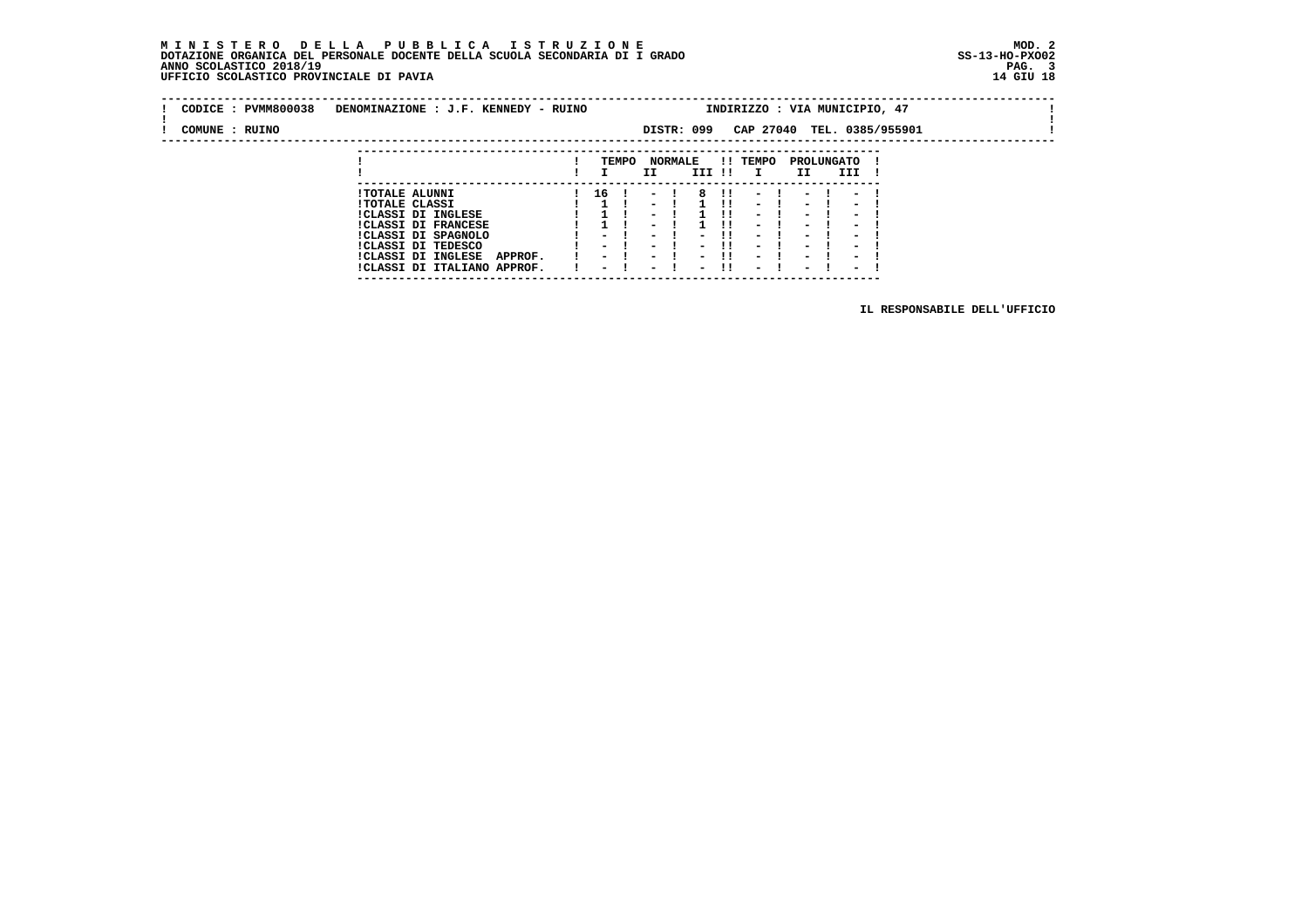**MINISTERO DELLA PUBBLICA ISTRUZIONE**
**DOTAZIONE ORGANICA DEL PERSONALE DOCENTE DELLA SCUOLA SECONDARIA DI I GRADO**
**ANNO SCOLASTICO 2018/19**
**UFFICIO SCOLASTICO PROVINCIALE DI PAVIA**

MOD. 2
SS-13-HO-PXO02
14 GIU 18

CODICE : PVMM800038 DENOMINAZIONE : J.F. KENNEDY - RUINO INDIRIZZO : VIA MUNICIPIO, 47

COMUNE : RUINO DISTR: 099 CAP 27040 TEL. 0385/955901

| | TEMPO NORMALE | | | TEMPO PROLUNGATO | | |
|---|---|---|---|---|---|---|
| | I | II | III | I | II | III |
| TOTALE ALUNNI | 16 | - | 8 | - | - | - |
| TOTALE CLASSI | 1 | - | 1 | - | - | - |
| CLASSI DI INGLESE | 1 | - | 1 | - | - | - |
| CLASSI DI FRANCESE | 1 | - | 1 | - | - | - |
| CLASSI DI SPAGNOLO | - | - | - | - | - | - |
| CLASSI DI TEDESCO | - | - | - | - | - | - |
| CLASSI DI INGLESE APPROF. | - | - | - | - | - | - |
| CLASSI DI ITALIANO APPROF. | - | - | - | - | - | - |

IL RESPONSABILE DELL'UFFICIO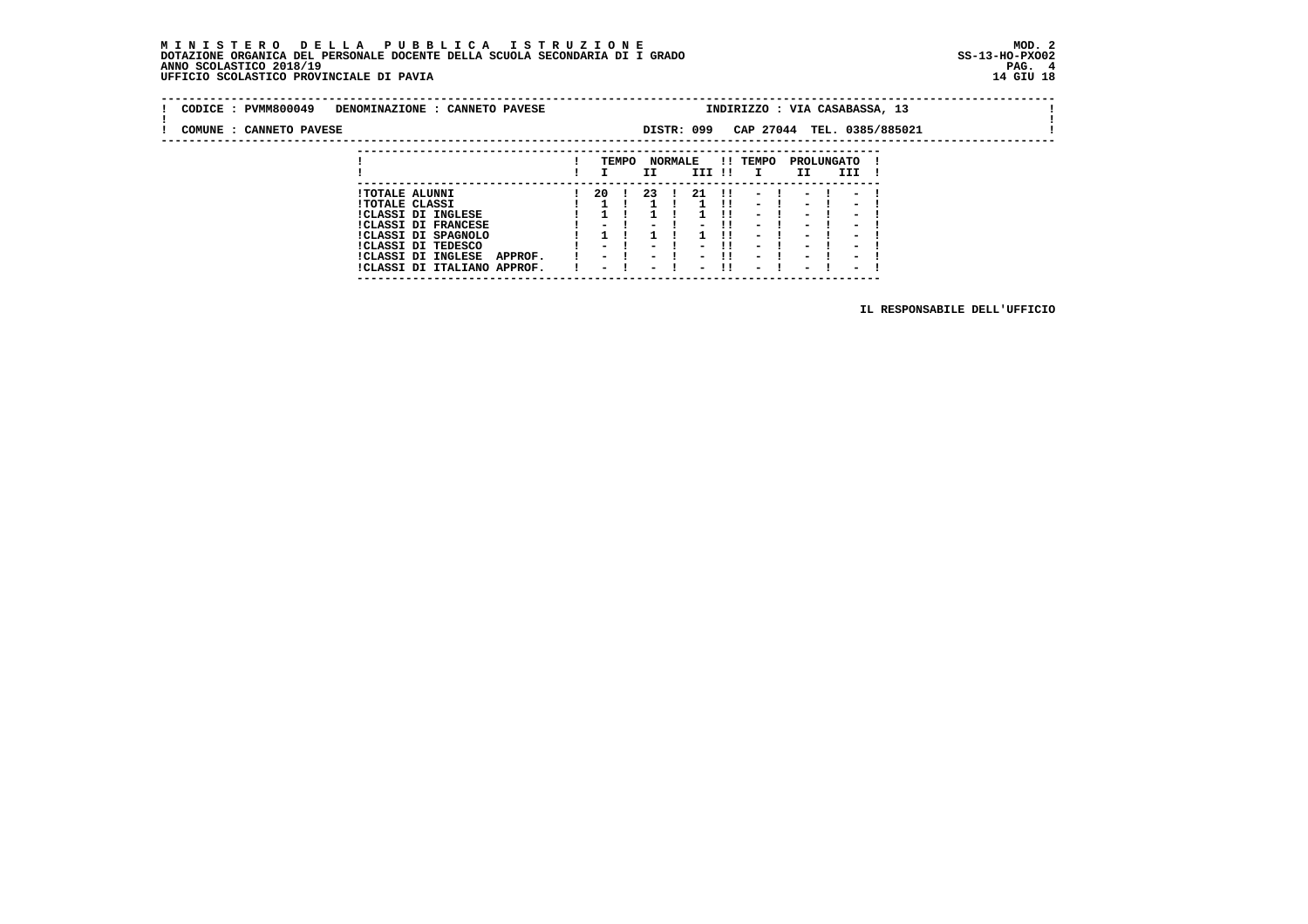**MINISTERO DELLA PUBBLICA ISTRUZIONE**
**DOTAZIONE ORGANICA DEL PERSONALE DOCENTE DELLA SCUOLA SECONDARIA DI I GRADO**
**ANNO SCOLASTICO 2018/19**
**UFFICIO SCOLASTICO PROVINCIALE DI PAVIA**

MOD. 2
SS-13-HO-PXO02
14 GIU 18

CODICE : PVMM800049 DENOMINAZIONE : CANNETO PAVESE — INDIRIZZO : VIA CASABASSA, 13

COMUNE : CANNETO PAVESE — DISTR: 099 CAP 27044 TEL. 0385/885021

| | TEMPO NORMALE | | | TEMPO PROLUNGATO | | |
|---|---|---|---|---|---|---|
| | I | II | III | I | II | III |
| TOTALE ALUNNI | 20 | 23 | 21 | - | - | - |
| TOTALE CLASSI | 1 | 1 | 1 | - | - | - |
| CLASSI DI INGLESE | 1 | 1 | 1 | - | - | - |
| CLASSI DI FRANCESE | - | - | - | - | - | - |
| CLASSI DI SPAGNOLO | 1 | 1 | 1 | - | - | - |
| CLASSI DI TEDESCO | - | - | - | - | - | - |
| CLASSI DI INGLESE APPROF. | - | - | - | - | - | - |
| CLASSI DI ITALIANO APPROF. | - | - | - | - | - | - |

IL RESPONSABILE DELL'UFFICIO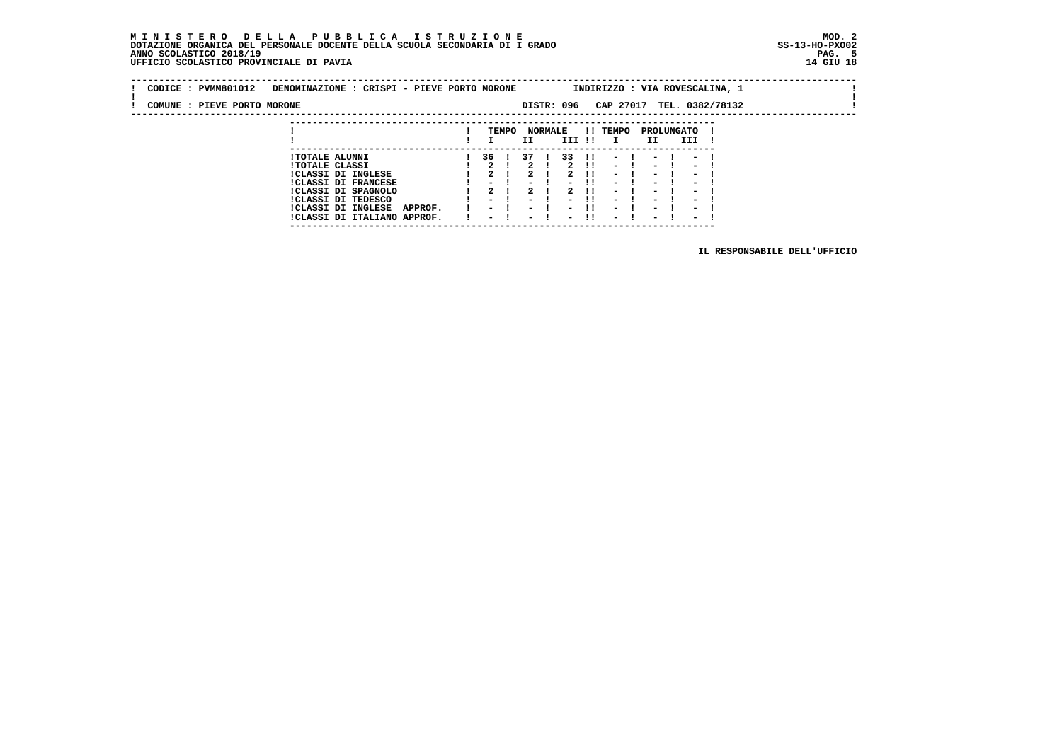**MINISTERO DELLA PUBBLICA ISTRUZIONE**
**DOTAZIONE ORGANICA DEL PERSONALE DOCENTE DELLA SCUOLA SECONDARIA DI I GRADO**
**ANNO SCOLASTICO 2018/19**
**UFFICIO SCOLASTICO PROVINCIALE DI PAVIA**

MOD. 2
SS-13-HO-PXO02
14 GIU 18

CODICE : PVMM801012 DENOMINAZIONE : CRISPI - PIEVE PORTO MORONE INDIRIZZO : VIA ROVESCALINA, 1

COMUNE : PIEVE PORTO MORONE DISTR: 096 CAP 27017 TEL. 0382/78132

| | TEMPO NORMALE | | | TEMPO PROLUNGATO | | |
|---|---|---|---|---|---|---|
| | I | II | III | I | II | III |
| TOTALE ALUNNI | 36 | 37 | 33 | - | - | - |
| TOTALE CLASSI | 2 | 2 | 2 | - | - | - |
| CLASSI DI INGLESE | 2 | 2 | 2 | - | - | - |
| CLASSI DI FRANCESE | - | - | - | - | - | - |
| CLASSI DI SPAGNOLO | 2 | 2 | 2 | - | - | - |
| CLASSI DI TEDESCO | - | - | - | - | - | - |
| CLASSI DI INGLESE APPROF. | - | - | - | - | - | - |
| CLASSI DI ITALIANO APPROF. | - | - | - | - | - | - |

IL RESPONSABILE DELL'UFFICIO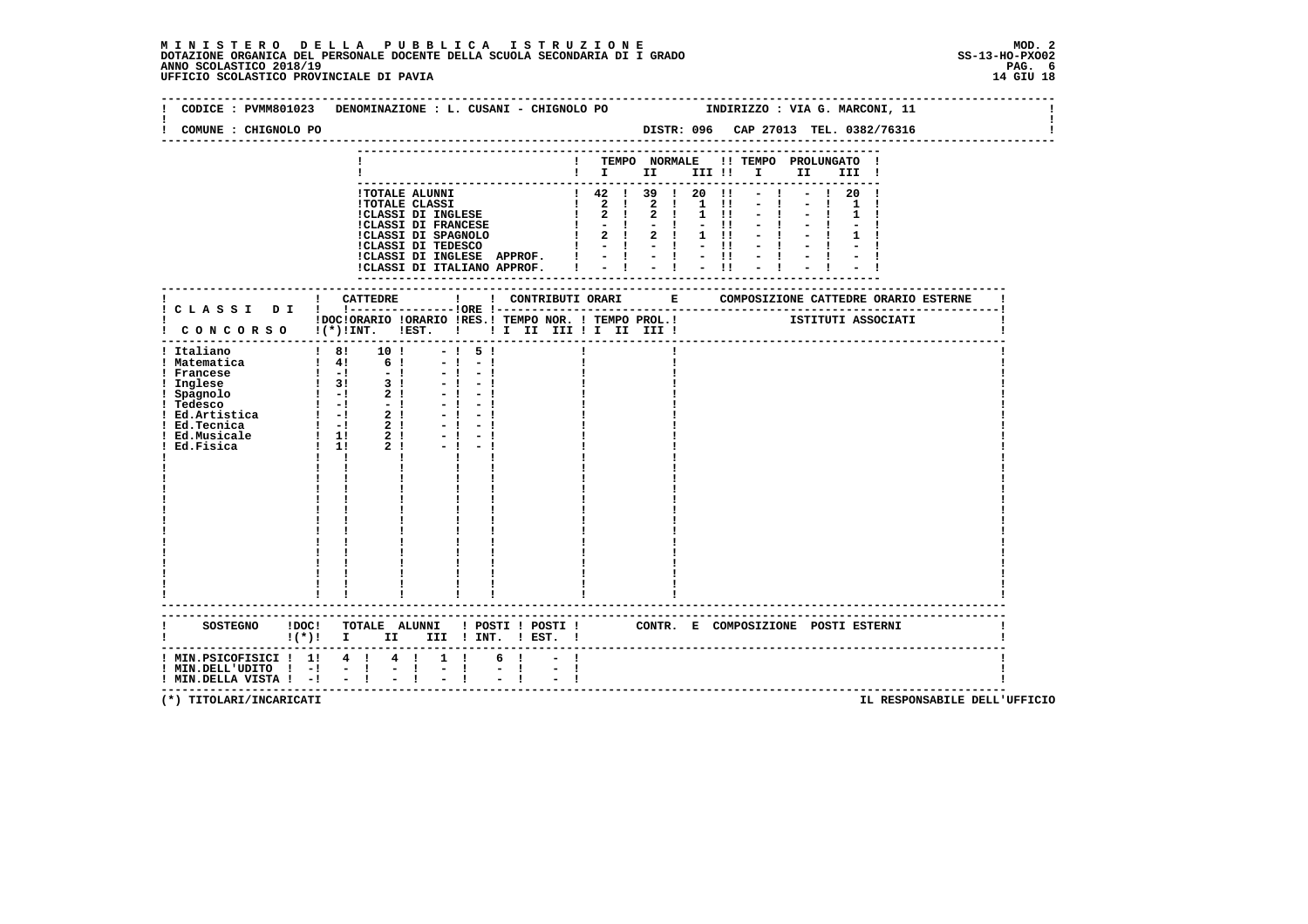# MINISTERO DELLA PUBBLICA ISTRUZIONE

DOTAZIONE ORGANICA DEL PERSONALE DOCENTE DELLA SCUOLA SECONDARIA DI I GRADO
ANNO SCOLASTICO 2018/19
UFFICIO SCOLASTICO PROVINCIALE DI PAVIA

MOD. 2
SS-13-HO-PXO02
14 GIU 18

CODICE : PVMM801023 DENOMINAZIONE : L. CUSANI - CHIGNOLO PO INDIRIZZO : VIA G. MARCONI, 11

COMUNE : CHIGNOLO PO DISTR: 096 CAP 27013 TEL. 0382/76316

| | TEMPO NORMALE I | II | III | TEMPO PROLUNGATO I | II | III |
|---|---|---|---|---|---|---|
| TOTALE ALUNNI | 42 | 39 | 20 | - | - | 20 |
| TOTALE CLASSI | 2 | 2 | 1 | - | - | 1 |
| CLASSI DI INGLESE | 2 | 2 | 1 | - | - | 1 |
| CLASSI DI FRANCESE | - | - | - | - | - | - |
| CLASSI DI SPAGNOLO | 2 | 2 | 1 | - | - | 1 |
| CLASSI DI TEDESCO | - | - | - | - | - | - |
| CLASSI DI INGLESE APPROF. | - | - | - | - | - | - |
| CLASSI DI ITALIANO APPROF. | - | - | - | - | - | - |

| CLASSI DI CONCORSO | CATTEDRE DOC (*) | ORARIO INT. | ORARIO EST. | ORE RES. | CONTRIBUTI ORARI TEMPO NOR. I II III | TEMPO PROL. I II III | COMPOSIZIONE CATTEDRE ORARIO ESTERNE - ISTITUTI ASSOCIATI |
|---|---|---|---|---|---|---|---|
| Italiano | 8 | 10 | - | 5 | | | |
| Matematica | 4 | 6 | - | - | | | |
| Francese | - | - | - | - | | | |
| Inglese | 3 | 3 | - | - | | | |
| Spagnolo | - | 2 | - | - | | | |
| Tedesco | - | - | - | - | | | |
| Ed.Artistica | - | 2 | - | - | | | |
| Ed.Tecnica | - | 2 | - | - | | | |
| Ed.Musicale | 1 | 2 | - | - | | | |
| Ed.Fisica | 1 | 2 | - | - | | | |

| SOSTEGNO | DOC (*) | TOTALE ALUNNI I | II | III | POSTI INT. | POSTI EST. | CONTR. E COMPOSIZIONE POSTI ESTERNI |
|---|---|---|---|---|---|---|---|
| MIN.PSICOFISICI | 1 | 4 | 4 | 1 | 6 | - | |
| MIN.DELL'UDITO | - | - | - | - | - | - | |
| MIN.DELLA VISTA | - | - | - | - | - | - | |

(*) TITOLARI/INCARICATI

IL RESPONSABILE DELL'UFFICIO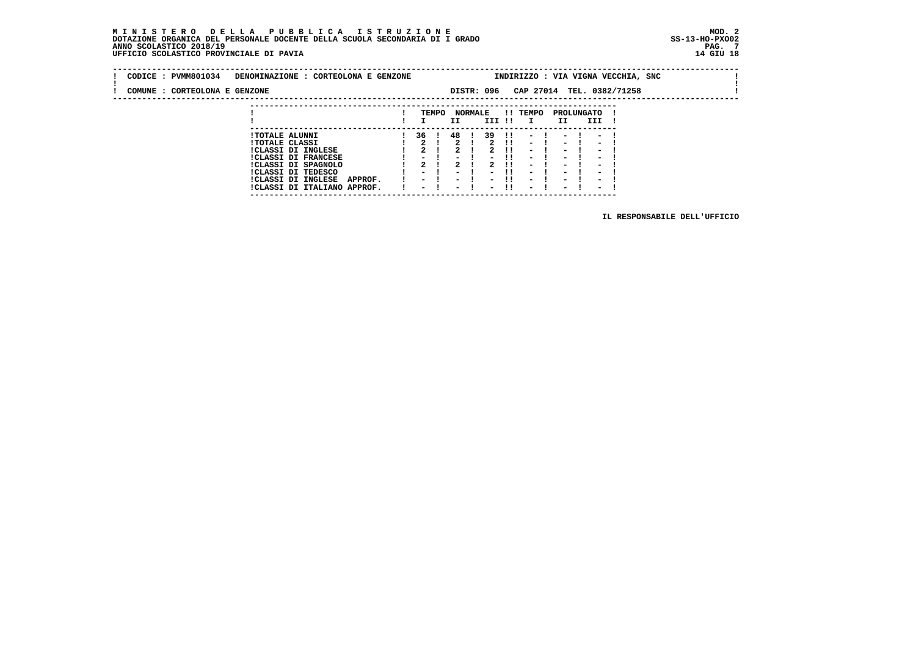**MINISTERO DELLA PUBBLICA ISTRUZIONE**
**DOTAZIONE ORGANICA DEL PERSONALE DOCENTE DELLA SCUOLA SECONDARIA DI I GRADO**
**ANNO SCOLASTICO 2018/19**
**UFFICIO SCOLASTICO PROVINCIALE DI PAVIA**

MOD. 2
SS-13-HO-PXO02
14 GIU 18

CODICE : PVMM801034 DENOMINAZIONE : CORTEOLONA E GENZONE INDIRIZZO : VIA VIGNA VECCHIA, SNC

COMUNE : CORTEOLONA E GENZONE DISTR: 096 CAP 27014 TEL. 0382/71258

| | TEMPO NORMALE I | II | III | TEMPO PROLUNGATO I | II | III |
|---|---|---|---|---|---|---|
| TOTALE ALUNNI | 36 | 48 | 39 | - | - | - |
| TOTALE CLASSI | 2 | 2 | 2 | - | - | - |
| CLASSI DI INGLESE | 2 | 2 | 2 | - | - | - |
| CLASSI DI FRANCESE | - | - | - | - | - | - |
| CLASSI DI SPAGNOLO | 2 | 2 | 2 | - | - | - |
| CLASSI DI TEDESCO | - | - | - | - | - | - |
| CLASSI DI INGLESE APPROF. | - | - | - | - | - | - |
| CLASSI DI ITALIANO APPROF. | - | - | - | - | - | - |

IL RESPONSABILE DELL'UFFICIO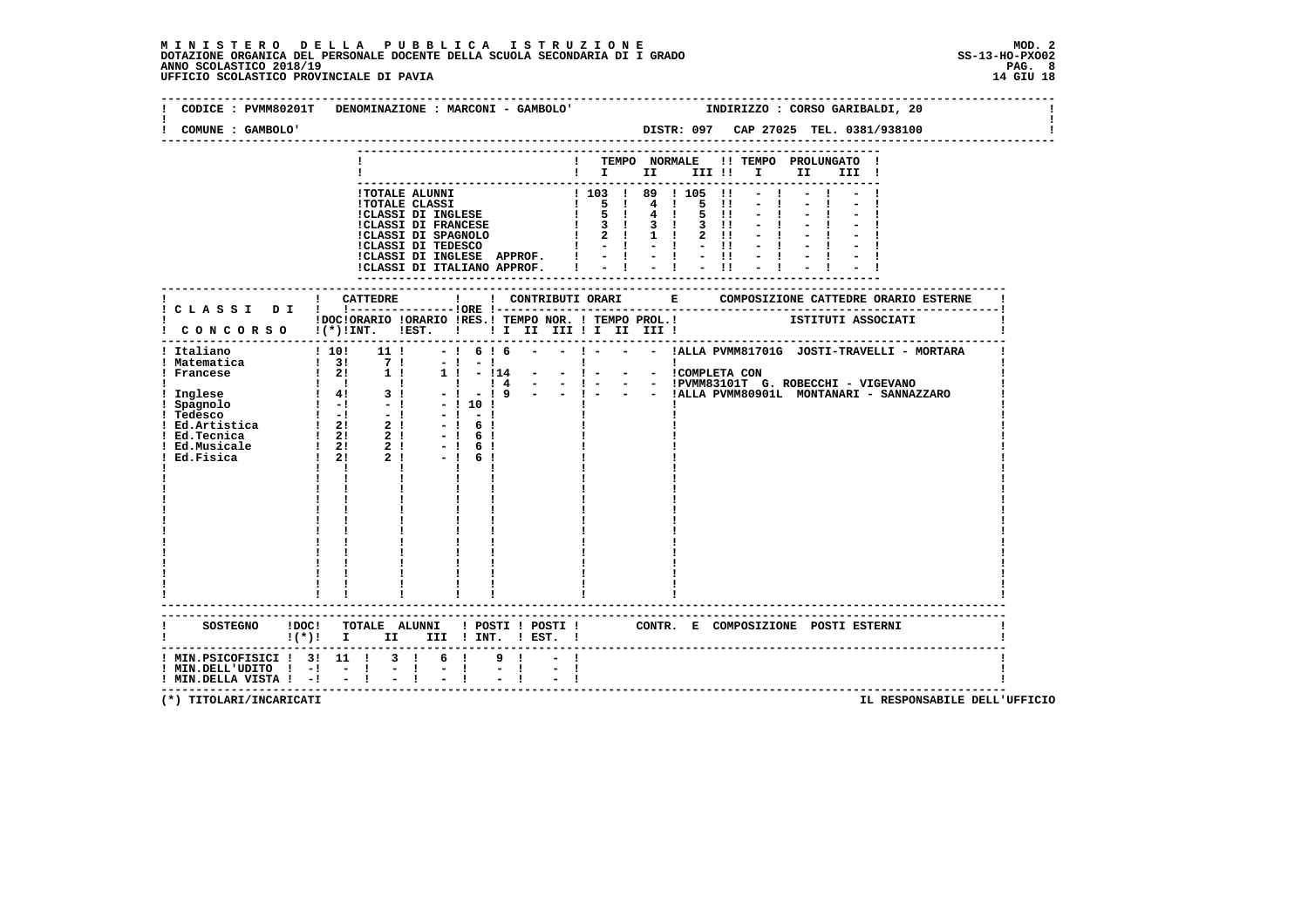**M I N I S T E R O D E L L A P U B B L I C A I S T R U Z I O N E**
**DOTAZIONE ORGANICA DEL PERSONALE DOCENTE DELLA SCUOLA SECONDARIA DI I GRADO**
**ANNO SCOLASTICO 2018/19**
**UFFICIO SCOLASTICO PROVINCIALE DI PAVIA**

MOD. 2
SS-13-HO-PXO02
14 GIU 18

CODICE : PVMM80201T DENOMINAZIONE : MARCONI - GAMBOLO' INDIRIZZO : CORSO GARIBALDI, 20

COMUNE : GAMBOLO' DISTR: 097 CAP 27025 TEL. 0381/938100

| | TEMPO NORMALE I | II | III | TEMPO PROLUNGATO I | II | III |
|---|---|---|---|---|---|---|
| TOTALE ALUNNI | 103 | 89 | 105 | - | - | - |
| TOTALE CLASSI | 5 | 4 | 5 | - | - | - |
| CLASSI DI INGLESE | 5 | 4 | 5 | - | - | - |
| CLASSI DI FRANCESE | 3 | 3 | 3 | - | - | - |
| CLASSI DI SPAGNOLO | 2 | 1 | 2 | - | - | - |
| CLASSI DI TEDESCO | - | - | - | - | - | - |
| CLASSI DI INGLESE APPROF. | - | - | - | - | - | - |
| CLASSI DI ITALIANO APPROF. | - | - | - | - | - | - |

| CLASSI DI CONCORSO | CATTEDRE DOC (*) INT. | CATTEDRE ORARIO INT. | CATTEDRE ORARIO EST. | ORE RES. | CONTRIBUTI ORARI TEMPO NOR. I II III | TEMPO PROL. I II III | COMPOSIZIONE CATTEDRE ORARIO ESTERNE - ISTITUTI ASSOCIATI |
|---|---|---|---|---|---|---|---|
| Italiano | 10 | 11 | - | 6 | 6 - - | - - - | ALLA PVMM81701G JOSTI-TRAVELLI - MORTARA |
| Matematica | 3 | 7 | - | - | | | |
| Francese | 2 | 1 | 1 | - | 14 - - | - - - | COMPLETA CON |
| | | | | | 4 - - | - - - | PVMM83101T G. ROBECCHI - VIGEVANO |
| Inglese | 4 | 3 | - | - | 9 - - | - - - | ALLA PVMM80901L MONTANARI - SANNAZZARO |
| Spagnolo | - | - | - | 10 | | | |
| Tedesco | - | - | - | - | | | |
| Ed.Artistica | 2 | 2 | - | 6 | | | |
| Ed.Tecnica | 2 | 2 | - | 6 | | | |
| Ed.Musicale | 2 | 2 | - | 6 | | | |
| Ed.Fisica | 2 | 2 | - | 6 | | | |

| SOSTEGNO | DOC (*) | TOTALE ALUNNI I | II | III | POSTI INT. | POSTI EST. | CONTR. E COMPOSIZIONE POSTI ESTERNI |
|---|---|---|---|---|---|---|---|
| MIN.PSICOFISICI | 3 | 11 | 3 | 6 | 9 | - | |
| MIN.DELL'UDITO | - | - | - | - | - | - | |
| MIN.DELLA VISTA | - | - | - | - | - | - | |

(*) TITOLARI/INCARICATI

IL RESPONSABILE DELL'UFFICIO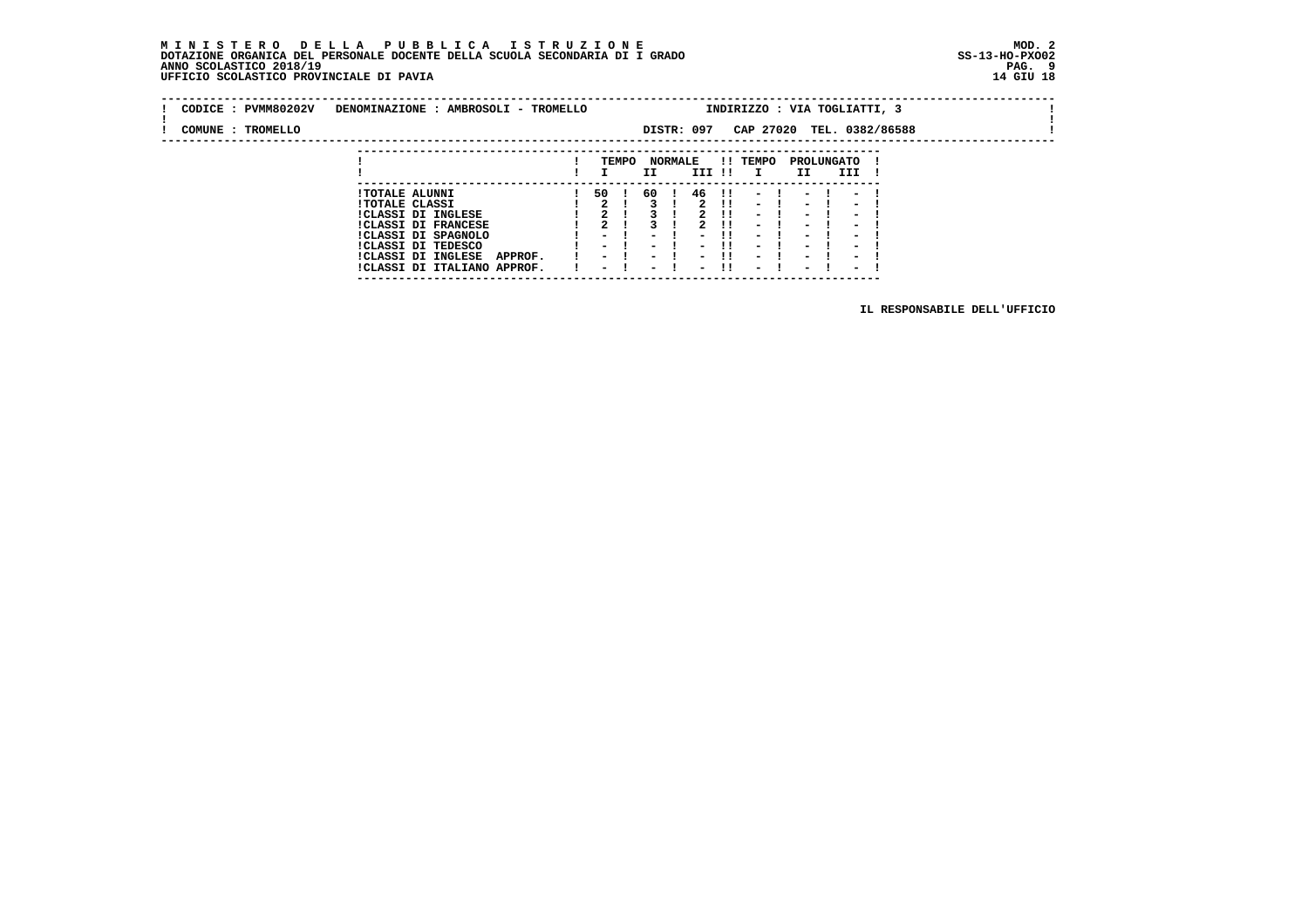**MINISTERO DELLA PUBBLICA ISTRUZIONE** MOD. 2
**DOTAZIONE ORGANICA DEL PERSONALE DOCENTE DELLA SCUOLA SECONDARIA DI I GRADO** SS-13-HO-PXO02
**ANNO SCOLASTICO 2018/19**
**UFFICIO SCOLASTICO PROVINCIALE DI PAVIA** 14 GIU 18

CODICE : PVMM80202V DENOMINAZIONE : AMBROSOLI - TROMELLO INDIRIZZO : VIA TOGLIATTI, 3

COMUNE : TROMELLO DISTR: 097 CAP 27020 TEL. 0382/86588

| | TEMPO NORMALE | | | TEMPO PROLUNGATO | | |
|---|---|---|---|---|---|---|
| | I | II | III | I | II | III |
| TOTALE ALUNNI | 50 | 60 | 46 | - | - | - |
| TOTALE CLASSI | 2 | 3 | 2 | - | - | - |
| CLASSI DI INGLESE | 2 | 3 | 2 | - | - | - |
| CLASSI DI FRANCESE | 2 | 3 | 2 | - | - | - |
| CLASSI DI SPAGNOLO | - | - | - | - | - | - |
| CLASSI DI TEDESCO | - | - | - | - | - | - |
| CLASSI DI INGLESE APPROF. | - | - | - | - | - | - |
| CLASSI DI ITALIANO APPROF. | - | - | - | - | - | - |

IL RESPONSABILE DELL'UFFICIO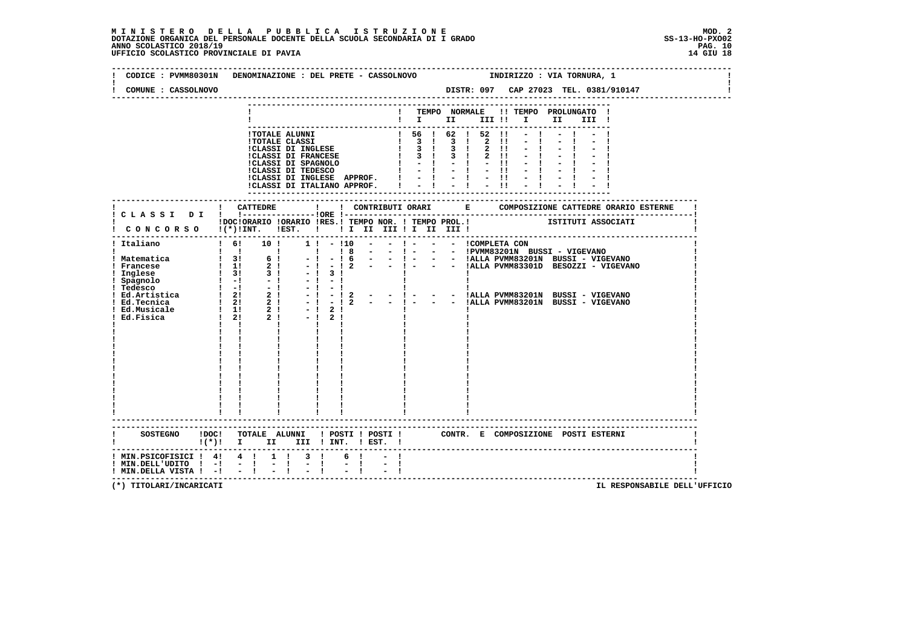**M I N I S T E R O D E L L A P U B B L I C A I S T R U Z I O N E**
**DOTAZIONE ORGANICA DEL PERSONALE DOCENTE DELLA SCUOLA SECONDARIA DI I GRADO**
**ANNO SCOLASTICO 2018/19**
**UFFICIO SCOLASTICO PROVINCIALE DI PAVIA**

MOD. 2
SS-13-HO-PXO02
14 GIU 18

CODICE : PVMM80301N DENOMINAZIONE : DEL PRETE - CASSOLNOVO INDIRIZZO : VIA TORNURA, 1

COMUNE : CASSOLNOVO DISTR: 097 CAP 27023 TEL. 0381/910147

| | TEMPO NORMALE I | II | III | TEMPO PROLUNGATO I | II | III |
|---|---|---|---|---|---|---|
| TOTALE ALUNNI | 56 | 62 | 52 | - | - | - |
| TOTALE CLASSI | 3 | 3 | 2 | - | - | - |
| CLASSI DI INGLESE | 3 | 3 | 2 | - | - | - |
| CLASSI DI FRANCESE | 3 | 3 | 2 | - | - | - |
| CLASSI DI SPAGNOLO | - | - | - | - | - | - |
| CLASSI DI TEDESCO | - | - | - | - | - | - |
| CLASSI DI INGLESE APPROF. | - | - | - | - | - | - |
| CLASSI DI ITALIANO APPROF. | - | - | - | - | - | - |

| CLASSI DI CONCORSO | DOC (*) | CATTEDRE ORARIO INT. | CATTEDRE ORARIO EST. | ORE RES. | TEMPO NOR. I | II | III | TEMPO PROL. I | II | III | COMPOSIZIONE CATTEDRE ORARIO ESTERNE - ISTITUTI ASSOCIATI |
|---|---|---|---|---|---|---|---|---|---|---|---|
| Italiano | 6 | 10 | 1 | - | 10 | - | - | - | - | - | COMPLETA CON |
| | | | | | 8 | - | - | - | - | - | PVMM83201N BUSSI - VIGEVANO |
| Matematica | 3 | 6 | - | - | 6 | - | - | - | - | - | ALLA PVMM83201N BUSSI - VIGEVANO |
| Francese | 1 | 2 | - | - | 2 | - | - | - | - | - | ALLA PVMM83301D BESOZZI - VIGEVANO |
| Inglese | 3 | 3 | - | 3 | | | | | | | |
| Spagnolo | - | - | - | - | | | | | | | |
| Tedesco | - | - | - | - | | | | | | | |
| Ed.Artistica | 2 | 2 | - | - | 2 | - | - | - | - | - | ALLA PVMM83201N BUSSI - VIGEVANO |
| Ed.Tecnica | 2 | 2 | - | - | 2 | - | - | - | - | - | ALLA PVMM83201N BUSSI - VIGEVANO |
| Ed.Musicale | 1 | 2 | - | 2 | | | | | | | |
| Ed.Fisica | 2 | 2 | - | 2 | | | | | | | |

| SOSTEGNO | DOC (*) | TOTALE ALUNNI I | II | III | POSTI INT. | POSTI EST. | CONTR. E COMPOSIZIONE POSTI ESTERNI |
|---|---|---|---|---|---|---|---|
| MIN.PSICOFISICI | 4 | 4 | 1 | 3 | 6 | - | |
| MIN.DELL'UDITO | - | - | - | - | - | - | |
| MIN.DELLA VISTA | - | - | - | - | - | - | |

(*) TITOLARI/INCARICATI

IL RESPONSABILE DELL'UFFICIO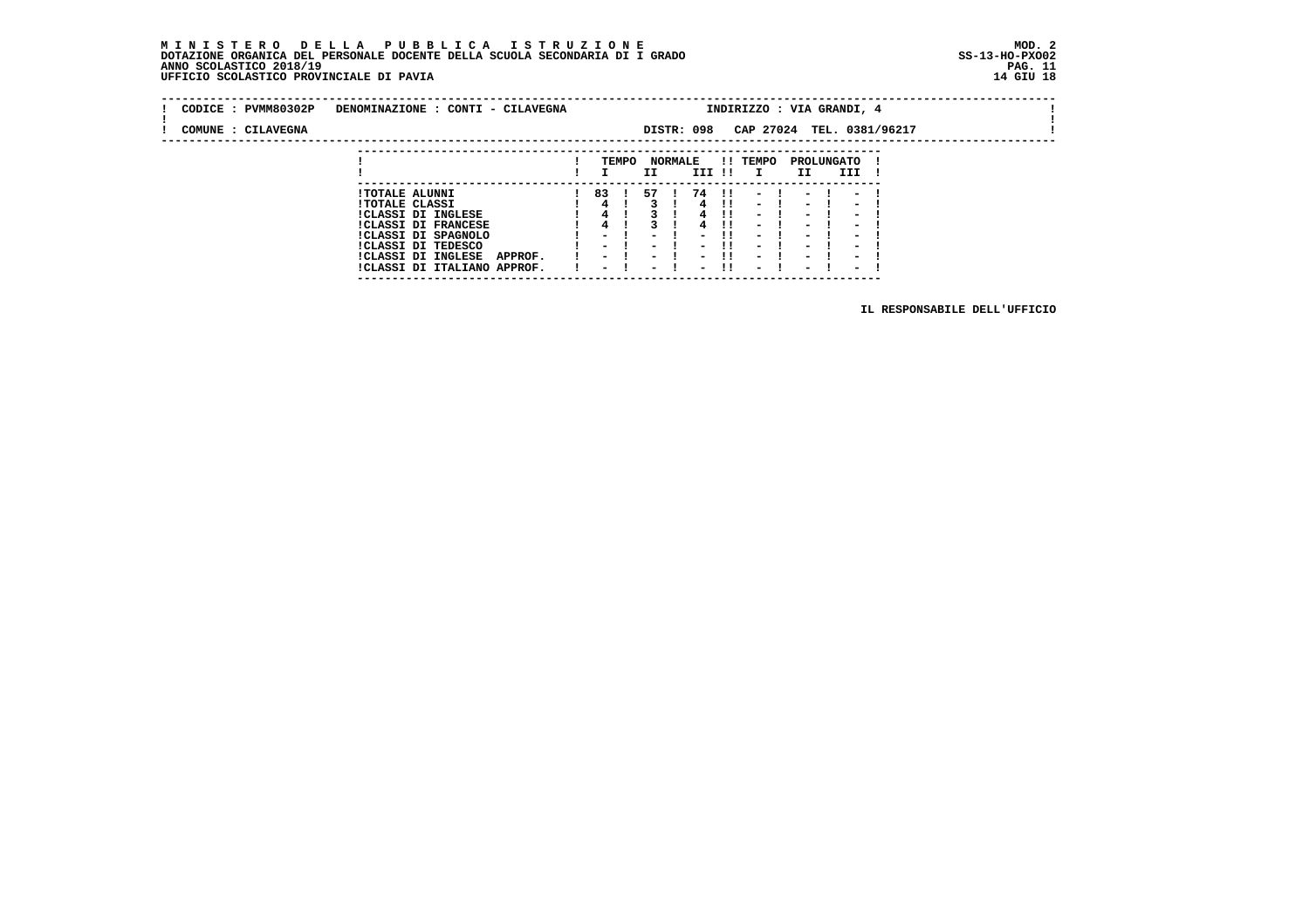**MINISTERO DELLA PUBBLICA ISTRUZIONE** MOD. 2
**DOTAZIONE ORGANICA DEL PERSONALE DOCENTE DELLA SCUOLA SECONDARIA DI I GRADO** SS-13-HO-PXO02
**ANNO SCOLASTICO 2018/19**
**UFFICIO SCOLASTICO PROVINCIALE DI PAVIA** 14 GIU 18

CODICE : PVMM80302P DENOMINAZIONE : CONTI - CILAVEGNA INDIRIZZO : VIA GRANDI, 4

COMUNE : CILAVEGNA DISTR: 098 CAP 27024 TEL. 0381/96217

| | TEMPO NORMALE | | | TEMPO PROLUNGATO | | |
|---|---|---|---|---|---|---|
| | I | II | III | I | II | III |
| TOTALE ALUNNI | 83 | 57 | 74 | - | - | - |
| TOTALE CLASSI | 4 | 3 | 4 | - | - | - |
| CLASSI DI INGLESE | 4 | 3 | 4 | - | - | - |
| CLASSI DI FRANCESE | 4 | 3 | 4 | - | - | - |
| CLASSI DI SPAGNOLO | - | - | - | - | - | - |
| CLASSI DI TEDESCO | - | - | - | - | - | - |
| CLASSI DI INGLESE APPROF. | - | - | - | - | - | - |
| CLASSI DI ITALIANO APPROF. | - | - | - | - | - | - |

IL RESPONSABILE DELL'UFFICIO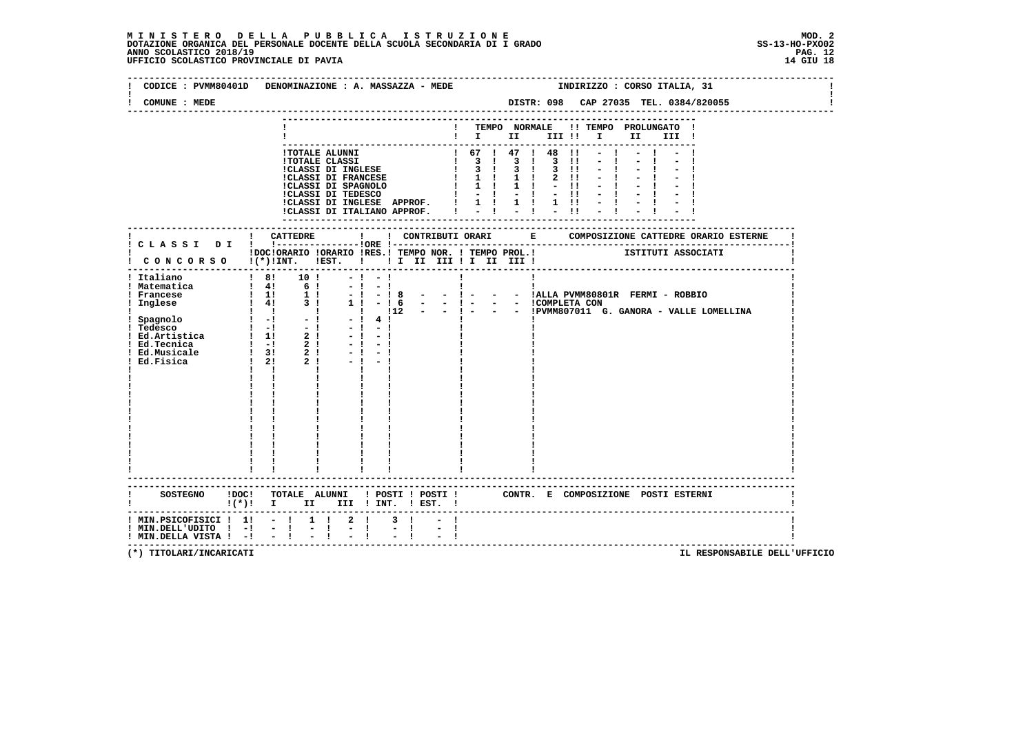**MINISTERO DELLA PUBBLICA ISTRUZIONE**
**DOTAZIONE ORGANICA DEL PERSONALE DOCENTE DELLA SCUOLA SECONDARIA DI I GRADO**
**ANNO SCOLASTICO 2018/19**
**UFFICIO SCOLASTICO PROVINCIALE DI PAVIA**

MOD. 2
SS-13-HO-PXO02
14 GIU 18

CODICE : PVMM80401D DENOMINAZIONE : A. MASSAZZA - MEDE INDIRIZZO : CORSO ITALIA, 31

COMUNE : MEDE DISTR: 098 CAP 27035 TEL. 0384/820055

| | TEMPO NORMALE I | II | III | TEMPO PROLUNGATO I | II | III |
|---|---|---|---|---|---|---|
| TOTALE ALUNNI | 67 | 47 | 48 | - | - | - |
| TOTALE CLASSI | 3 | 3 | 3 | - | - | - |
| CLASSI DI INGLESE | 3 | 3 | 3 | - | - | - |
| CLASSI DI FRANCESE | 1 | 1 | 2 | - | - | - |
| CLASSI DI SPAGNOLO | 1 | 1 | - | - | - | - |
| CLASSI DI TEDESCO | - | - | - | - | - | - |
| CLASSI DI INGLESE APPROF. | 1 | 1 | 1 | - | - | - |
| CLASSI DI ITALIANO APPROF. | - | - | - | - | - | - |

| CLASSI DI CONCORSO | CATTEDRE DOC (*) INT. | ORARIO EST. | ORARIO RES. | ORE | CONTRIBUTI ORARI TEMPO NOR. I II III | TEMPO PROL. I II III | COMPOSIZIONE CATTEDRE ORARIO ESTERNE - ISTITUTI ASSOCIATI |
|---|---|---|---|---|---|---|---|
| Italiano | 8 | 10 | - | - | | | |
| Matematica | 4 | 6 | - | - | | | |
| Francese | 1 | 1 | - | - | 8 - - | - - - | ALLA PVMM80801R FERMI - ROBBIO |
| Inglese | 4 | 3 | 1 | - | 6 - - | - - - | COMPLETA CON |
| | | | | | 12 - - | - - - | PVMM807011 G. GANORA - VALLE LOMELLINA |
| Spagnolo | - | - | - | 4 | | | |
| Tedesco | - | - | - | - | | | |
| Ed.Artistica | 1 | 2 | - | - | | | |
| Ed.Tecnica | - | 2 | - | - | | | |
| Ed.Musicale | 3 | 2 | - | - | | | |
| Ed.Fisica | 2 | 2 | - | - | | | |

| SOSTEGNO | DOC (*) | TOTALE ALUNNI I | II | III | POSTI INT. | POSTI EST. | CONTR. E COMPOSIZIONE POSTI ESTERNI |
|---|---|---|---|---|---|---|---|
| MIN.PSICOFISICI | 1 | - | 1 | 2 | 3 | - | |
| MIN.DELL'UDITO | - | - | - | - | - | - | |
| MIN.DELLA VISTA | - | - | - | - | - | - | |

(*) TITOLARI/INCARICATI

IL RESPONSABILE DELL'UFFICIO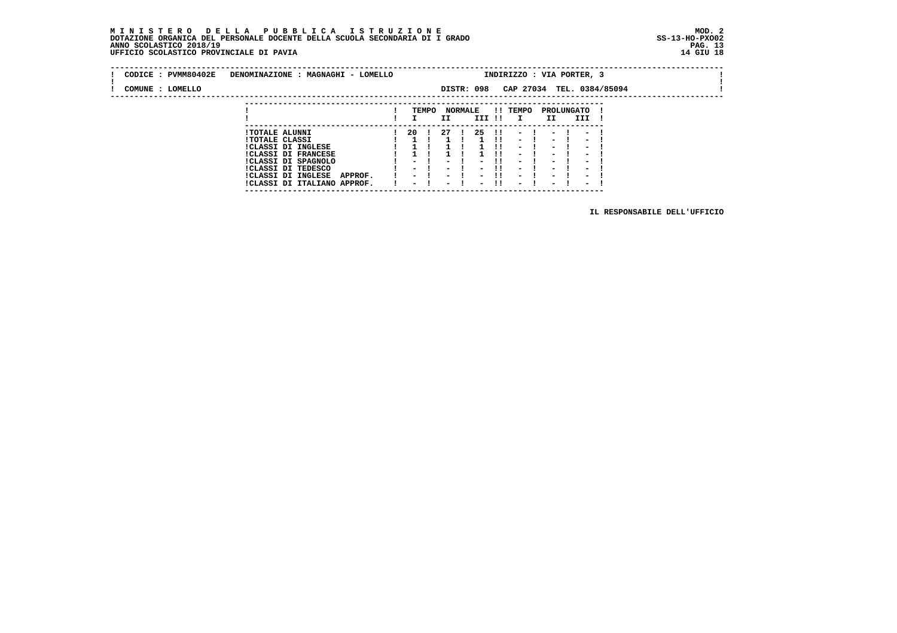**CODICE : PVMM80402E   DENOMINAZIONE : MAGNAGHI - LOMELLO   INDIRIZZO : VIA PORTER, 3**

**COMUNE : LOMELLO   DISTR: 098   CAP 27034   TEL. 0384/85094**

| | TEMPO NORMALE | | | TEMPO PROLUNGATO | | |
|---|---|---|---|---|---|---|
| | I | II | III | I | II | III |
| TOTALE ALUNNI | 20 | 27 | 25 | - | - | - |
| TOTALE CLASSI | 1 | 1 | 1 | - | - | - |
| CLASSI DI INGLESE | 1 | 1 | 1 | - | - | - |
| CLASSI DI FRANCESE | 1 | 1 | 1 | - | - | - |
| CLASSI DI SPAGNOLO | - | - | - | - | - | - |
| CLASSI DI TEDESCO | - | - | - | - | - | - |
| CLASSI DI INGLESE APPROF. | - | - | - | - | - | - |
| CLASSI DI ITALIANO APPROF. | - | - | - | - | - | - |

IL RESPONSABILE DELL'UFFICIO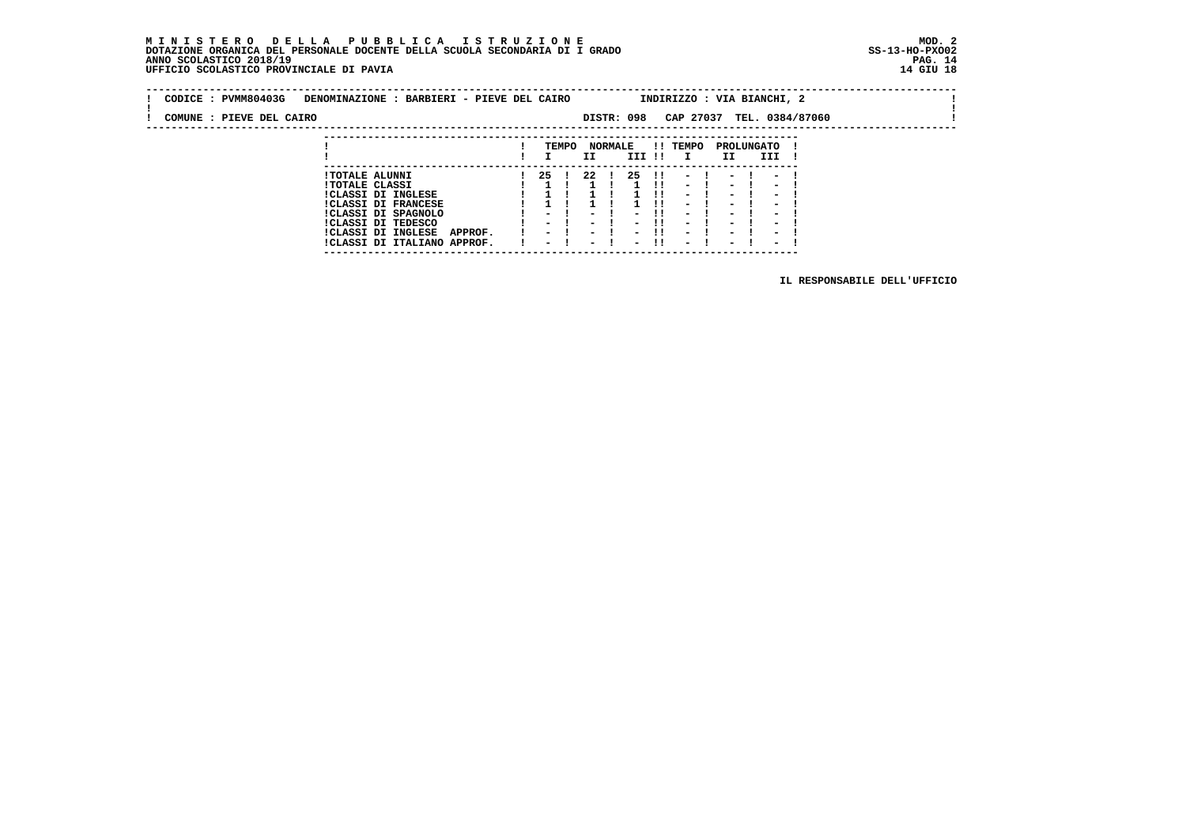**M I N I S T E R O   D E L L A   P U B B L I C A   I S T R U Z I O N E**
**DOTAZIONE ORGANICA DEL PERSONALE DOCENTE DELLA SCUOLA SECONDARIA DI I GRADO**
**ANNO SCOLASTICO 2018/19**
**UFFICIO SCOLASTICO PROVINCIALE DI PAVIA**

MOD. 2
SS-13-HO-PXO02
14 GIU 18

CODICE : PVMM80403G   DENOMINAZIONE : BARBIERI - PIEVE DEL CAIRO   INDIRIZZO : VIA BIANCHI, 2

COMUNE : PIEVE DEL CAIRO   DISTR: 098   CAP 27037   TEL. 0384/87060

| | TEMPO NORMALE | | | TEMPO PROLUNGATO | | |
|---|---|---|---|---|---|---|
| | I | II | III | I | II | III |
| TOTALE ALUNNI | 25 | 22 | 25 | - | - | - |
| TOTALE CLASSI | 1 | 1 | 1 | - | - | - |
| CLASSI DI INGLESE | 1 | 1 | 1 | - | - | - |
| CLASSI DI FRANCESE | 1 | 1 | 1 | - | - | - |
| CLASSI DI SPAGNOLO | - | - | - | - | - | - |
| CLASSI DI TEDESCO | - | - | - | - | - | - |
| CLASSI DI INGLESE APPROF. | - | - | - | - | - | - |
| CLASSI DI ITALIANO APPROF. | - | - | - | - | - | - |

IL RESPONSABILE DELL'UFFICIO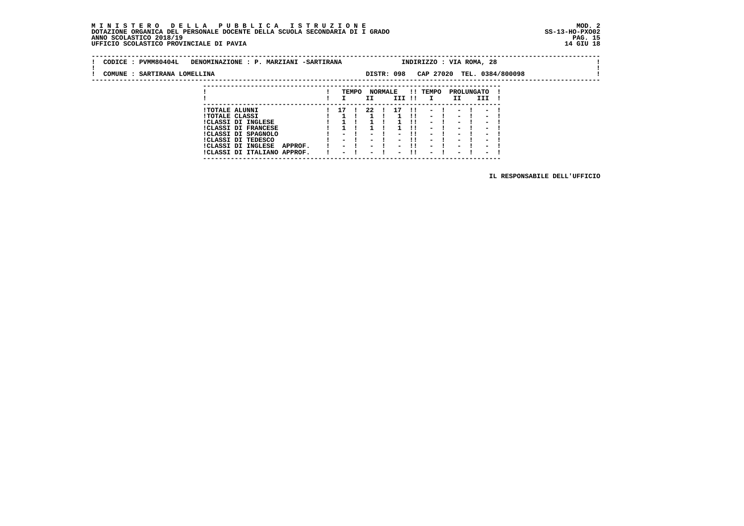**MINISTERO DELLA PUBBLICA ISTRUZIONE** MOD. 2
**DOTAZIONE ORGANICA DEL PERSONALE DOCENTE DELLA SCUOLA SECONDARIA DI I GRADO** SS-13-HO-PXO02
**ANNO SCOLASTICO 2018/19**
**UFFICIO SCOLASTICO PROVINCIALE DI PAVIA** 14 GIU 18

CODICE : PVMM80404L DENOMINAZIONE : P. MARZIANI -SARTIRANA INDIRIZZO : VIA ROMA, 28

COMUNE : SARTIRANA LOMELLINA DISTR: 098 CAP 27020 TEL. 0384/800098

| | TEMPO NORMALE | | | TEMPO PROLUNGATO | | |
|---|---|---|---|---|---|---|
| | I | II | III | I | II | III |
| TOTALE ALUNNI | 17 | 22 | 17 | - | - | - |
| TOTALE CLASSI | 1 | 1 | 1 | - | - | - |
| CLASSI DI INGLESE | 1 | 1 | 1 | - | - | - |
| CLASSI DI FRANCESE | 1 | 1 | 1 | - | - | - |
| CLASSI DI SPAGNOLO | - | - | - | - | - | - |
| CLASSI DI TEDESCO | - | - | - | - | - | - |
| CLASSI DI INGLESE APPROF. | - | - | - | - | - | - |
| CLASSI DI ITALIANO APPROF. | - | - | - | - | - | - |

IL RESPONSABILE DELL'UFFICIO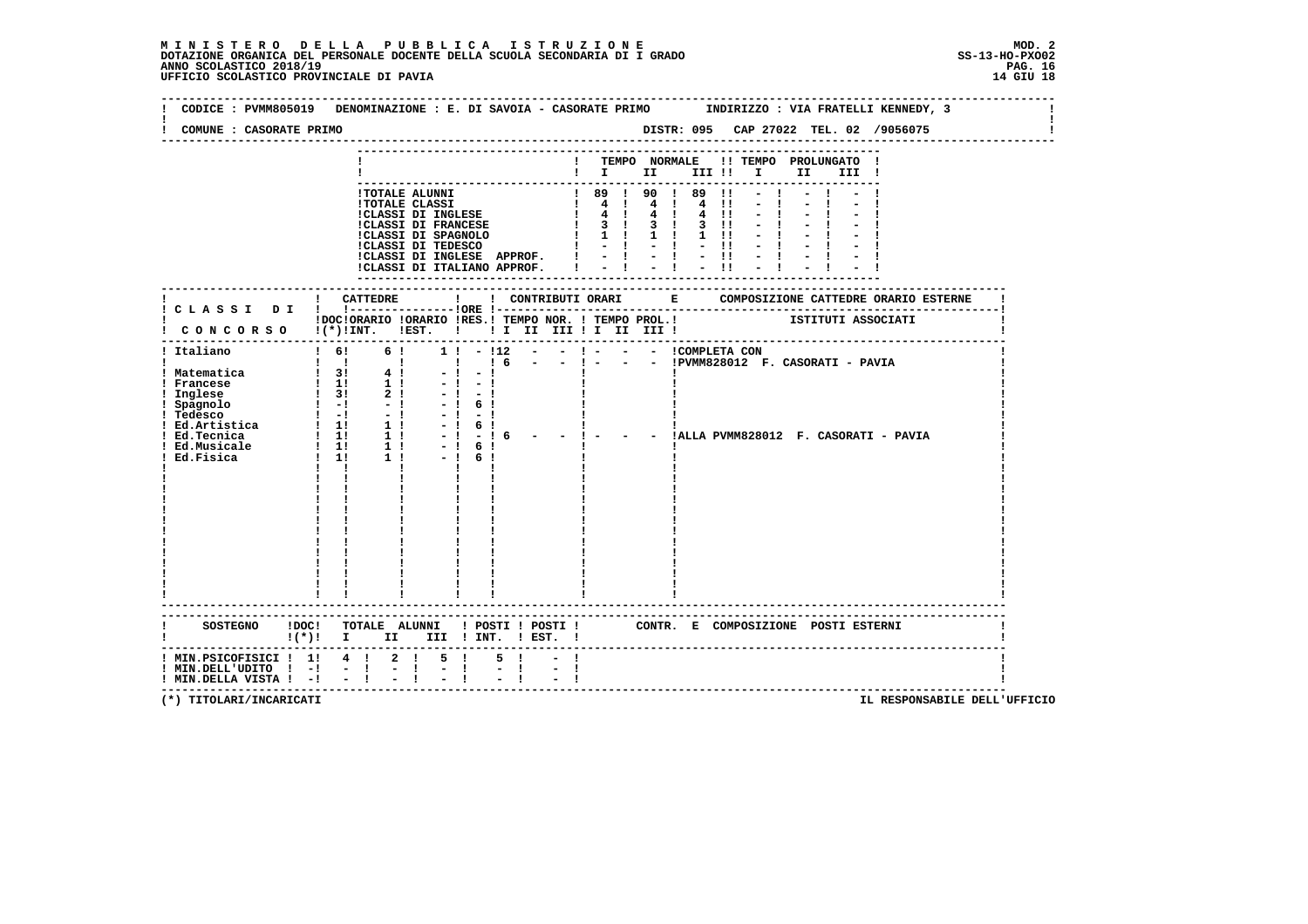**M I N I S T E R O   D E L L A   P U B B L I C A   I S T R U Z I O N E**
**DOTAZIONE ORGANICA DEL PERSONALE DOCENTE DELLA SCUOLA SECONDARIA DI I GRADO**
**ANNO SCOLASTICO 2018/19**
**UFFICIO SCOLASTICO PROVINCIALE DI PAVIA**

MOD. 2
SS-13-HO-PXO02
14 GIU 18

CODICE : PVMM805019   DENOMINAZIONE : E. DI SAVOIA - CASORATE PRIMO   INDIRIZZO : VIA FRATELLI KENNEDY, 3

COMUNE : CASORATE PRIMO   DISTR: 095   CAP 27022   TEL. 02 /9056075

| | TEMPO NORMALE I | II | III | TEMPO PROLUNGATO I | II | III |
|---|---|---|---|---|---|---|
| TOTALE ALUNNI | 89 | 90 | 89 | - | - | - |
| TOTALE CLASSI | 4 | 4 | 4 | - | - | - |
| CLASSI DI INGLESE | 4 | 4 | 4 | - | - | - |
| CLASSI DI FRANCESE | 3 | 3 | 3 | - | - | - |
| CLASSI DI SPAGNOLO | 1 | 1 | 1 | - | - | - |
| CLASSI DI TEDESCO | - | - | - | - | - | - |
| CLASSI DI INGLESE APPROF. | - | - | - | - | - | - |
| CLASSI DI ITALIANO APPROF. | - | - | - | - | - | - |

| CLASSI DI CONCORSO | CATTEDRE DOC (*) | CATTEDRE INT. | CATTEDRE EST. | ORE RES. | CONTRIBUTI ORARI TEMPO NOR. I II III | TEMPO PROL. I II III | COMPOSIZIONE CATTEDRE ORARIO ESTERNE - ISTITUTI ASSOCIATI |
|---|---|---|---|---|---|---|---|
| Italiano | 6 | 6 | 1 | - | 12 - - | - - - | COMPLETA CON |
| | | | | | 6 - - | - - - | PVMM828012 F. CASORATI - PAVIA |
| Matematica | 3 | 4 | - | - | | | |
| Francese | 1 | 1 | - | - | | | |
| Inglese | 3 | 2 | - | - | | | |
| Spagnolo | - | - | - | 6 | | | |
| Tedesco | - | - | - | - | | | |
| Ed.Artistica | 1 | 1 | - | 6 | | | |
| Ed.Tecnica | 1 | 1 | - | - | 6 - - | - - - | ALLA PVMM828012 F. CASORATI - PAVIA |
| Ed.Musicale | 1 | 1 | - | 6 | | | |
| Ed.Fisica | 1 | 1 | - | 6 | | | |

| SOSTEGNO | DOC (*) | TOTALE ALUNNI I | II | III | POSTI INT. | POSTI EST. | CONTR. E COMPOSIZIONE POSTI ESTERNI |
|---|---|---|---|---|---|---|---|
| MIN.PSICOFISICI | 1 | 4 | 2 | 5 | 5 | - | |
| MIN.DELL'UDITO | - | - | - | - | - | - | |
| MIN.DELLA VISTA | - | - | - | - | - | - | |

(*) TITOLARI/INCARICATI

IL RESPONSABILE DELL'UFFICIO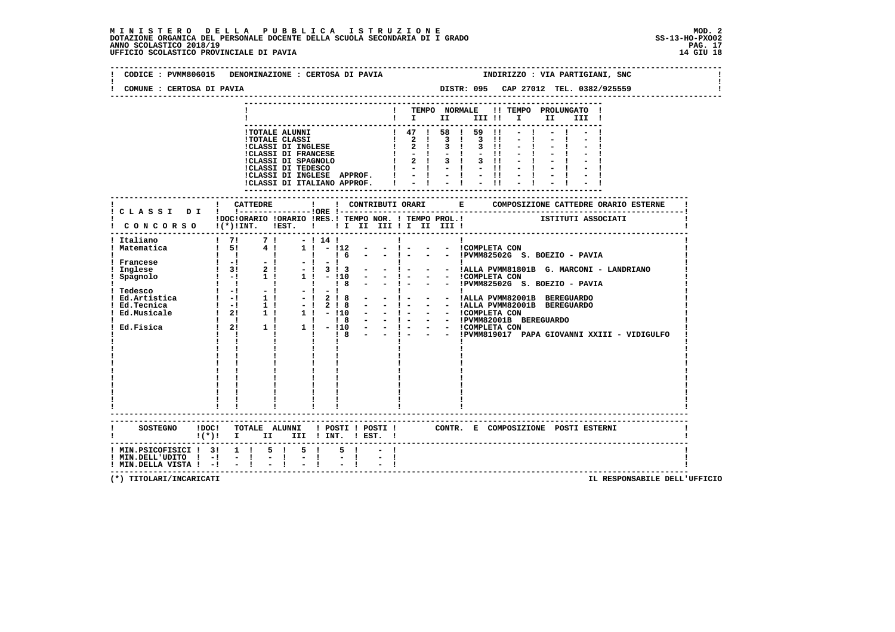**MINISTERO DELLA PUBBLICA ISTRUZIONE** — MOD. 2
DOTAZIONE ORGANICA DEL PERSONALE DOCENTE DELLA SCUOLA SECONDARIA DI I GRADO — SS-13-HO-PXO02
ANNO SCOLASTICO 2018/19
UFFICIO SCOLASTICO PROVINCIALE DI PAVIA — 14 GIU 18

CODICE : PVMM806015 DENOMINAZIONE : CERTOSA DI PAVIA — INDIRIZZO : VIA PARTIGIANI, SNC

COMUNE : CERTOSA DI PAVIA — DISTR: 095 CAP 27012 TEL. 0382/925559

| | TEMPO NORMALE I | II | III | TEMPO PROLUNGATO I | II | III |
|---|---|---|---|---|---|---|
| TOTALE ALUNNI | 47 | 58 | 59 | - | - | - |
| TOTALE CLASSI | 2 | 3 | 3 | - | - | - |
| CLASSI DI INGLESE | 2 | 3 | 3 | - | - | - |
| CLASSI DI FRANCESE | - | - | - | - | - | - |
| CLASSI DI SPAGNOLO | 2 | 3 | 3 | - | - | - |
| CLASSI DI TEDESCO | - | - | - | - | - | - |
| CLASSI DI INGLESE APPROF. | - | - | - | - | - | - |
| CLASSI DI ITALIANO APPROF. | - | - | - | - | - | - |

| CLASSI DI CONCORSO | DOC (*) | CATTEDRE ORARIO INT. | CATTEDRE ORARIO EST. | ORE RES. | TEMPO NOR. I | II | III | TEMPO PROL. I | II | III | COMPOSIZIONE CATTEDRE ORARIO ESTERNE - ISTITUTI ASSOCIATI |
|---|---|---|---|---|---|---|---|---|---|---|---|
| Italiano | 7 | 7 | - | 14 | | | | | | | |
| Matematica | 5 | 4 | 1 | - | 12 | - | - | - | - | - | COMPLETA CON |
| | | | | | 6 | - | - | - | - | - | PVMM82502G S. BOEZIO - PAVIA |
| Francese | - | - | - | - | | | | | | | |
| Inglese | 3 | 2 | - | 3 | 3 | - | - | - | - | - | ALLA PVMM81801B G. MARCONI - LANDRIANO |
| Spagnolo | - | 1 | 1 | - | 10 | - | - | - | - | - | COMPLETA CON |
| | | | | | 8 | - | - | - | - | - | PVMM82502G S. BOEZIO - PAVIA |
| Tedesco | - | - | - | - | | | | | | | |
| Ed.Artistica | - | 1 | - | 2 | 8 | - | - | - | - | - | ALLA PVMM82001B BEREGUARDO |
| Ed.Tecnica | - | 1 | - | 2 | 8 | - | - | - | - | - | ALLA PVMM82001B BEREGUARDO |
| Ed.Musicale | 2 | 1 | 1 | - | 10 | - | - | - | - | - | COMPLETA CON |
| | | | | | 8 | - | - | - | - | - | PVMM82001B BEREGUARDO |
| Ed.Fisica | 2 | 1 | 1 | - | 10 | - | - | - | - | - | COMPLETA CON |
| | | | | | 8 | - | - | - | - | - | PVMM819017 PAPA GIOVANNI XXIII - VIDIGULFO |

| SOSTEGNO | DOC (*) | TOTALE ALUNNI I | II | III | POSTI INT. | POSTI EST. | CONTR. E COMPOSIZIONE POSTI ESTERNI |
|---|---|---|---|---|---|---|---|
| MIN.PSICOFISICI | 3 | 1 | 5 | 5 | 5 | - | |
| MIN.DELL'UDITO | - | - | - | - | - | - | |
| MIN.DELLA VISTA | - | - | - | - | - | - | |

(*) TITOLARI/INCARICATI — IL RESPONSABILE DELL'UFFICIO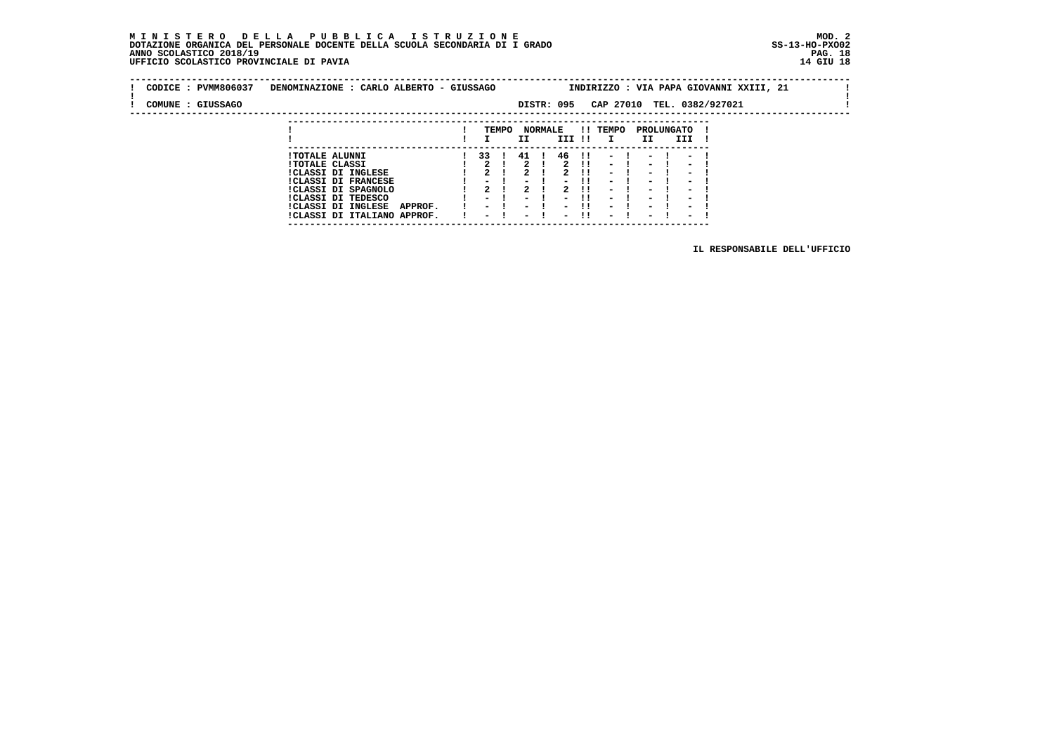**MINISTERO DELLA PUBBLICA ISTRUZIONE**
**DOTAZIONE ORGANICA DEL PERSONALE DOCENTE DELLA SCUOLA SECONDARIA DI I GRADO**
**ANNO SCOLASTICO 2018/19**
**UFFICIO SCOLASTICO PROVINCIALE DI PAVIA**

MOD. 2
SS-13-HO-PXO02
14 GIU 18

CODICE : PVMM806037 DENOMINAZIONE : CARLO ALBERTO - GIUSSAGO INDIRIZZO : VIA PAPA GIOVANNI XXIII, 21

COMUNE : GIUSSAGO DISTR: 095 CAP 27010 TEL. 0382/927021

| | TEMPO NORMALE | | | TEMPO PROLUNGATO | | |
|---|---|---|---|---|---|---|
| | I | II | III | I | II | III |
| TOTALE ALUNNI | 33 | 41 | 46 | - | - | - |
| TOTALE CLASSI | 2 | 2 | 2 | - | - | - |
| CLASSI DI INGLESE | 2 | 2 | 2 | - | - | - |
| CLASSI DI FRANCESE | - | - | - | - | - | - |
| CLASSI DI SPAGNOLO | 2 | 2 | 2 | - | - | - |
| CLASSI DI TEDESCO | - | - | - | - | - | - |
| CLASSI DI INGLESE APPROF. | - | - | - | - | - | - |
| CLASSI DI ITALIANO APPROF. | - | - | - | - | - | - |

IL RESPONSABILE DELL'UFFICIO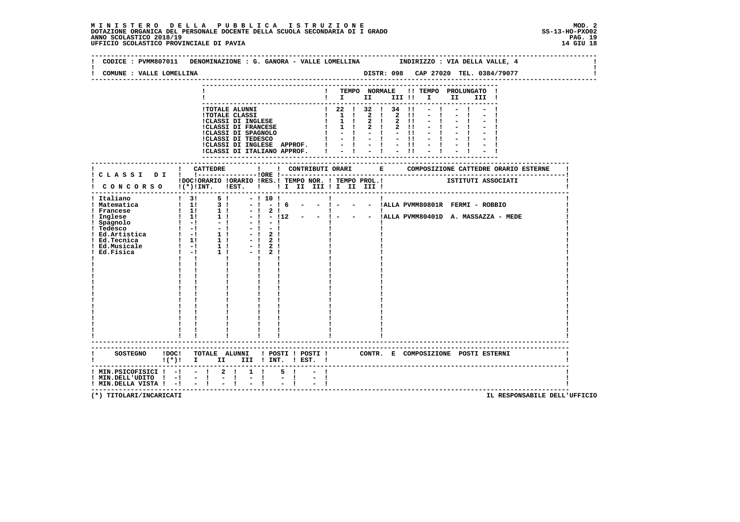**M I N I S T E R O D E L L A P U B B L I C A I S T R U Z I O N E**
**DOTAZIONE ORGANICA DEL PERSONALE DOCENTE DELLA SCUOLA SECONDARIA DI I GRADO**
**ANNO SCOLASTICO 2018/19**
**UFFICIO SCOLASTICO PROVINCIALE DI PAVIA**

MOD. 2
SS-13-HO-PXO02
14 GIU 18

CODICE : PVMM807011 DENOMINAZIONE : G. GANORA - VALLE LOMELLINA INDIRIZZO : VIA DELLA VALLE, 4

COMUNE : VALLE LOMELLINA DISTR: 098 CAP 27020 TEL. 0384/79077

| | TEMPO NORMALE I | II | III | TEMPO PROLUNGATO I | II | III |
|---|---|---|---|---|---|---|
| TOTALE ALUNNI | 22 | 32 | 34 | - | - | - |
| TOTALE CLASSI | 1 | 2 | 2 | - | - | - |
| CLASSI DI INGLESE | 1 | 2 | 2 | - | - | - |
| CLASSI DI FRANCESE | 1 | 2 | 2 | - | - | - |
| CLASSI DI SPAGNOLO | - | - | - | - | - | - |
| CLASSI DI TEDESCO | - | - | - | - | - | - |
| CLASSI DI INGLESE APPROF. | - | - | - | - | - | - |
| CLASSI DI ITALIANO APPROF. | - | - | - | - | - | - |

| CLASSI DI CONCORSO | CATTEDRE DOC (*) INT. | CATTEDRE ORARIO EST. | ORE RES. | CONTRIBUTI ORARI TEMPO NOR. I II III | TEMPO PROL. I II III | COMPOSIZIONE CATTEDRE ORARIO ESTERNE - ISTITUTI ASSOCIATI |
|---|---|---|---|---|---|---|
| Italiano | 3 | 5 | - | 10 | | |
| Matematica | 1 | 3 | - | - 6 - - | - - - | ALLA PVMM80801R FERMI - ROBBIO |
| Francese | 1 | 1 | - | 2 | | |
| Inglese | 1 | 1 | - | - 12 - - | - - - | ALLA PVMM80401D A. MASSAZZA - MEDE |
| Spagnolo | - | - | - | - | | |
| Tedesco | - | - | - | - | | |
| Ed.Artistica | - | 1 | - | 2 | | |
| Ed.Tecnica | 1 | 1 | - | 2 | | |
| Ed.Musicale | - | 1 | - | 2 | | |
| Ed.Fisica | - | 1 | - | 2 | | |

| SOSTEGNO | DOC (*) | TOTALE ALUNNI I | II | III | POSTI INT. | POSTI EST. | CONTR. E COMPOSIZIONE POSTI ESTERNI |
|---|---|---|---|---|---|---|---|
| MIN.PSICOFISICI | - | - | 2 | 1 | 5 | - | |
| MIN.DELL'UDITO | - | - | - | - | - | - | |
| MIN.DELLA VISTA | - | - | - | - | - | - | |

(*) TITOLARI/INCARICATI

IL RESPONSABILE DELL'UFFICIO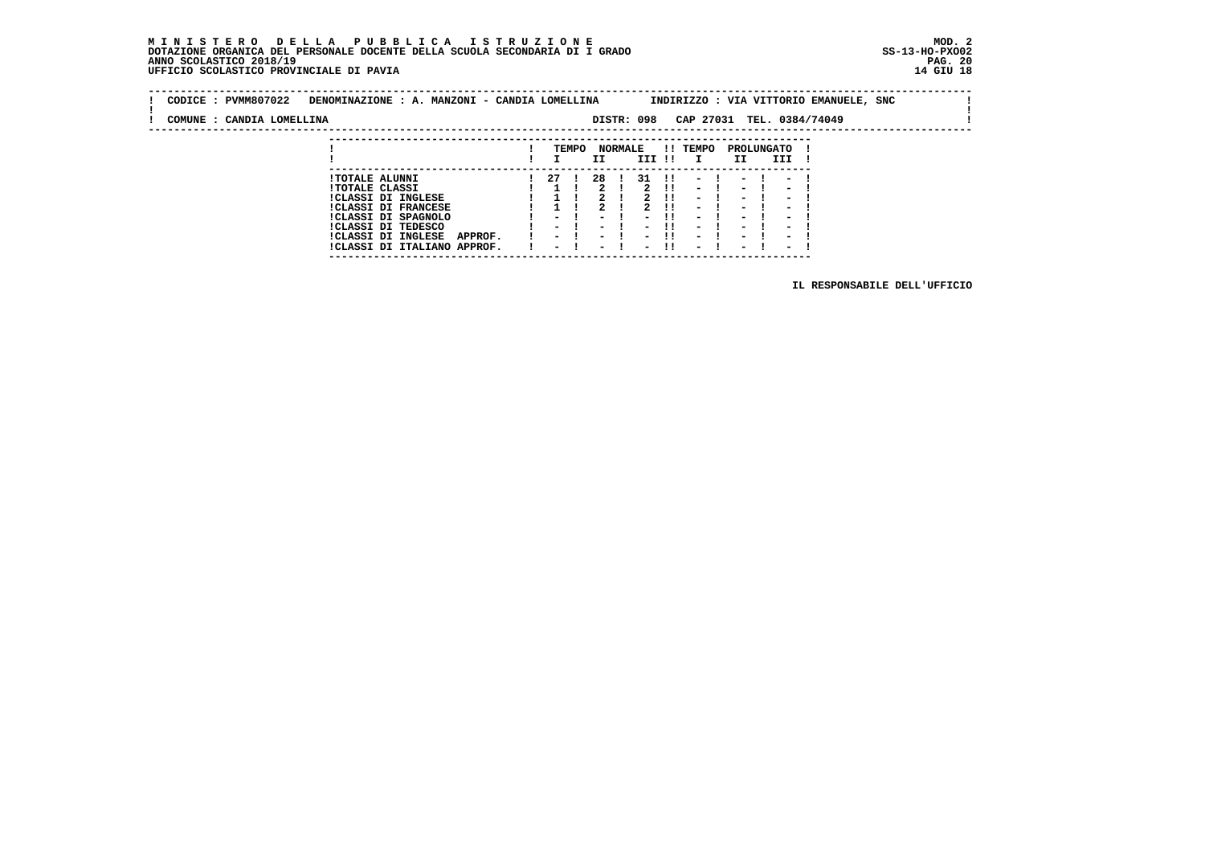**M I N I S T E R O   D E L L A   P U B B L I C A   I S T R U Z I O N E**
**DOTAZIONE ORGANICA DEL PERSONALE DOCENTE DELLA SCUOLA SECONDARIA DI I GRADO**
**ANNO SCOLASTICO 2018/19**
**UFFICIO SCOLASTICO PROVINCIALE DI PAVIA**

MOD. 2
SS-13-HO-PXO02
14 GIU 18

CODICE : PVMM807022   DENOMINAZIONE : A. MANZONI - CANDIA LOMELLINA   INDIRIZZO : VIA VITTORIO EMANUELE, SNC

COMUNE : CANDIA LOMELLINA   DISTR: 098   CAP 27031   TEL. 0384/74049

| | TEMPO NORMALE | | | TEMPO PROLUNGATO | | |
|---|---|---|---|---|---|---|
| | I | II | III | I | II | III |
| TOTALE ALUNNI | 27 | 28 | 31 | - | - | - |
| TOTALE CLASSI | 1 | 2 | 2 | - | - | - |
| CLASSI DI INGLESE | 1 | 2 | 2 | - | - | - |
| CLASSI DI FRANCESE | 1 | 2 | 2 | - | - | - |
| CLASSI DI SPAGNOLO | - | - | - | - | - | - |
| CLASSI DI TEDESCO | - | - | - | - | - | - |
| CLASSI DI INGLESE APPROF. | - | - | - | - | - | - |
| CLASSI DI ITALIANO APPROF. | - | - | - | - | - | - |

IL RESPONSABILE DELL'UFFICIO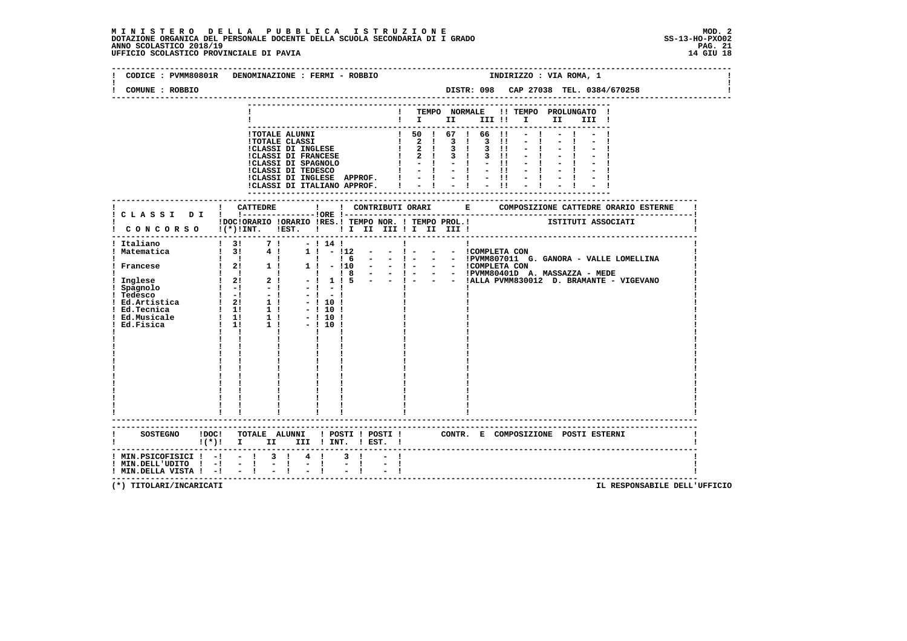**MINISTERO DELLA PUBBLICA ISTRUZIONE**
**DOTAZIONE ORGANICA DEL PERSONALE DOCENTE DELLA SCUOLA SECONDARIA DI I GRADO**
**ANNO SCOLASTICO 2018/19**
**UFFICIO SCOLASTICO PROVINCIALE DI PAVIA**

MOD. 2
SS-13-HO-PXO02
14 GIU 18

CODICE : PVMM80801R DENOMINAZIONE : FERMI - ROBBIO INDIRIZZO : VIA ROMA, 1

COMUNE : ROBBIO DISTR: 098 CAP 27038 TEL. 0384/670258

| | TEMPO NORMALE I | II | III | TEMPO PROLUNGATO I | II | III |
|---|---|---|---|---|---|---|
| TOTALE ALUNNI | 50 | 67 | 66 | - | - | - |
| TOTALE CLASSI | 2 | 3 | 3 | - | - | - |
| CLASSI DI INGLESE | 2 | 3 | 3 | - | - | - |
| CLASSI DI FRANCESE | 2 | 3 | 3 | - | - | - |
| CLASSI DI SPAGNOLO | - | - | - | - | - | - |
| CLASSI DI TEDESCO | - | - | - | - | - | - |
| CLASSI DI INGLESE APPROF. | - | - | - | - | - | - |
| CLASSI DI ITALIANO APPROF. | - | - | - | - | - | - |

| CLASSI DI CONCORSO | CATTEDRE DOC (*) | CATTEDRE ORARIO INT. | ORARIO EST. | ORE RES. | CONTRIBUTI ORARI TEMPO NOR. I | II | III | TEMPO PROL. I | II | III | COMPOSIZIONE CATTEDRE ORARIO ESTERNE - ISTITUTI ASSOCIATI |
|---|---|---|---|---|---|---|---|---|---|---|---|
| Italiano | 3 | 7 | - | 14 | | | | | | | |
| Matematica | 3 | 4 | 1 | - | 12 | - | - | - | - | - | COMPLETA CON |
| | | | | | 6 | - | - | - | - | - | PVMM807011 G. GANORA - VALLE LOMELLINA |
| Francese | 2 | 1 | 1 | - | 10 | - | - | - | - | - | COMPLETA CON |
| | | | | | 8 | - | - | - | - | - | PVMM80401D A. MASSAZZA - MEDE |
| Inglese | 2 | 2 | - | 1 | 5 | - | - | - | - | - | ALLA PVMM830012 D. BRAMANTE - VIGEVANO |
| Spagnolo | - | - | - | - | | | | | | | |
| Tedesco | - | - | - | - | | | | | | | |
| Ed.Artistica | 2 | 1 | - | 10 | | | | | | | |
| Ed.Tecnica | 1 | 1 | - | 10 | | | | | | | |
| Ed.Musicale | 1 | 1 | - | 10 | | | | | | | |
| Ed.Fisica | 1 | 1 | - | 10 | | | | | | | |

| SOSTEGNO | DOC (*) | TOTALE ALUNNI I | II | III | POSTI INT. | POSTI EST. | CONTR. E COMPOSIZIONE POSTI ESTERNI |
|---|---|---|---|---|---|---|---|
| MIN.PSICOFISICI | - | - | 3 | 4 | 3 | - | |
| MIN.DELL'UDITO | - | - | - | - | - | - | |
| MIN.DELLA VISTA | - | - | - | - | - | - | |

(*) TITOLARI/INCARICATI

IL RESPONSABILE DELL'UFFICIO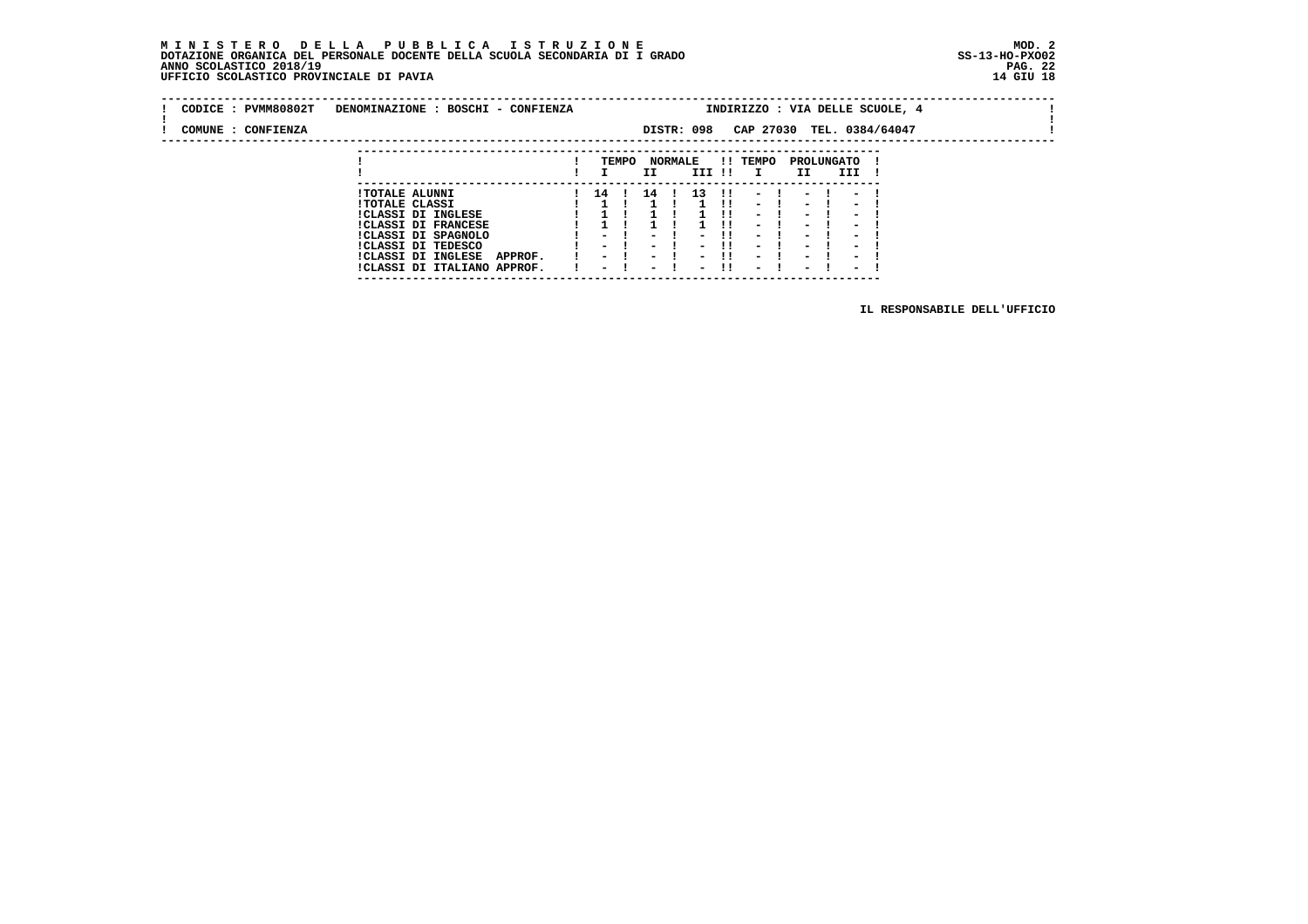**MINISTERO DELLA PUBBLICA ISTRUZIONE**
**DOTAZIONE ORGANICA DEL PERSONALE DOCENTE DELLA SCUOLA SECONDARIA DI I GRADO**
**ANNO SCOLASTICO 2018/19**
**UFFICIO SCOLASTICO PROVINCIALE DI PAVIA**

MOD. 2
SS-13-HO-PXO02
14 GIU 18

CODICE : PVMM80802T   DENOMINAZIONE : BOSCHI - CONFIENZA   INDIRIZZO : VIA DELLE SCUOLE, 4

COMUNE : CONFIENZA   DISTR: 098   CAP 27030   TEL. 0384/64047

| | TEMPO NORMALE I | II | III | TEMPO PROLUNGATO I | II | III |
|---|---|---|---|---|---|---|
| TOTALE ALUNNI | 14 | 14 | 13 | - | - | - |
| TOTALE CLASSI | 1 | 1 | 1 | - | - | - |
| CLASSI DI INGLESE | 1 | 1 | 1 | - | - | - |
| CLASSI DI FRANCESE | 1 | 1 | 1 | - | - | - |
| CLASSI DI SPAGNOLO | - | - | - | - | - | - |
| CLASSI DI TEDESCO | - | - | - | - | - | - |
| CLASSI DI INGLESE APPROF. | - | - | - | - | - | - |
| CLASSI DI ITALIANO APPROF. | - | - | - | - | - | - |

IL RESPONSABILE DELL'UFFICIO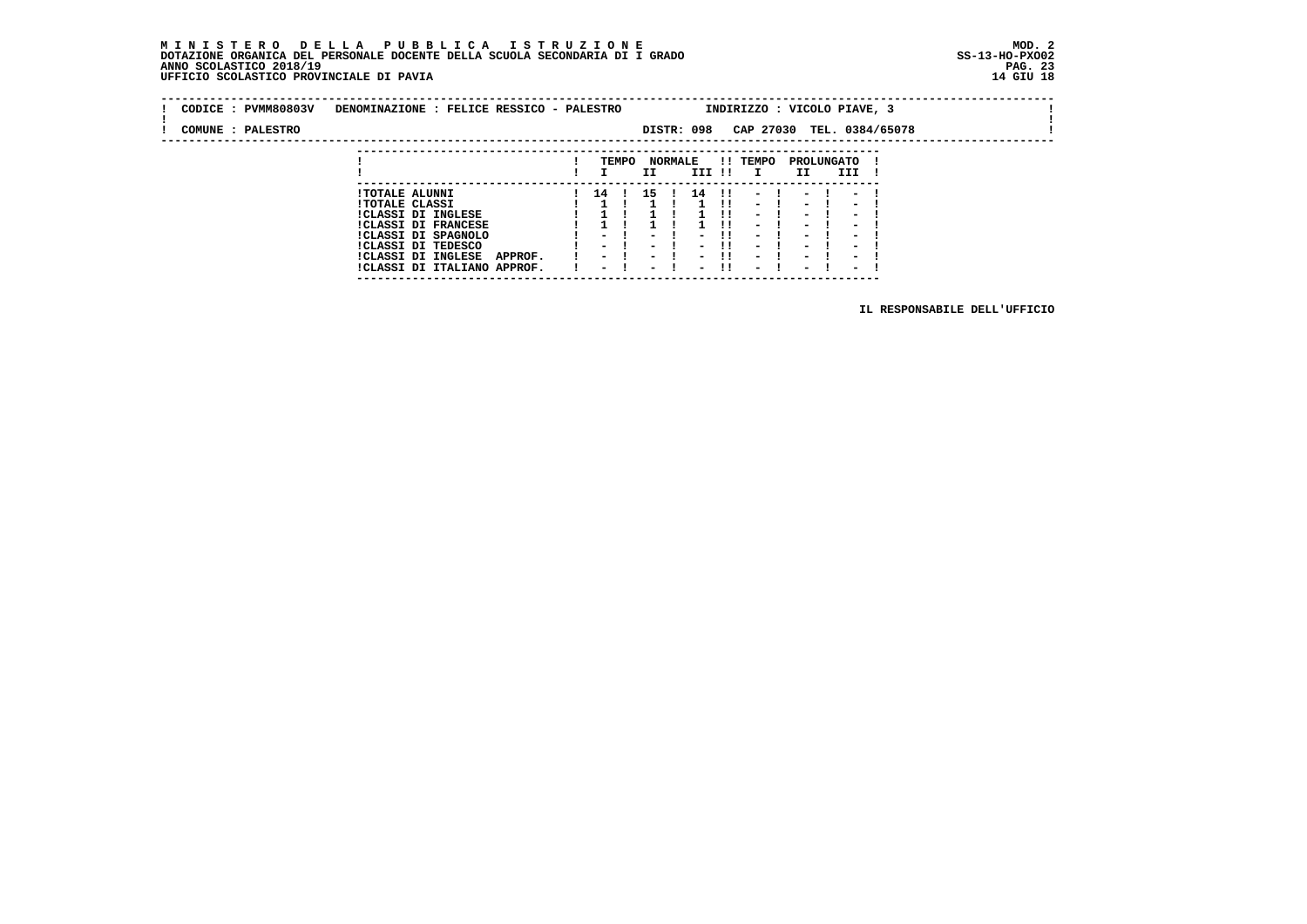**M I N I S T E R O   D E L L A   P U B B L I C A   I S T R U Z I O N E**
**DOTAZIONE ORGANICA DEL PERSONALE DOCENTE DELLA SCUOLA SECONDARIA DI I GRADO**
**ANNO SCOLASTICO 2018/19**
**UFFICIO SCOLASTICO PROVINCIALE DI PAVIA**

MOD. 2
SS-13-HO-PXO02
14 GIU 18

CODICE : PVMM80803V    DENOMINAZIONE : FELICE RESSICO - PALESTRO    INDIRIZZO : VICOLO PIAVE, 3

COMUNE : PALESTRO    DISTR: 098    CAP 27030    TEL. 0384/65078

| | TEMPO NORMALE | | | TEMPO PROLUNGATO | | |
|---|---|---|---|---|---|---|
| | I | II | III | I | II | III |
| TOTALE ALUNNI | 14 | 15 | 14 | - | - | - |
| TOTALE CLASSI | 1 | 1 | 1 | - | - | - |
| CLASSI DI INGLESE | 1 | 1 | 1 | - | - | - |
| CLASSI DI FRANCESE | 1 | 1 | 1 | - | - | - |
| CLASSI DI SPAGNOLO | - | - | - | - | - | - |
| CLASSI DI TEDESCO | - | - | - | - | - | - |
| CLASSI DI INGLESE APPROF. | - | - | - | - | - | - |
| CLASSI DI ITALIANO APPROF. | - | - | - | - | - | - |

IL RESPONSABILE DELL'UFFICIO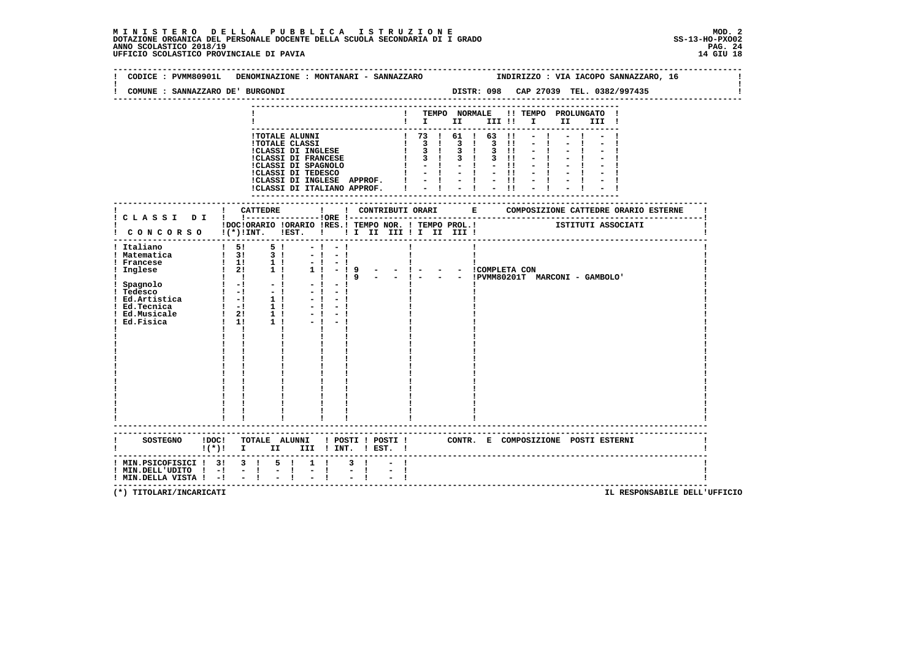**M I N I S T E R O   D E L L A   P U B B L I C A   I S T R U Z I O N E**
**DOTAZIONE ORGANICA DEL PERSONALE DOCENTE DELLA SCUOLA SECONDARIA DI I GRADO**
**ANNO SCOLASTICO 2018/19**
**UFFICIO SCOLASTICO PROVINCIALE DI PAVIA**

MOD. 2
SS-13-HO-PXO02
14 GIU 18

CODICE : PVMM80901L   DENOMINAZIONE : MONTANARI - SANNAZZARO   INDIRIZZO : VIA IACOPO SANNAZZARO, 16

COMUNE : SANNAZZARO DE' BURGONDI   DISTR: 098   CAP 27039   TEL. 0382/997435

| | TEMPO NORMALE I | II | III | TEMPO PROLUNGATO I | II | III |
|---|---|---|---|---|---|---|
| TOTALE ALUNNI | 73 | 61 | 63 | - | - | - |
| TOTALE CLASSI | 3 | 3 | 3 | - | - | - |
| CLASSI DI INGLESE | 3 | 3 | 3 | - | - | - |
| CLASSI DI FRANCESE | 3 | 3 | 3 | - | - | - |
| CLASSI DI SPAGNOLO | - | - | - | - | - | - |
| CLASSI DI TEDESCO | - | - | - | - | - | - |
| CLASSI DI INGLESE APPROF. | - | - | - | - | - | - |
| CLASSI DI ITALIANO APPROF. | - | - | - | - | - | - |

| CLASSI DI CONCORSO | CATTEDRE DOC (*) INT. | ORARIO EST. | ORE RES. | ORARIO | CONTRIBUTI ORARI TEMPO NOR. I II III | TEMPO PROL. I II III | COMPOSIZIONE CATTEDRE ORARIO ESTERNE - ISTITUTI ASSOCIATI |
|---|---|---|---|---|---|---|---|
| Italiano | 5 | 5 | - | - | | | |
| Matematica | 3 | 3 | - | - | | | |
| Francese | 1 | 1 | - | - | | | |
| Inglese | 2 | 1 | 1 | - | 9 - - | - - - | COMPLETA CON |
| | | | | | 9 - - | - - - | PVMM80201T MARCONI - GAMBOLO' |
| Spagnolo | - | - | - | - | | | |
| Tedesco | - | - | - | - | | | |
| Ed.Artistica | - | 1 | - | - | | | |
| Ed.Tecnica | - | 1 | - | - | | | |
| Ed.Musicale | 2 | 1 | - | - | | | |
| Ed.Fisica | 1 | 1 | - | - | | | |

| SOSTEGNO | DOC (*) | TOTALE ALUNNI I | II | III | POSTI INT. | POSTI EST. | CONTR. E COMPOSIZIONE POSTI ESTERNI |
|---|---|---|---|---|---|---|---|
| MIN.PSICOFISICI | 3 | 3 | 5 | 1 | 3 | - | |
| MIN.DELL'UDITO | - | - | - | - | - | - | |
| MIN.DELLA VISTA | - | - | - | - | - | - | |

(*) TITOLARI/INCARICATI   IL RESPONSABILE DELL'UFFICIO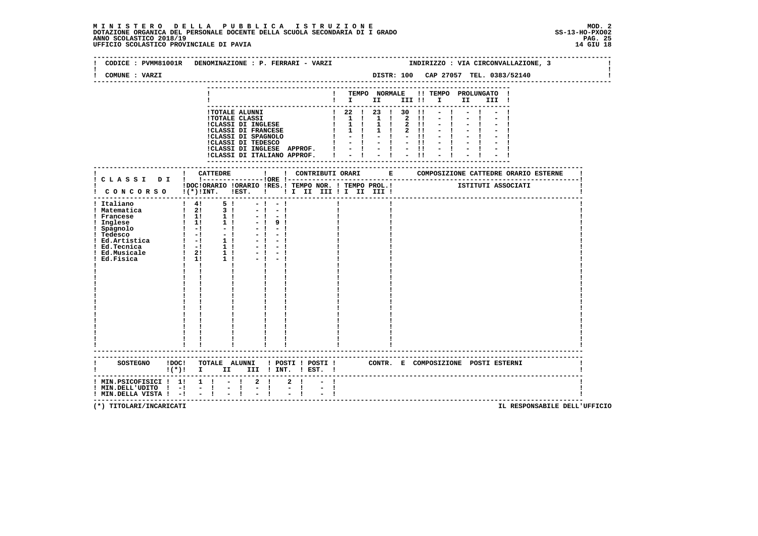# MINISTERO DELLA PUBBLICA ISTRUZIONE

DOTAZIONE ORGANICA DEL PERSONALE DOCENTE DELLA SCUOLA SECONDARIA DI I GRADO — MOD. 2 — SS-13-HO-PXO02

ANNO SCOLASTICO 2018/19

UFFICIO SCOLASTICO PROVINCIALE DI PAVIA — 14 GIU 18

CODICE : PVMM81001R DENOMINAZIONE : P. FERRARI - VARZI — INDIRIZZO : VIA CIRCONVALLAZIONE, 3

COMUNE : VARZI — DISTR: 100 CAP 27057 TEL. 0383/52140

| | TEMPO NORMALE I | II | III | TEMPO PROLUNGATO I | II | III |
|---|---|---|---|---|---|---|
| TOTALE ALUNNI | 22 | 23 | 30 | - | - | - |
| TOTALE CLASSI | 1 | 1 | 2 | - | - | - |
| CLASSI DI INGLESE | 1 | 1 | 2 | - | - | - |
| CLASSI DI FRANCESE | 1 | 1 | 2 | - | - | - |
| CLASSI DI SPAGNOLO | - | - | - | - | - | - |
| CLASSI DI TEDESCO | - | - | - | - | - | - |
| CLASSI DI INGLESE APPROF. | - | - | - | - | - | - |
| CLASSI DI ITALIANO APPROF. | - | - | - | - | - | - |

| CLASSI DI CONCORSO | CATTEDRE DOC (*) INT. | ORARIO INT. | ORARIO EST. | ORE RES. | CONTRIBUTI ORARI TEMPO NOR. I II III | TEMPO PROL. I II III | COMPOSIZIONE CATTEDRE ORARIO ESTERNE ISTITUTI ASSOCIATI |
|---|---|---|---|---|---|---|---|
| Italiano | 4 | 5 | - | - | | | |
| Matematica | 2 | 3 | - | - | | | |
| Francese | 1 | 1 | - | - | | | |
| Inglese | 1 | 1 | - | 9 | | | |
| Spagnolo | - | - | - | - | | | |
| Tedesco | - | - | - | - | | | |
| Ed.Artistica | - | 1 | - | - | | | |
| Ed.Tecnica | - | 1 | - | - | | | |
| Ed.Musicale | 2 | 1 | - | - | | | |
| Ed.Fisica | 1 | 1 | - | - | | | |

| SOSTEGNO | DOC (*) | TOTALE ALUNNI I | II | III | POSTI INT. | POSTI EST. | CONTR. E COMPOSIZIONE POSTI ESTERNI |
|---|---|---|---|---|---|---|---|
| MIN.PSICOFISICI | 1 | 1 | - | 2 | 2 | - | |
| MIN.DELL'UDITO | - | - | - | - | - | - | |
| MIN.DELLA VISTA | - | - | - | - | - | - | |

(*) TITOLARI/INCARICATI — IL RESPONSABILE DELL'UFFICIO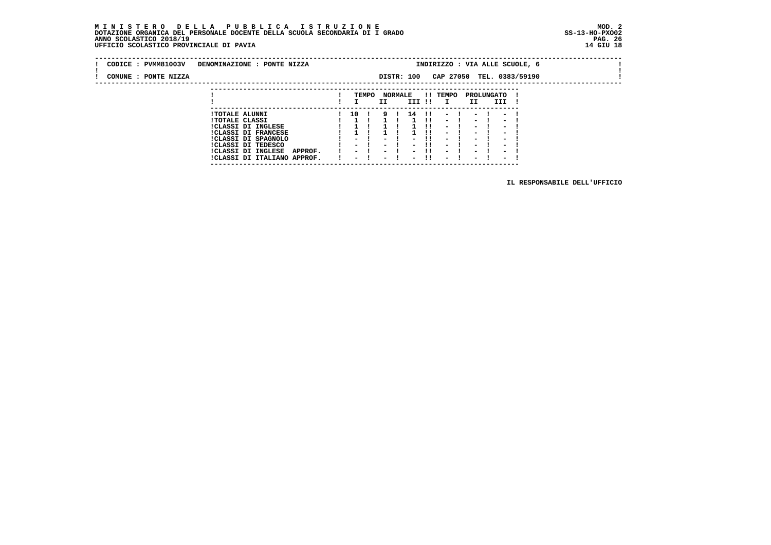**M I N I S T E R O   D E L L A   P U B B L I C A   I S T R U Z I O N E**
**DOTAZIONE ORGANICA DEL PERSONALE DOCENTE DELLA SCUOLA SECONDARIA DI I GRADO**
**ANNO SCOLASTICO 2018/19**
**UFFICIO SCOLASTICO PROVINCIALE DI PAVIA**

MOD. 2
SS-13-HO-PXO02
14 GIU 18

CODICE : PVMM81003V   DENOMINAZIONE : PONTE NIZZA   INDIRIZZO : VIA ALLE SCUOLE, 6

COMUNE : PONTE NIZZA   DISTR: 100   CAP 27050   TEL. 0383/59190

| | TEMPO NORMALE | | | TEMPO PROLUNGATO | | |
|---|---|---|---|---|---|---|
| | I | II | III | I | II | III |
| TOTALE ALUNNI | 10 | 9 | 14 | - | - | - |
| TOTALE CLASSI | 1 | 1 | 1 | - | - | - |
| CLASSI DI INGLESE | 1 | 1 | 1 | - | - | - |
| CLASSI DI FRANCESE | 1 | 1 | 1 | - | - | - |
| CLASSI DI SPAGNOLO | - | - | - | - | - | - |
| CLASSI DI TEDESCO | - | - | - | - | - | - |
| CLASSI DI INGLESE APPROF. | - | - | - | - | - | - |
| CLASSI DI ITALIANO APPROF. | - | - | - | - | - | - |

IL RESPONSABILE DELL'UFFICIO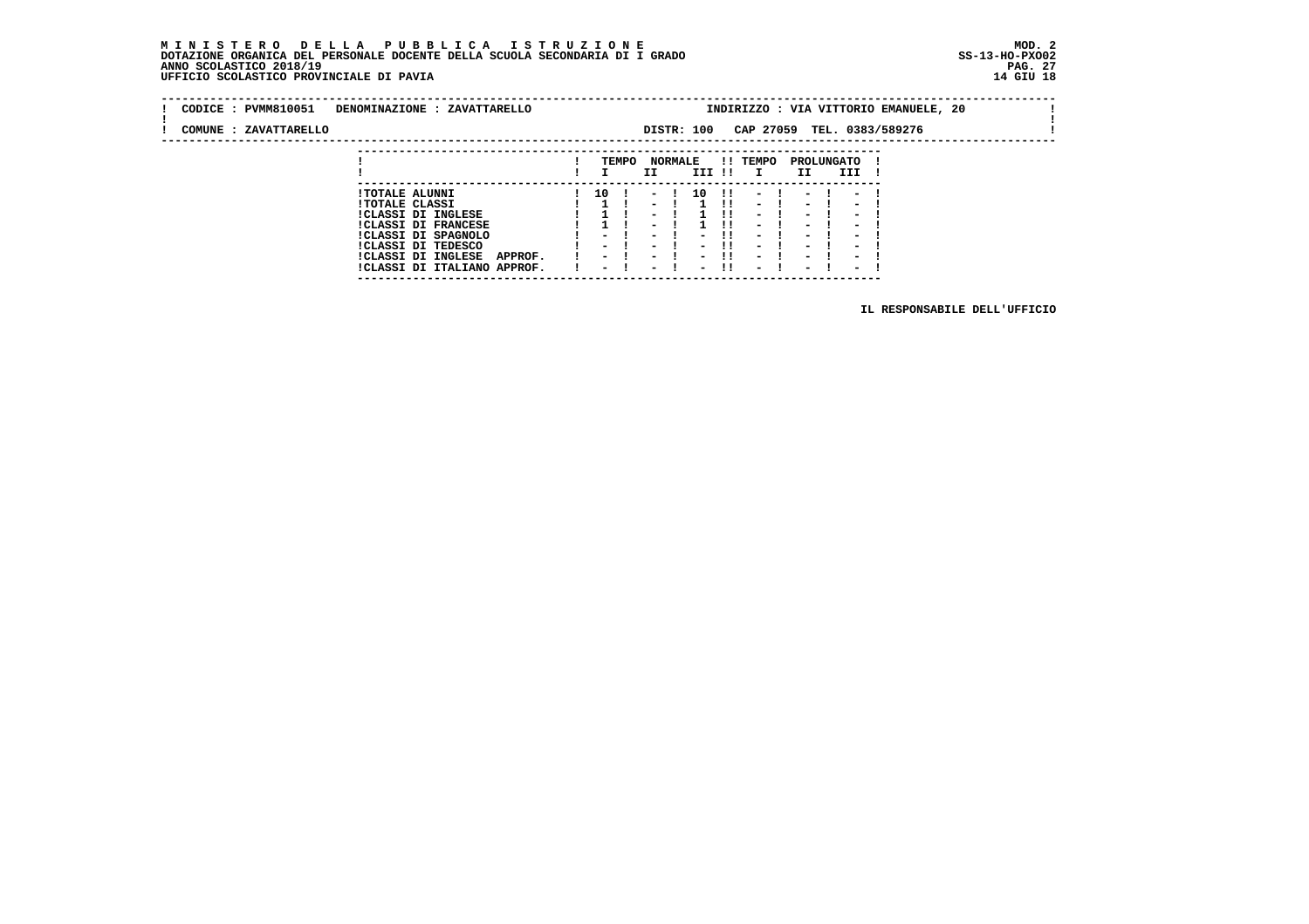**M I N I S T E R O   D E L L A   P U B B L I C A   I S T R U Z I O N E**
**DOTAZIONE ORGANICA DEL PERSONALE DOCENTE DELLA SCUOLA SECONDARIA DI I GRADO**
**ANNO SCOLASTICO 2018/19**
**UFFICIO SCOLASTICO PROVINCIALE DI PAVIA**

MOD. 2
SS-13-HO-PXO02
14 GIU 18

CODICE : PVMM810051   DENOMINAZIONE : ZAVATTARELLO   INDIRIZZO : VIA VITTORIO EMANUELE, 20

COMUNE : ZAVATTARELLO   DISTR: 100   CAP 27059   TEL. 0383/589276

| | TEMPO NORMALE | | | TEMPO PROLUNGATO | | |
|---|---|---|---|---|---|---|
| | I | II | III | I | II | III |
| TOTALE ALUNNI | 10 | - | 10 | - | - | - |
| TOTALE CLASSI | 1 | - | 1 | - | - | - |
| CLASSI DI INGLESE | 1 | - | 1 | - | - | - |
| CLASSI DI FRANCESE | 1 | - | 1 | - | - | - |
| CLASSI DI SPAGNOLO | - | - | - | - | - | - |
| CLASSI DI TEDESCO | - | - | - | - | - | - |
| CLASSI DI INGLESE APPROF. | - | - | - | - | - | - |
| CLASSI DI ITALIANO APPROF. | - | - | - | - | - | - |

IL RESPONSABILE DELL'UFFICIO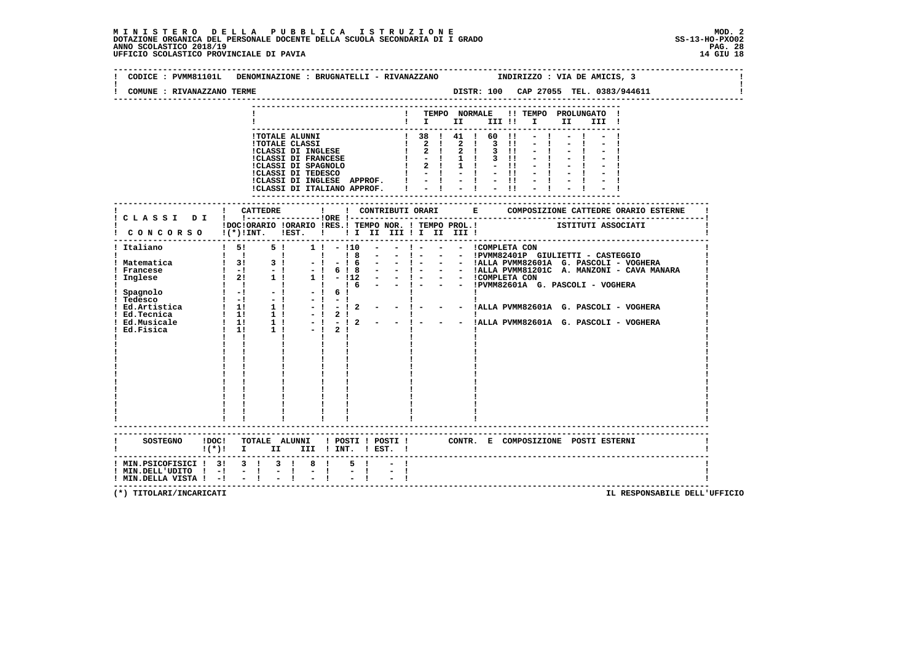# MINISTERO DELLA PUBBLICA ISTRUZIONE
DOTAZIONE ORGANICA DEL PERSONALE DOCENTE DELLA SCUOLA SECONDARIA DI I GRADO
ANNO SCOLASTICO 2018/19
UFFICIO SCOLASTICO PROVINCIALE DI PAVIA

MOD. 2
SS-13-HO-PXO02
14 GIU 18

CODICE : PVMM81101L DENOMINAZIONE : BRUGNATELLI - RIVANAZZANO INDIRIZZO : VIA DE AMICIS, 3

COMUNE : RIVANAZZANO TERME DISTR: 100 CAP 27055 TEL. 0383/944611

| | TEMPO NORMALE I | II | III | TEMPO PROLUNGATO I | II | III |
|---|---|---|---|---|---|---|
| TOTALE ALUNNI | 38 | 41 | 60 | - | - | - |
| TOTALE CLASSI | 2 | 2 | 3 | - | - | - |
| CLASSI DI INGLESE | 2 | 2 | 3 | - | - | - |
| CLASSI DI FRANCESE | - | 1 | 3 | - | - | - |
| CLASSI DI SPAGNOLO | 2 | 1 | - | - | - | - |
| CLASSI DI TEDESCO | - | - | - | - | - | - |
| CLASSI DI INGLESE APPROF. | - | - | - | - | - | - |
| CLASSI DI ITALIANO APPROF. | - | - | - | - | - | - |

| CLASSI DI CONCORSO | CATTEDRE DOC (*) | ORARIO INT. | ORARIO EST. | ORE RES. | CONTR. TEMPO NOR. I | II | III | TEMPO PROL. I | II | III | COMPOSIZIONE CATTEDRE ORARIO ESTERNE - ISTITUTI ASSOCIATI |
|---|---|---|---|---|---|---|---|---|---|---|---|
| Italiano | 5 | 5 | 1 | - | 10 | - | - | - | - | - | COMPLETA CON |
| | | | | | 8 | - | - | - | - | - | PVMM82401P GIULIETTI - CASTEGGIO |
| Matematica | 3 | 3 | - | - | 6 | - | - | - | - | - | ALLA PVMM82601A G. PASCOLI - VOGHERA |
| Francese | - | - | - | 6 | 8 | - | - | - | - | - | ALLA PVMM81201C A. MANZONI - CAVA MANARA |
| Inglese | 2 | 1 | 1 | - | 12 | - | - | - | - | - | COMPLETA CON |
| | | | | | 6 | - | - | - | - | - | PVMM82601A G. PASCOLI - VOGHERA |
| Spagnolo | - | - | - | 6 | | | | | | | |
| Tedesco | - | - | - | - | | | | | | | |
| Ed.Artistica | 1 | 1 | - | - | 2 | - | - | - | - | - | ALLA PVMM82601A G. PASCOLI - VOGHERA |
| Ed.Tecnica | 1 | 1 | - | 2 | | | | | | | |
| Ed.Musicale | 1 | 1 | - | - | 2 | - | - | - | - | - | ALLA PVMM82601A G. PASCOLI - VOGHERA |
| Ed.Fisica | 1 | 1 | - | 2 | | | | | | | |

| SOSTEGNO | DOC (*) | TOTALE ALUNNI I | II | III | POSTI INT. | POSTI EST. | CONTR. E COMPOSIZIONE POSTI ESTERNI |
|---|---|---|---|---|---|---|---|
| MIN.PSICOFISICI | 3 | 3 | 3 | 8 | 5 | - | |
| MIN.DELL'UDITO | - | - | - | - | - | - | |
| MIN.DELLA VISTA | - | - | - | - | - | - | |

(*) TITOLARI/INCARICATI

IL RESPONSABILE DELL'UFFICIO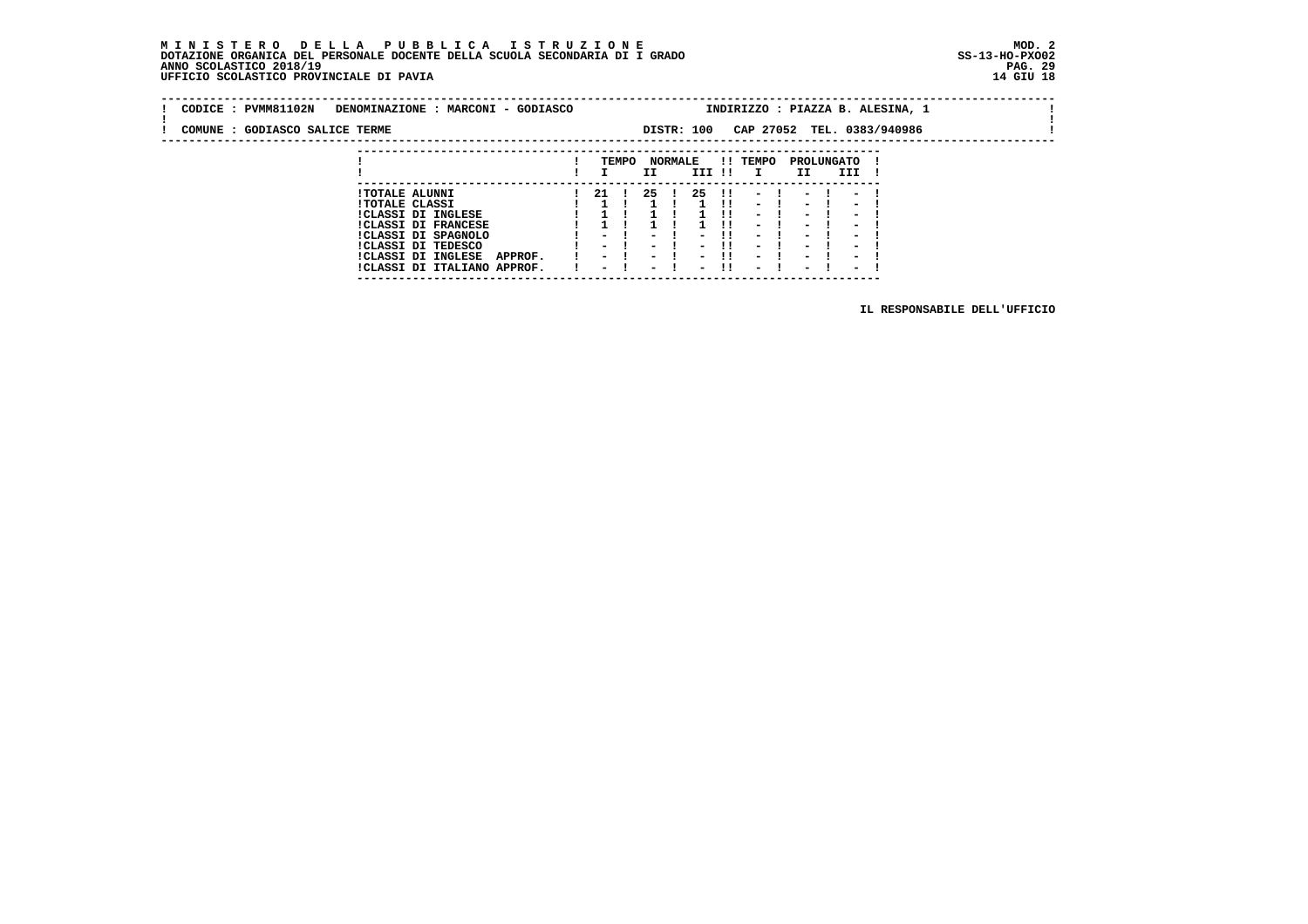**M I N I S T E R O   D E L L A   P U B B L I C A   I S T R U Z I O N E**
**DOTAZIONE ORGANICA DEL PERSONALE DOCENTE DELLA SCUOLA SECONDARIA DI I GRADO**
**ANNO SCOLASTICO 2018/19**
**UFFICIO SCOLASTICO PROVINCIALE DI PAVIA**

MOD. 2
SS-13-HO-PXO02
14 GIU 18

CODICE : PVMM81102N   DENOMINAZIONE : MARCONI - GODIASCO   INDIRIZZO : PIAZZA B. ALESINA, 1

COMUNE : GODIASCO SALICE TERME   DISTR: 100   CAP 27052   TEL. 0383/940986

| | TEMPO NORMALE | | | TEMPO PROLUNGATO | | |
|---|---|---|---|---|---|---|
| | I | II | III | I | II | III |
| TOTALE ALUNNI | 21 | 25 | 25 | - | - | - |
| TOTALE CLASSI | 1 | 1 | 1 | - | - | - |
| CLASSI DI INGLESE | 1 | 1 | 1 | - | - | - |
| CLASSI DI FRANCESE | 1 | 1 | 1 | - | - | - |
| CLASSI DI SPAGNOLO | - | - | - | - | - | - |
| CLASSI DI TEDESCO | - | - | - | - | - | - |
| CLASSI DI INGLESE APPROF. | - | - | - | - | - | - |
| CLASSI DI ITALIANO APPROF. | - | - | - | - | - | - |

IL RESPONSABILE DELL'UFFICIO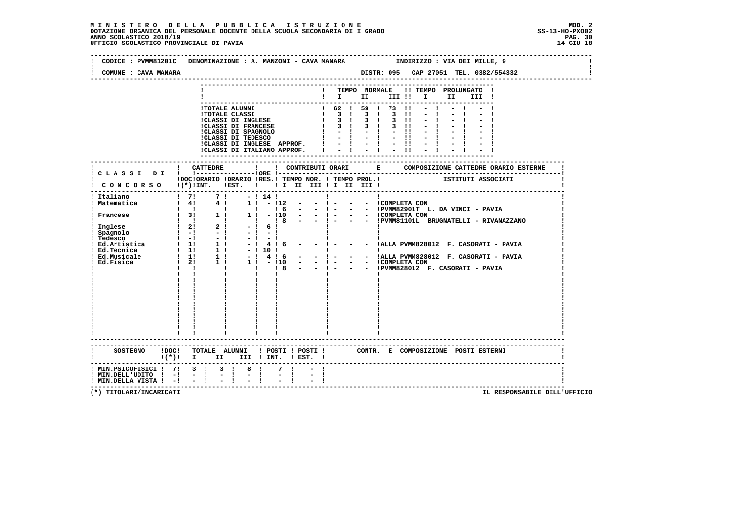**MINISTERO DELLA PUBBLICA ISTRUZIONE**
**DOTAZIONE ORGANICA DEL PERSONALE DOCENTE DELLA SCUOLA SECONDARIA DI I GRADO**
**ANNO SCOLASTICO 2018/19**
**UFFICIO SCOLASTICO PROVINCIALE DI PAVIA**

MOD. 2
SS-13-HO-PXO02
14 GIU 18

CODICE : PVMM81201C   DENOMINAZIONE : A. MANZONI - CAVA MANARA   INDIRIZZO : VIA DEI MILLE, 9

COMUNE : CAVA MANARA   DISTR: 095   CAP 27051   TEL. 0382/554332

| | TEMPO NORMALE I | II | III | TEMPO PROLUNGATO I | II | III |
|---|---|---|---|---|---|---|
| TOTALE ALUNNI | 62 | 59 | 73 | - | - | - |
| TOTALE CLASSI | 3 | 3 | 3 | - | - | - |
| CLASSI DI INGLESE | 3 | 3 | 3 | - | - | - |
| CLASSI DI FRANCESE | 3 | 3 | 3 | - | - | - |
| CLASSI DI SPAGNOLO | - | - | - | - | - | - |
| CLASSI DI TEDESCO | - | - | - | - | - | - |
| CLASSI DI INGLESE APPROF. | - | - | - | - | - | - |
| CLASSI DI ITALIANO APPROF. | - | - | - | - | - | - |

| CLASSI DI CONCORSO | DOC (*) | CATTEDRE ORARIO INT. | ORARIO EST. | ORE RES. | CONTRIBUTI ORARI TEMPO NOR. I | II | III | TEMPO PROL. I | II | III | COMPOSIZIONE CATTEDRE ORARIO ESTERNE - ISTITUTI ASSOCIATI |
|---|---|---|---|---|---|---|---|---|---|---|---|
| Italiano | 7 | 7 | - | 14 | | | | | | | |
| Matematica | 4 | 4 | 1 | - | 12 | - | - | - | - | - | COMPLETA CON |
| | | | | | 6 | - | - | - | - | - | PVMM82901T L. DA VINCI - PAVIA |
| Francese | 3 | 1 | 1 | - | 10 | - | - | - | - | - | COMPLETA CON |
| | | | | | 8 | - | - | - | - | - | PVMM81101L BRUGNATELLI - RIVANAZZANO |
| Inglese | 2 | 2 | - | 6 | | | | | | | |
| Spagnolo | - | - | - | - | | | | | | | |
| Tedesco | - | - | - | - | | | | | | | |
| Ed.Artistica | 1 | 1 | - | 4 | 6 | - | - | - | - | - | ALLA PVMM828012 F. CASORATI - PAVIA |
| Ed.Tecnica | 1 | 1 | - | 10 | | | | | | | |
| Ed.Musicale | 1 | 1 | - | 4 | 6 | - | - | - | - | - | ALLA PVMM828012 F. CASORATI - PAVIA |
| Ed.Fisica | 2 | 1 | 1 | - | 10 | - | - | - | - | - | COMPLETA CON |
| | | | | | 8 | - | - | - | - | - | PVMM828012 F. CASORATI - PAVIA |

| SOSTEGNO | DOC (*) | TOTALE ALUNNI I | II | III | POSTI INT. | POSTI EST. | CONTR. E COMPOSIZIONE POSTI ESTERNI |
|---|---|---|---|---|---|---|---|
| MIN.PSICOFISICI | 7 | 3 | 3 | 8 | 7 | - | |
| MIN.DELL'UDITO | - | - | - | - | - | - | |
| MIN.DELLA VISTA | - | - | - | - | - | - | |

(*) TITOLARI/INCARICATI

IL RESPONSABILE DELL'UFFICIO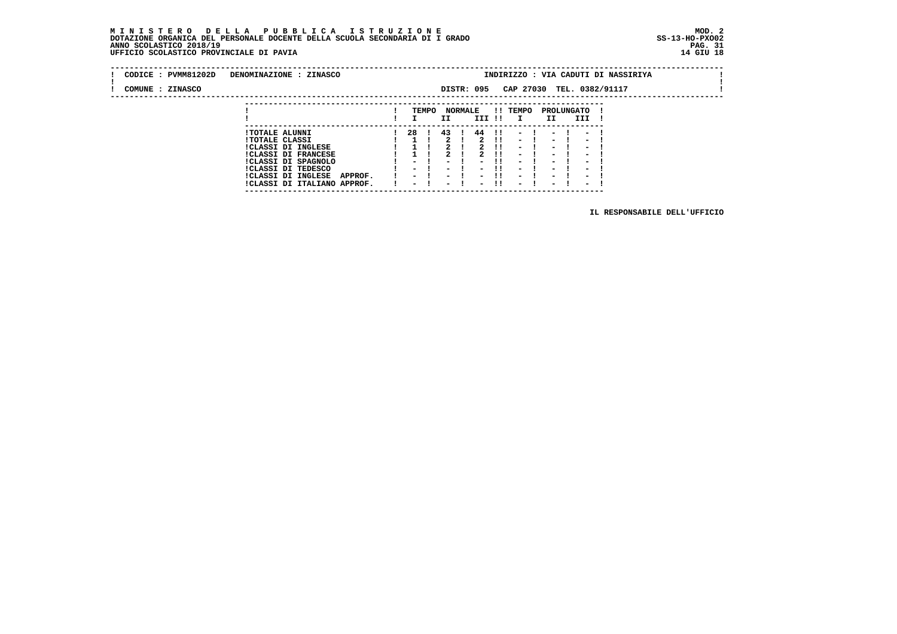**MINISTERO DELLA PUBBLICA ISTRUZIONE**
**DOTAZIONE ORGANICA DEL PERSONALE DOCENTE DELLA SCUOLA SECONDARIA DI I GRADO**
**ANNO SCOLASTICO 2018/19**
**UFFICIO SCOLASTICO PROVINCIALE DI PAVIA**

MOD. 2
SS-13-HO-PXO02
14 GIU 18

CODICE : PVMM81202D DENOMINAZIONE : ZINASCO INDIRIZZO : VIA CADUTI DI NASSIRIYA

COMUNE : ZINASCO DISTR: 095 CAP 27030 TEL. 0382/91117

| | TEMPO NORMALE | | | TEMPO PROLUNGATO | | |
|---|---|---|---|---|---|---|
| | I | II | III | I | II | III |
| TOTALE ALUNNI | 28 | 43 | 44 | - | - | - |
| TOTALE CLASSI | 1 | 2 | 2 | - | - | - |
| CLASSI DI INGLESE | 1 | 2 | 2 | - | - | - |
| CLASSI DI FRANCESE | 1 | 2 | 2 | - | - | - |
| CLASSI DI SPAGNOLO | - | - | - | - | - | - |
| CLASSI DI TEDESCO | - | - | - | - | - | - |
| CLASSI DI INGLESE APPROF. | - | - | - | - | - | - |
| CLASSI DI ITALIANO APPROF. | - | - | - | - | - | - |

IL RESPONSABILE DELL'UFFICIO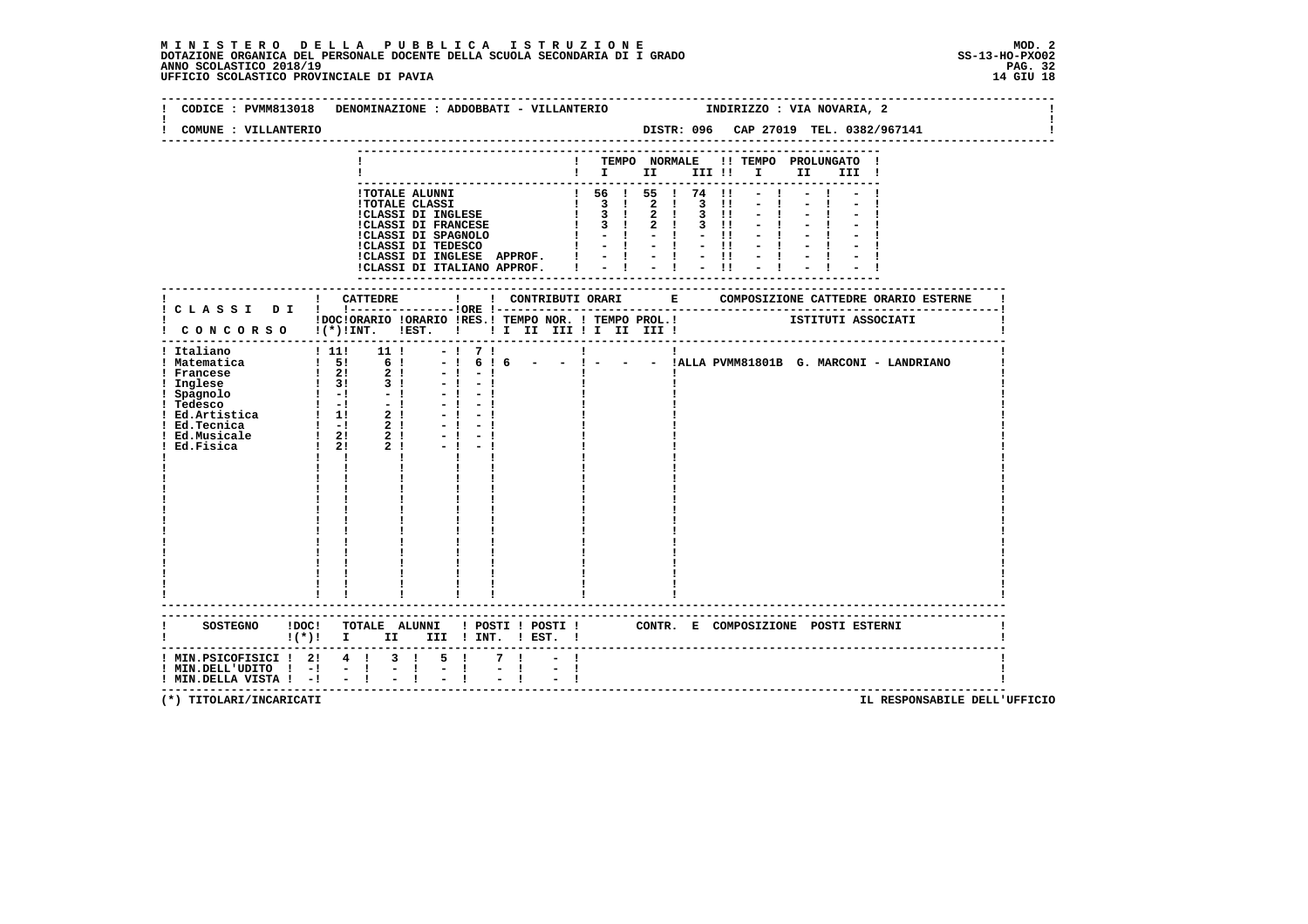**M I N I S T E R O   D E L L A   P U B B L I C A   I S T R U Z I O N E**
**DOTAZIONE ORGANICA DEL PERSONALE DOCENTE DELLA SCUOLA SECONDARIA DI I GRADO**
**ANNO SCOLASTICO 2018/19**
**UFFICIO SCOLASTICO PROVINCIALE DI PAVIA**

MOD. 2
SS-13-HO-PXO02
14 GIU 18

CODICE : PVMM813018   DENOMINAZIONE : ADDOBBATI - VILLANTERIO   INDIRIZZO : VIA NOVARIA, 2

COMUNE : VILLANTERIO   DISTR: 096   CAP 27019   TEL. 0382/967141

| | TEMPO NORMALE I | II | III | TEMPO PROLUNGATO I | II | III |
|---|---|---|---|---|---|---|
| TOTALE ALUNNI | 56 | 55 | 74 | - | - | - |
| TOTALE CLASSI | 3 | 2 | 3 | - | - | - |
| CLASSI DI INGLESE | 3 | 2 | 3 | - | - | - |
| CLASSI DI FRANCESE | 3 | 2 | 3 | - | - | - |
| CLASSI DI SPAGNOLO | - | - | - | - | - | - |
| CLASSI DI TEDESCO | - | - | - | - | - | - |
| CLASSI DI INGLESE APPROF. | - | - | - | - | - | - |
| CLASSI DI ITALIANO APPROF. | - | - | - | - | - | - |

| CLASSI DI CONCORSO | CATTEDRE DOC (*) | ORARIO INT. | ORARIO EST. | ORE RES. | CONTRIBUTI ORARI TEMPO NOR. I II III | TEMPO PROL. I II III | COMPOSIZIONE CATTEDRE ORARIO ESTERNE - ISTITUTI ASSOCIATI |
|---|---|---|---|---|---|---|---|
| Italiano | 11 | 11 | - | 7 | | | |
| Matematica | 5 | 6 | - | 6 | 6 - - | - - - | ALLA PVMM81801B G. MARCONI - LANDRIANO |
| Francese | 2 | 2 | - | - | | | |
| Inglese | 3 | 3 | - | - | | | |
| Spagnolo | - | - | - | - | | | |
| Tedesco | - | - | - | - | | | |
| Ed.Artistica | 1 | 2 | - | - | | | |
| Ed.Tecnica | - | 2 | - | - | | | |
| Ed.Musicale | 2 | 2 | - | - | | | |
| Ed.Fisica | 2 | 2 | - | - | | | |

| SOSTEGNO | DOC (*) | TOTALE ALUNNI I | II | III | POSTI INT. | POSTI EST. | CONTR. E COMPOSIZIONE POSTI ESTERNI |
|---|---|---|---|---|---|---|---|
| MIN.PSICOFISICI | 2 | 4 | 3 | 5 | 7 | - | |
| MIN.DELL'UDITO | - | - | - | - | - | - | |
| MIN.DELLA VISTA | - | - | - | - | - | - | |

(*) TITOLARI/INCARICATI

IL RESPONSABILE DELL'UFFICIO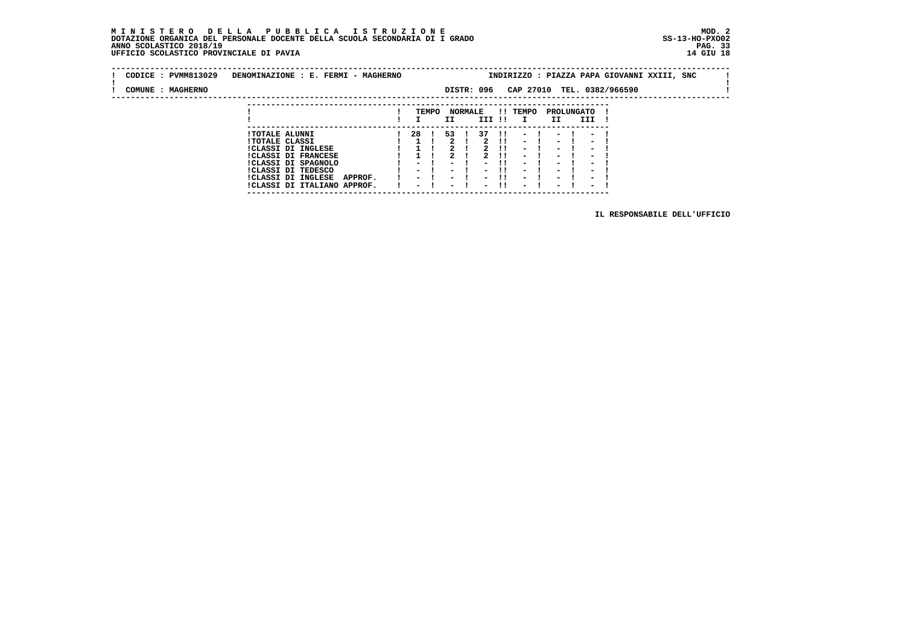**M I N I S T E R O   D E L L A   P U B B L I C A   I S T R U Z I O N E**
**DOTAZIONE ORGANICA DEL PERSONALE DOCENTE DELLA SCUOLA SECONDARIA DI I GRADO**
**ANNO SCOLASTICO 2018/19**
**UFFICIO SCOLASTICO PROVINCIALE DI PAVIA**

MOD. 2
SS-13-HO-PXO02
14 GIU 18

CODICE : PVMM813029   DENOMINAZIONE : E. FERMI - MAGHERNO   INDIRIZZO : PIAZZA PAPA GIOVANNI XXIII, SNC

COMUNE : MAGHERNO   DISTR: 096   CAP 27010   TEL. 0382/966590

| | TEMPO NORMALE | | | TEMPO PROLUNGATO | | |
|---|---|---|---|---|---|---|
| | I | II | III | I | II | III |
| TOTALE ALUNNI | 28 | 53 | 37 | - | - | - |
| TOTALE CLASSI | 1 | 2 | 2 | - | - | - |
| CLASSI DI INGLESE | 1 | 2 | 2 | - | - | - |
| CLASSI DI FRANCESE | 1 | 2 | 2 | - | - | - |
| CLASSI DI SPAGNOLO | - | - | - | - | - | - |
| CLASSI DI TEDESCO | - | - | - | - | - | - |
| CLASSI DI INGLESE APPROF. | - | - | - | - | - | - |
| CLASSI DI ITALIANO APPROF. | - | - | - | - | - | - |

IL RESPONSABILE DELL'UFFICIO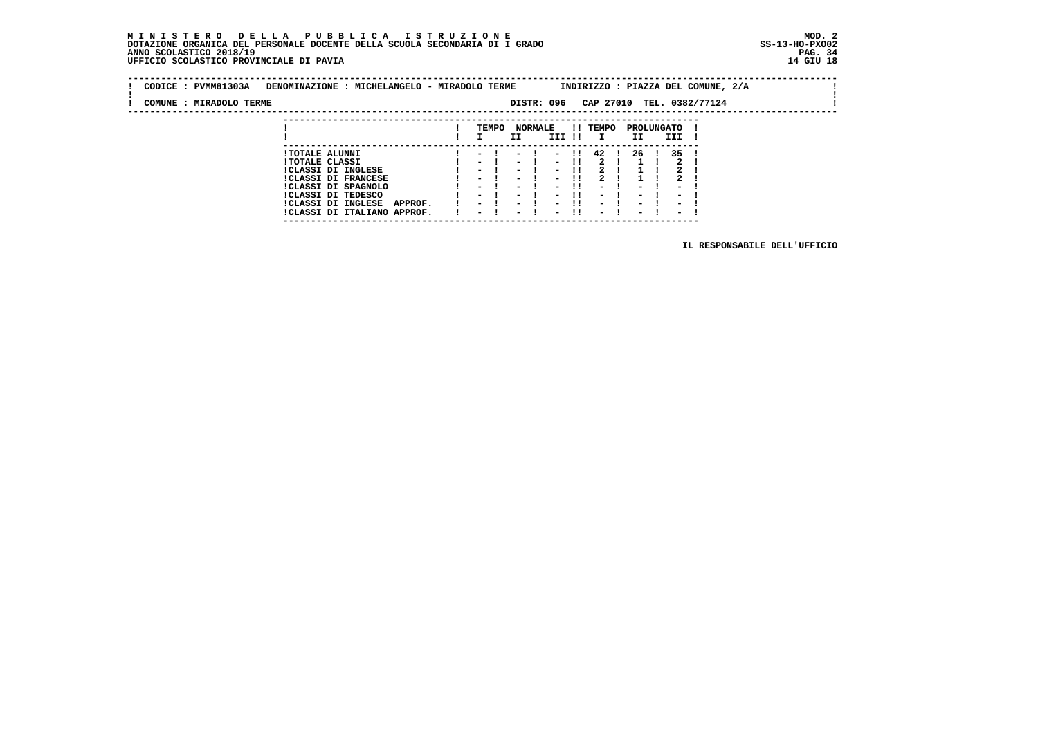**MINISTERO DELLA PUBBLICA ISTRUZIONE**
**DOTAZIONE ORGANICA DEL PERSONALE DOCENTE DELLA SCUOLA SECONDARIA DI I GRADO**
**ANNO SCOLASTICO 2018/19**
**UFFICIO SCOLASTICO PROVINCIALE DI PAVIA**

MOD. 2
SS-13-HO-PXO02
14 GIU 18

CODICE : PVMM81303A DENOMINAZIONE : MICHELANGELO - MIRADOLO TERME INDIRIZZO : PIAZZA DEL COMUNE, 2/A

COMUNE : MIRADOLO TERME DISTR: 096 CAP 27010 TEL. 0382/77124

| | TEMPO NORMALE I | II | III | TEMPO PROLUNGATO I | II | III |
|---|---|---|---|---|---|---|
| TOTALE ALUNNI | - | - | - | 42 | 26 | 35 |
| TOTALE CLASSI | - | - | - | 2 | 1 | 2 |
| CLASSI DI INGLESE | - | - | - | 2 | 1 | 2 |
| CLASSI DI FRANCESE | - | - | - | 2 | 1 | 2 |
| CLASSI DI SPAGNOLO | - | - | - | - | - | - |
| CLASSI DI TEDESCO | - | - | - | - | - | - |
| CLASSI DI INGLESE APPROF. | - | - | - | - | - | - |
| CLASSI DI ITALIANO APPROF. | - | - | - | - | - | - |

IL RESPONSABILE DELL'UFFICIO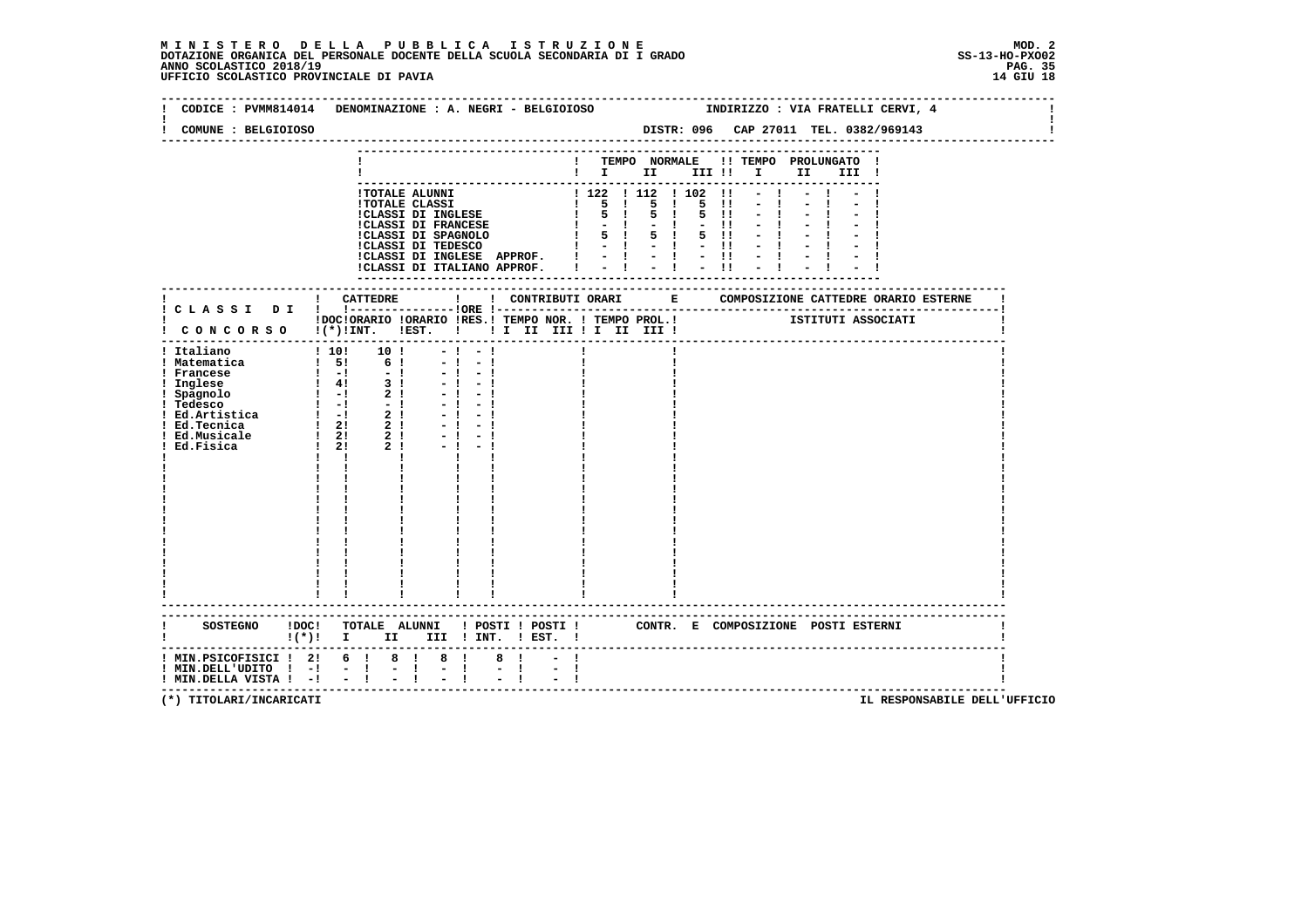**MINISTERO DELLA PUBBLICA ISTRUZIONE**
**DOTAZIONE ORGANICA DEL PERSONALE DOCENTE DELLA SCUOLA SECONDARIA DI I GRADO**
**ANNO SCOLASTICO 2018/19**
**UFFICIO SCOLASTICO PROVINCIALE DI PAVIA**

MOD. 2
SS-13-HO-PXO02
14 GIU 18

CODICE : PVMM814014 DENOMINAZIONE : A. NEGRI - BELGIOIOSO INDIRIZZO : VIA FRATELLI CERVI, 4

COMUNE : BELGIOIOSO DISTR: 096 CAP 27011 TEL. 0382/969143

| | TEMPO NORMALE I | II | III | TEMPO PROLUNGATO I | II | III |
|---|---|---|---|---|---|---|
| TOTALE ALUNNI | 122 | 112 | 102 | - | - | - |
| TOTALE CLASSI | 5 | 5 | 5 | - | - | - |
| CLASSI DI INGLESE | 5 | 5 | 5 | - | - | - |
| CLASSI DI FRANCESE | - | - | - | - | - | - |
| CLASSI DI SPAGNOLO | 5 | 5 | 5 | - | - | - |
| CLASSI DI TEDESCO | - | - | - | - | - | - |
| CLASSI DI INGLESE APPROF. | - | - | - | - | - | - |
| CLASSI DI ITALIANO APPROF. | - | - | - | - | - | - |

| CLASSI DI CONCORSO | CATTEDRE DOC (*) | ORARIO INT. | ORARIO EST. | ORE RES. | CONTRIBUTI ORARI TEMPO NOR. I II III | TEMPO PROL. I II III | COMPOSIZIONE CATTEDRE ORARIO ESTERNE - ISTITUTI ASSOCIATI |
|---|---|---|---|---|---|---|---|
| Italiano | 10 | 10 | - | - | | | |
| Matematica | 5 | 6 | - | - | | | |
| Francese | - | - | - | - | | | |
| Inglese | 4 | 3 | - | - | | | |
| Spagnolo | - | 2 | - | - | | | |
| Tedesco | - | - | - | - | | | |
| Ed.Artistica | - | 2 | - | - | | | |
| Ed.Tecnica | 2 | 2 | - | - | | | |
| Ed.Musicale | 2 | 2 | - | - | | | |
| Ed.Fisica | 2 | 2 | - | - | | | |

| SOSTEGNO | DOC (*) | TOTALE ALUNNI I | II | III | POSTI INT. | POSTI EST. | CONTR. E COMPOSIZIONE POSTI ESTERNI |
|---|---|---|---|---|---|---|---|
| MIN.PSICOFISICI | 2 | 6 | 8 | 8 | 8 | - | |
| MIN.DELL'UDITO | - | - | - | - | - | - | |
| MIN.DELLA VISTA | - | - | - | - | - | - | |

(*) TITOLARI/INCARICATI

IL RESPONSABILE DELL'UFFICIO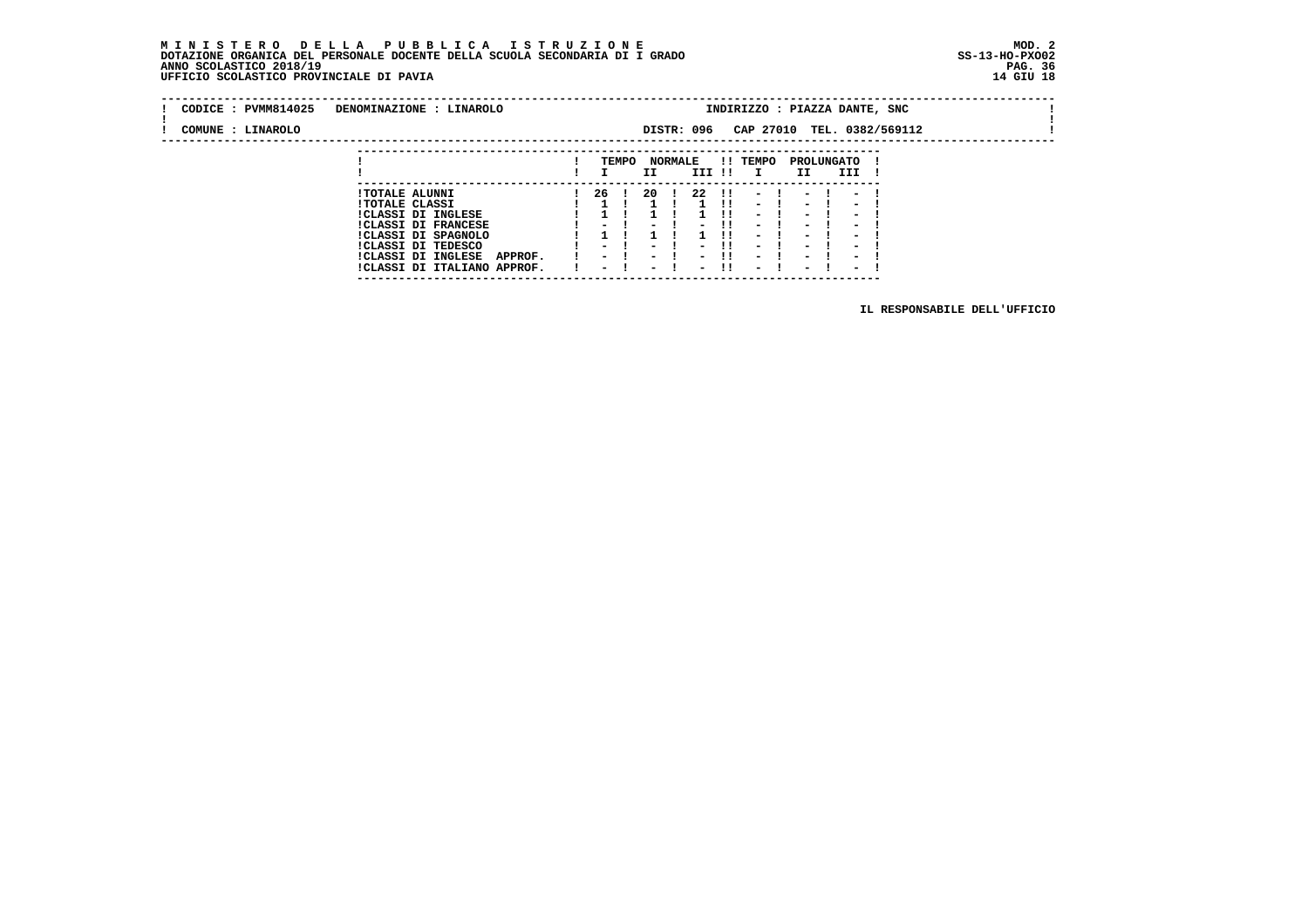**MINISTERO DELLA PUBBLICA ISTRUZIONE**
**DOTAZIONE ORGANICA DEL PERSONALE DOCENTE DELLA SCUOLA SECONDARIA DI I GRADO**
**ANNO SCOLASTICO 2018/19**
**UFFICIO SCOLASTICO PROVINCIALE DI PAVIA**

MOD. 2
SS-13-HO-PXO02
14 GIU 18

CODICE : PVMM814025 DENOMINAZIONE : LINAROLO INDIRIZZO : PIAZZA DANTE, SNC

COMUNE : LINAROLO DISTR: 096 CAP 27010 TEL. 0382/569112

| | TEMPO NORMALE I | II | III | TEMPO PROLUNGATO I | II | III |
|---|---|---|---|---|---|---|
| TOTALE ALUNNI | 26 | 20 | 22 | - | - | - |
| TOTALE CLASSI | 1 | 1 | 1 | - | - | - |
| CLASSI DI INGLESE | 1 | 1 | 1 | - | - | - |
| CLASSI DI FRANCESE | - | - | - | - | - | - |
| CLASSI DI SPAGNOLO | 1 | 1 | 1 | - | - | - |
| CLASSI DI TEDESCO | - | - | - | - | - | - |
| CLASSI DI INGLESE APPROF. | - | - | - | - | - | - |
| CLASSI DI ITALIANO APPROF. | - | - | - | - | - | - |

IL RESPONSABILE DELL'UFFICIO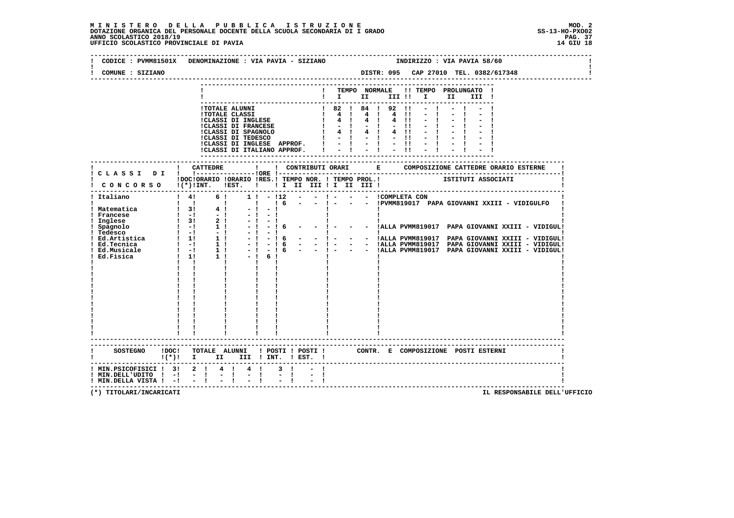**MINISTERO DELLA PUBBLICA ISTRUZIONE**
**DOTAZIONE ORGANICA DEL PERSONALE DOCENTE DELLA SCUOLA SECONDARIA DI I GRADO**
**ANNO SCOLASTICO 2018/19**
**UFFICIO SCOLASTICO PROVINCIALE DI PAVIA**

MOD. 2
SS-13-HO-PXO02
14 GIU 18

CODICE : PVMM81501X DENOMINAZIONE : VIA PAVIA - SIZIANO INDIRIZZO : VIA PAVIA 58/60

COMUNE : SIZIANO DISTR: 095 CAP 27010 TEL. 0382/617348

| | TEMPO NORMALE I | II | III | TEMPO PROLUNGATO I | II | III |
|---|---|---|---|---|---|---|
| TOTALE ALUNNI | 82 | 84 | 92 | - | - | - |
| TOTALE CLASSI | 4 | 4 | 4 | - | - | - |
| CLASSI DI INGLESE | 4 | 4 | 4 | - | - | - |
| CLASSI DI FRANCESE | - | - | - | - | - | - |
| CLASSI DI SPAGNOLO | 4 | 4 | 4 | - | - | - |
| CLASSI DI TEDESCO | - | - | - | - | - | - |
| CLASSI DI INGLESE APPROF. | - | - | - | - | - | - |
| CLASSI DI ITALIANO APPROF. | - | - | - | - | - | - |

| CLASSI DI CONCORSO | CATTEDRE DOC (*) INT. | ORARIO EST. | ORE RES. | CONTRIBUTI ORARI TEMPO NOR. I II III | TEMPO PROL. I II III | COMPOSIZIONE CATTEDRE ORARIO ESTERNE - ISTITUTI ASSOCIATI |
|---|---|---|---|---|---|---|
| Italiano | 4 | 6 | 1 | - 12 - - | - - - | COMPLETA CON |
| | | | | 6 - - | - - - | PVMM819017 PAPA GIOVANNI XXIII - VIDIGULFO |
| Matematica | 3 | 4 | - | - | | |
| Francese | - | - | - | - | | |
| Inglese | 3 | 2 | - | - | | |
| Spagnolo | - | 1 | - | - 6 - - | - - - | ALLA PVMM819017 PAPA GIOVANNI XXIII - VIDIGUL |
| Tedesco | - | - | - | - | | |
| Ed.Artistica | 1 | 1 | - | - 6 - - | - - - | ALLA PVMM819017 PAPA GIOVANNI XXIII - VIDIGUL |
| Ed.Tecnica | - | 1 | - | - 6 - - | - - - | ALLA PVMM819017 PAPA GIOVANNI XXIII - VIDIGUL |
| Ed.Musicale | - | 1 | - | - 6 - - | - - - | ALLA PVMM819017 PAPA GIOVANNI XXIII - VIDIGUL |
| Ed.Fisica | 1 | 1 | - | 6 | | |

| SOSTEGNO | DOC (*) | TOTALE ALUNNI I | II | III | POSTI INT. | POSTI EST. | CONTR. E COMPOSIZIONE POSTI ESTERNI |
|---|---|---|---|---|---|---|---|
| MIN.PSICOFISICI | 3 | 2 | 4 | 4 | 3 | - | |
| MIN.DELL'UDITO | - | - | - | - | - | - | |
| MIN.DELLA VISTA | - | - | - | - | - | - | |

(*) TITOLARI/INCARICATI

IL RESPONSABILE DELL'UFFICIO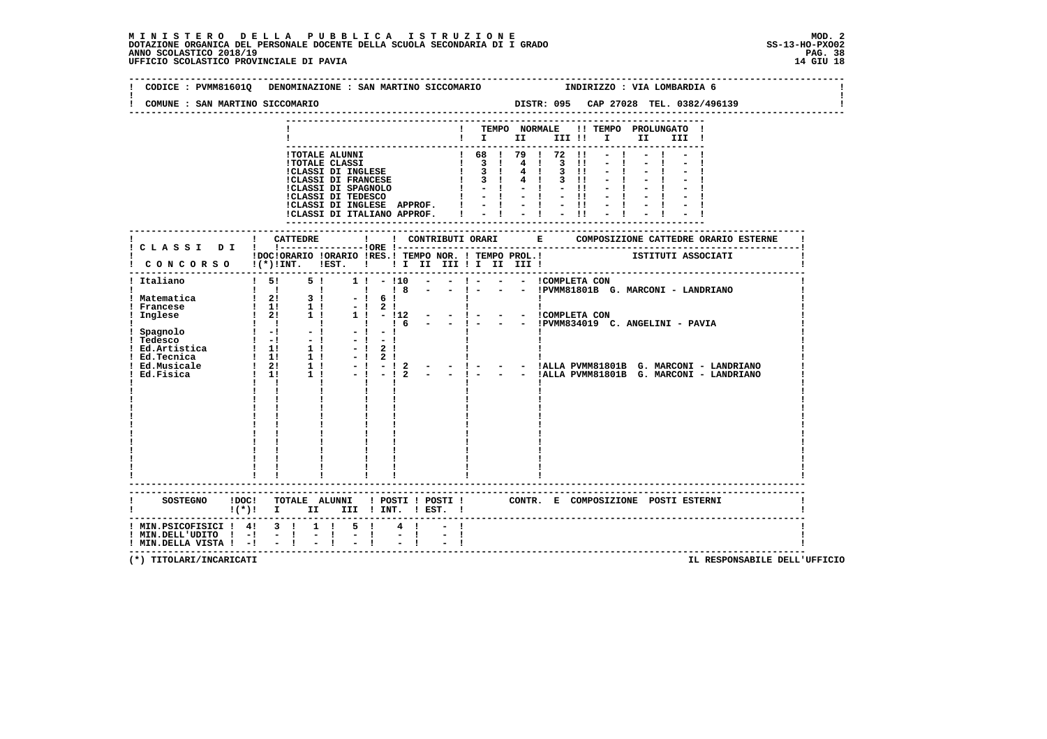# MINISTERO DELLA PUBBLICA ISTRUZIONE

DOTAZIONE ORGANICA DEL PERSONALE DOCENTE DELLA SCUOLA SECONDARIA DI I GRADO
ANNO SCOLASTICO 2018/19
UFFICIO SCOLASTICO PROVINCIALE DI PAVIA

MOD. 2
SS-13-HO-PXO02
14 GIU 18

CODICE : PVMM81601Q DENOMINAZIONE : SAN MARTINO SICCOMARIO INDIRIZZO : VIA LOMBARDIA 6

COMUNE : SAN MARTINO SICCOMARIO DISTR: 095 CAP 27028 TEL. 0382/496139

| | TEMPO NORMALE I | II | III | TEMPO PROLUNGATO I | II | III |
|---|---|---|---|---|---|---|
| TOTALE ALUNNI | 68 | 79 | 72 | - | - | - |
| TOTALE CLASSI | 3 | 4 | 3 | - | - | - |
| CLASSI DI INGLESE | 3 | 4 | 3 | - | - | - |
| CLASSI DI FRANCESE | 3 | 4 | 3 | - | - | - |
| CLASSI DI SPAGNOLO | - | - | - | - | - | - |
| CLASSI DI TEDESCO | - | - | - | - | - | - |
| CLASSI DI INGLESE APPROF. | - | - | - | - | - | - |
| CLASSI DI ITALIANO APPROF. | - | - | - | - | - | - |

| CLASSI DI CONCORSO | CATTEDRE DOC (*) | ORARIO INT. | ORARIO EST. | ORE RES. | CONTRIBUTI ORARI TEMPO NOR. I | II | III | TEMPO PROL. I | II | III | COMPOSIZIONE CATTEDRE ORARIO ESTERNE ISTITUTI ASSOCIATI |
|---|---|---|---|---|---|---|---|---|---|---|---|
| Italiano | 5 | 5 | 1 | - | 10 | - | - | - | - | - | COMPLETA CON |
| | | | | | 8 | - | - | - | - | - | PVMM81801B G. MARCONI - LANDRIANO |
| Matematica | 2 | 3 | - | 6 | | | | | | | |
| Francese | 1 | 1 | - | 2 | | | | | | | |
| Inglese | 2 | 1 | 1 | - | 12 | - | - | - | - | - | COMPLETA CON |
| | | | | | 6 | - | - | - | - | - | PVMM834019 C. ANGELINI - PAVIA |
| Spagnolo | - | - | - | - | | | | | | | |
| Tedesco | - | - | - | - | | | | | | | |
| Ed.Artistica | 1 | 1 | - | 2 | | | | | | | |
| Ed.Tecnica | 1 | 1 | - | 2 | | | | | | | |
| Ed.Musicale | 2 | 1 | - | - | 2 | - | - | - | - | - | ALLA PVMM81801B G. MARCONI - LANDRIANO |
| Ed.Fisica | 1 | 1 | - | - | 2 | - | - | - | - | - | ALLA PVMM81801B G. MARCONI - LANDRIANO |

| SOSTEGNO | DOC (*) | TOTALE ALUNNI I | II | III | POSTI INT. | POSTI EST. | CONTR. E COMPOSIZIONE POSTI ESTERNI |
|---|---|---|---|---|---|---|---|
| MIN.PSICOFISICI | 4 | 3 | 1 | 5 | 4 | - | |
| MIN.DELL'UDITO | - | - | - | - | - | - | |
| MIN.DELLA VISTA | - | - | - | - | - | - | |

(*) TITOLARI/INCARICATI

IL RESPONSABILE DELL'UFFICIO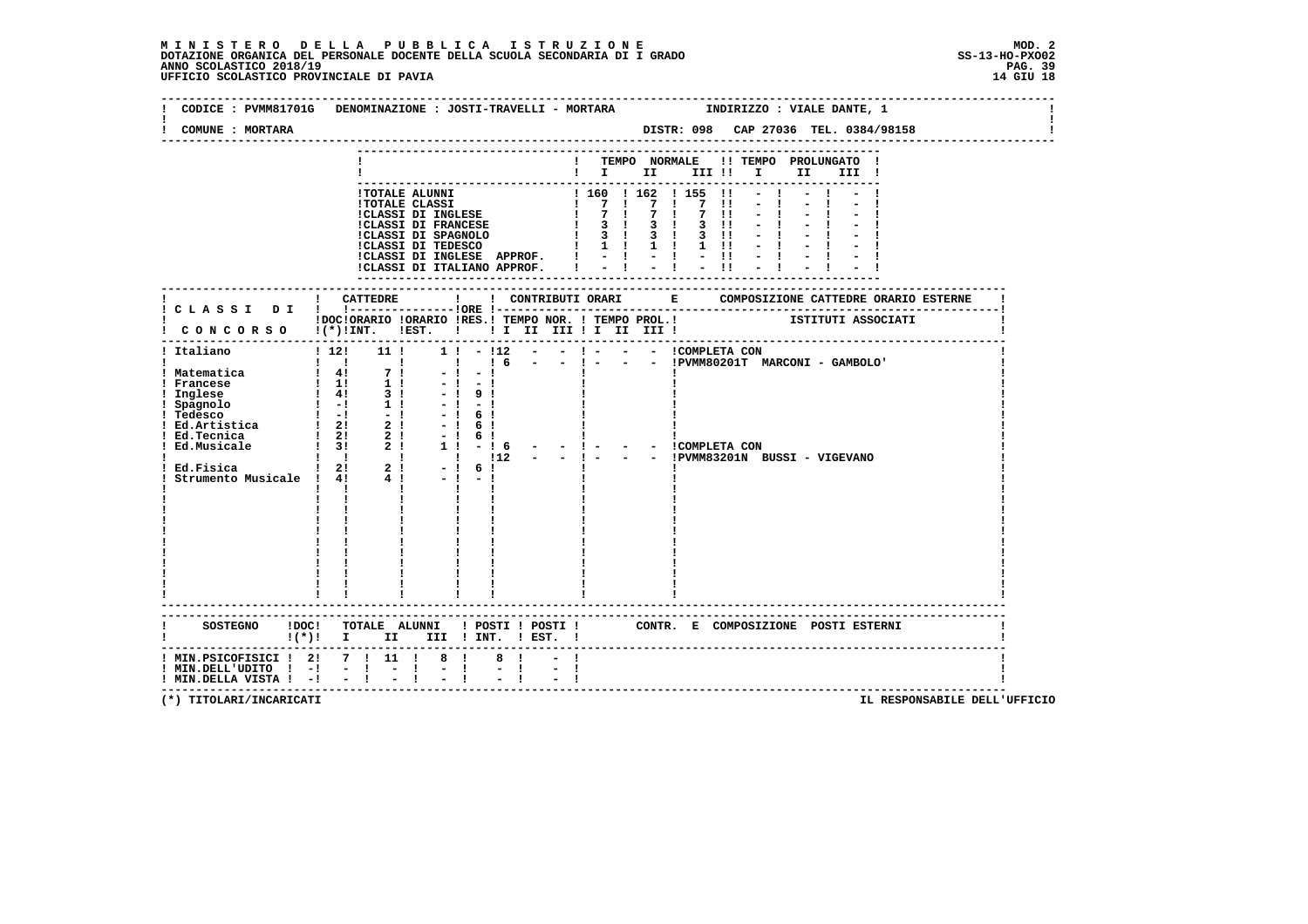**MINISTERO DELLA PUBBLICA ISTRUZIONE**
**DOTAZIONE ORGANICA DEL PERSONALE DOCENTE DELLA SCUOLA SECONDARIA DI I GRADO**
**ANNO SCOLASTICO 2018/19**
**UFFICIO SCOLASTICO PROVINCIALE DI PAVIA**

MOD. 2
SS-13-HO-PXO02
14 GIU 18

CODICE : PVMM81701G DENOMINAZIONE : JOSTI-TRAVELLI - MORTARA INDIRIZZO : VIALE DANTE, 1
COMUNE : MORTARA DISTR: 098 CAP 27036 TEL. 0384/98158

| | TEMPO NORMALE I | II | III | TEMPO PROLUNGATO I | II | III |
|---|---|---|---|---|---|---|
| TOTALE ALUNNI | 160 | 162 | 155 | - | - | - |
| TOTALE CLASSI | 7 | 7 | 7 | - | - | - |
| CLASSI DI INGLESE | 7 | 7 | 7 | - | - | - |
| CLASSI DI FRANCESE | 3 | 3 | 3 | - | - | - |
| CLASSI DI SPAGNOLO | 3 | 3 | 3 | - | - | - |
| CLASSI DI TEDESCO | 1 | 1 | 1 | - | - | - |
| CLASSI DI INGLESE APPROF. | - | - | - | - | - | - |
| CLASSI DI ITALIANO APPROF. | - | - | - | - | - | - |

| CLASSI DI CONCORSO | CATTEDRE DOC (*) | ORARIO INT. | ORARIO EST. | ORE RES. | CONTRIBUTI ORARI TEMPO NOR. I II III | TEMPO PROL. I II III | COMPOSIZIONE CATTEDRE ORARIO ESTERNE - ISTITUTI ASSOCIATI |
|---|---|---|---|---|---|---|---|
| Italiano | 12 | 11 | 1 | - | 12 - - | - - - | COMPLETA CON |
| | | | | | 6 - - | - - - | PVMM80201T MARCONI - GAMBOLO' |
| Matematica | 4 | 7 | - | - | | | |
| Francese | 1 | 1 | - | - | | | |
| Inglese | 4 | 3 | - | 9 | | | |
| Spagnolo | - | 1 | - | - | | | |
| Tedesco | - | - | - | 6 | | | |
| Ed.Artistica | 2 | 2 | - | 6 | | | |
| Ed.Tecnica | 2 | 2 | - | 6 | | | |
| Ed.Musicale | 3 | 2 | 1 | - | 6 - - | - - - | COMPLETA CON |
| | | | | | 12 - - | - - - | PVMM83201N BUSSI - VIGEVANO |
| Ed.Fisica | 2 | 2 | - | 6 | | | |
| Strumento Musicale | 4 | 4 | - | - | | | |

| SOSTEGNO | DOC (*) | TOTALE ALUNNI I | II | III | POSTI INT. | POSTI EST. | CONTR. E COMPOSIZIONE POSTI ESTERNI |
|---|---|---|---|---|---|---|---|
| MIN.PSICOFISICI | 2 | 7 | 11 | 8 | 8 | - | |
| MIN.DELL'UDITO | - | - | - | - | - | - | |
| MIN.DELLA VISTA | - | - | - | - | - | - | |

(*) TITOLARI/INCARICATI

IL RESPONSABILE DELL'UFFICIO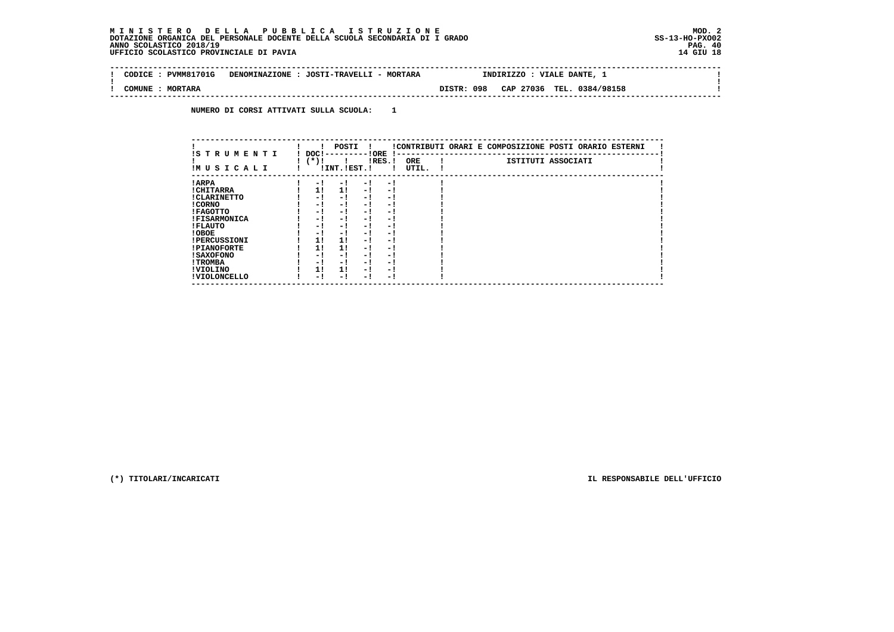**M I N I S T E R O D E L L A P U B B L I C A I S T R U Z I O N E**
**DOTAZIONE ORGANICA DEL PERSONALE DOCENTE DELLA SCUOLA SECONDARIA DI I GRADO**
**ANNO SCOLASTICO 2018/19**
**UFFICIO SCOLASTICO PROVINCIALE DI PAVIA**

MOD. 2
SS-13-HO-PXO02
14 GIU 18

| CODICE : PVMM81701G | DENOMINAZIONE : JOSTI-TRAVELLI - MORTARA | INDIRIZZO : VIALE DANTE, 1 |
|---|---|---|
| COMUNE : MORTARA | | DISTR: 098 CAP 27036 TEL. 0384/98158 |

**NUMERO DI CORSI ATTIVATI SULLA SCUOLA: 1**

| STRUMENTI MUSICALI | DOC (*) | POSTI INT. | POSTI EST. | ORE RES. | ORE UTIL. | ISTITUTI ASSOCIATI |
|---|---|---|---|---|---|---|
| ARPA | - | - | - | - | | |
| CHITARRA | 1 | 1 | - | - | | |
| CLARINETTO | - | - | - | - | | |
| CORNO | - | - | - | - | | |
| FAGOTTO | - | - | - | - | | |
| FISARMONICA | - | - | - | - | | |
| FLAUTO | - | - | - | - | | |
| OBOE | - | - | - | - | | |
| PERCUSSIONI | 1 | 1 | - | - | | |
| PIANOFORTE | 1 | 1 | - | - | | |
| SAXOFONO | - | - | - | - | | |
| TROMBA | - | - | - | - | | |
| VIOLINO | 1 | 1 | - | - | | |
| VIOLONCELLO | - | - | - | - | | |

CONTRIBUTI ORARI E COMPOSIZIONE POSTI ORARIO ESTERNI

(*) TITOLARI/INCARICATI

IL RESPONSABILE DELL'UFFICIO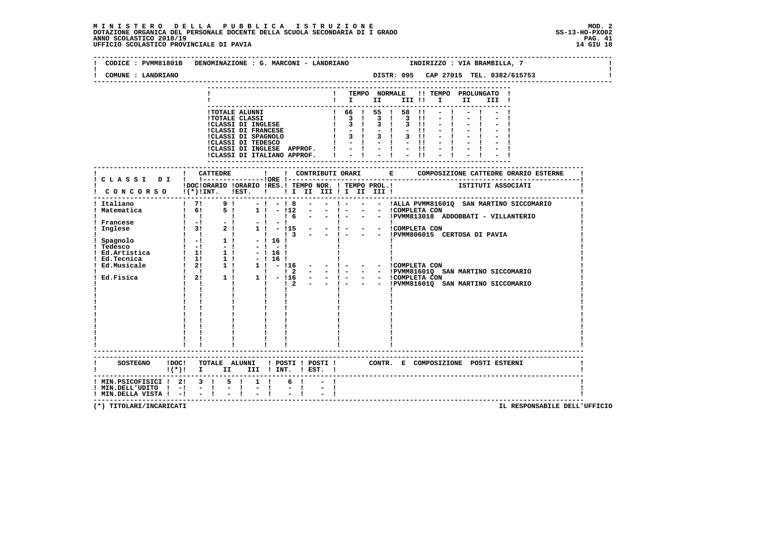# M I N I S T E R O   D E L L A   P U B B L I C A   I S T R U Z I O N E

DOTAZIONE ORGANICA DEL PERSONALE DOCENTE DELLA SCUOLA SECONDARIA DI I GRADO

ANNO SCOLASTICO 2018/19

UFFICIO SCOLASTICO PROVINCIALE DI PAVIA

MOD. 2
SS-13-HO-PXO02
14 GIU 18

CODICE : PVMM81801B   DENOMINAZIONE : G. MARCONI - LANDRIANO   INDIRIZZO : VIA BRAMBILLA, 7

COMUNE : LANDRIANO   DISTR: 095   CAP 27015   TEL. 0382/615753

| | TEMPO NORMALE I | II | III | TEMPO PROLUNGATO I | II | III |
|---|---|---|---|---|---|---|
| TOTALE ALUNNI | 66 | 55 | 58 | - | - | - |
| TOTALE CLASSI | 3 | 3 | 3 | - | - | - |
| CLASSI DI INGLESE | 3 | 3 | 3 | - | - | - |
| CLASSI DI FRANCESE | - | - | - | - | - | - |
| CLASSI DI SPAGNOLO | 3 | 3 | 3 | - | - | - |
| CLASSI DI TEDESCO | - | - | - | - | - | - |
| CLASSI DI INGLESE APPROF. | - | - | - | - | - | - |
| CLASSI DI ITALIANO APPROF. | - | - | - | - | - | - |

| CLASSI DI CONCORSO | CATTEDRE DOC (*) INT. | CATTEDRE ORARIO INT. | CATTEDRE ORARIO EST. | ORE RES. | CONTRIBUTI ORARI TEMPO NOR. I | II | III | TEMPO PROL. I | II | III | COMPOSIZIONE CATTEDRE ORARIO ESTERNE - ISTITUTI ASSOCIATI |
|---|---|---|---|---|---|---|---|---|---|---|---|
| Italiano | 7 | 9 | - | - | 8 | - | - | - | - | - | ALLA PVMM81601Q SAN MARTINO SICCOMARIO |
| Matematica | 6 | 5 | 1 | - | 12 | - | - | - | - | - | COMPLETA CON |
| | | | | | 6 | - | - | - | - | - | PVMM813018 ADDOBBATI - VILLANTERIO |
| Francese | - | - | - | - | | | | | | | |
| Inglese | 3 | 2 | 1 | - | 15 | - | - | - | - | - | COMPLETA CON |
| | | | | | 3 | - | - | - | - | - | PVMM806015 CERTOSA DI PAVIA |
| Spagnolo | - | 1 | - | 16 | | | | | | | |
| Tedesco | - | - | - | - | | | | | | | |
| Ed.Artistica | 1 | 1 | - | 16 | | | | | | | |
| Ed.Tecnica | 1 | 1 | - | 16 | | | | | | | |
| Ed.Musicale | 2 | 1 | 1 | - | 16 | - | - | - | - | - | COMPLETA CON |
| | | | | | 2 | - | - | - | - | - | PVMM81601Q SAN MARTINO SICCOMARIO |
| Ed.Fisica | 2 | 1 | 1 | - | 16 | - | - | - | - | - | COMPLETA CON |
| | | | | | 2 | - | - | - | - | - | PVMM81601Q SAN MARTINO SICCOMARIO |

| SOSTEGNO | DOC (*) | TOTALE ALUNNI I | II | III | POSTI INT. | POSTI EST. | CONTR. E COMPOSIZIONE POSTI ESTERNI |
|---|---|---|---|---|---|---|---|
| MIN.PSICOFISICI | 2 | 3 | 5 | 1 | 6 | - | |
| MIN.DELL'UDITO | - | - | - | - | - | - | |
| MIN.DELLA VISTA | - | - | - | - | - | - | |

(*) TITOLARI/INCARICATI

IL RESPONSABILE DELL'UFFICIO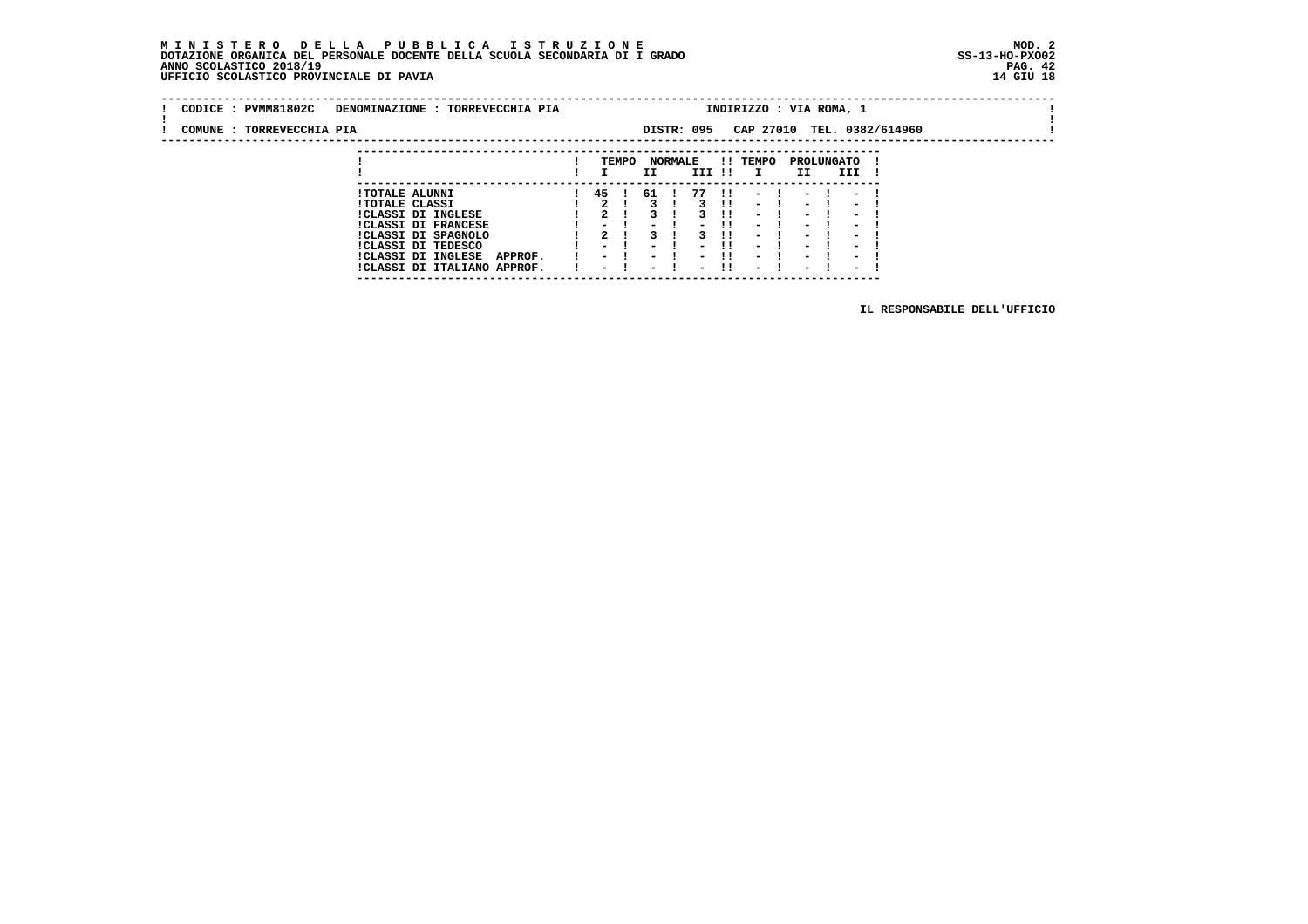**M I N I S T E R O   D E L L A   P U B B L I C A   I S T R U Z I O N E**
**DOTAZIONE ORGANICA DEL PERSONALE DOCENTE DELLA SCUOLA SECONDARIA DI I GRADO**
**ANNO SCOLASTICO 2018/19**
**UFFICIO SCOLASTICO PROVINCIALE DI PAVIA**

MOD. 2
SS-13-HO-PXO02
14 GIU 18

CODICE : PVMM81802C   DENOMINAZIONE : TORREVECCHIA PIA   INDIRIZZO : VIA ROMA, 1

COMUNE : TORREVECCHIA PIA   DISTR: 095   CAP 27010   TEL. 0382/614960

| | TEMPO NORMALE I | TEMPO NORMALE II | TEMPO NORMALE III | TEMPO PROLUNGATO I | TEMPO PROLUNGATO II | TEMPO PROLUNGATO III |
|---|---|---|---|---|---|---|
| TOTALE ALUNNI | 45 | 61 | 77 | - | - | - |
| TOTALE CLASSI | 2 | 3 | 3 | - | - | - |
| CLASSI DI INGLESE | 2 | 3 | 3 | - | - | - |
| CLASSI DI FRANCESE | - | - | - | - | - | - |
| CLASSI DI SPAGNOLO | 2 | 3 | 3 | - | - | - |
| CLASSI DI TEDESCO | - | - | - | - | - | - |
| CLASSI DI INGLESE APPROF. | - | - | - | - | - | - |
| CLASSI DI ITALIANO APPROF. | - | - | - | - | - | - |

IL RESPONSABILE DELL'UFFICIO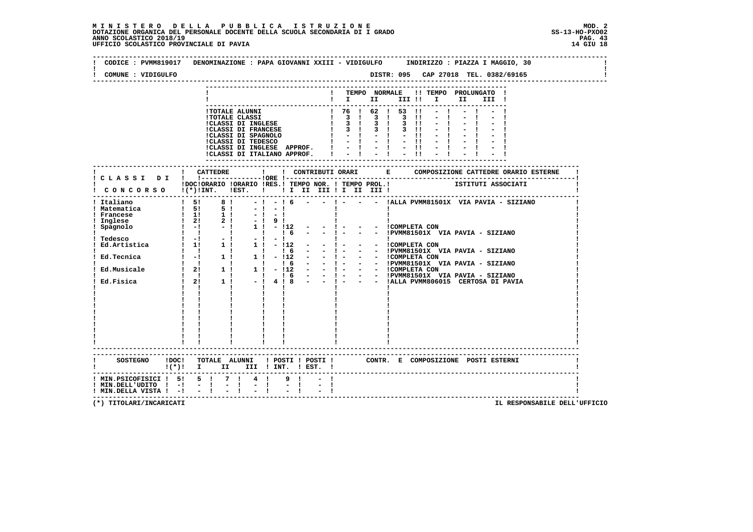**MINISTERO DELLA PUBBLICA ISTRUZIONE**
**DOTAZIONE ORGANICA DEL PERSONALE DOCENTE DELLA SCUOLA SECONDARIA DI I GRADO**
**ANNO SCOLASTICO 2018/19**
**UFFICIO SCOLASTICO PROVINCIALE DI PAVIA**

MOD. 2
SS-13-HO-PXO02
14 GIU 18

CODICE : PVMM819017 DENOMINAZIONE : PAPA GIOVANNI XXIII - VIDIGULFO INDIRIZZO : PIAZZA I MAGGIO, 30

COMUNE : VIDIGULFO DISTR: 095 CAP 27018 TEL. 0382/69165

| | TEMPO NORMALE I | II | III | TEMPO PROLUNGATO I | II | III |
|---|---|---|---|---|---|---|
| TOTALE ALUNNI | 76 | 62 | 53 | - | - | - |
| TOTALE CLASSI | 3 | 3 | 3 | - | - | - |
| CLASSI DI INGLESE | 3 | 3 | 3 | - | - | - |
| CLASSI DI FRANCESE | 3 | 3 | 3 | - | - | - |
| CLASSI DI SPAGNOLO | - | - | - | - | - | - |
| CLASSI DI TEDESCO | - | - | - | - | - | - |
| CLASSI DI INGLESE APPROF. | - | - | - | - | - | - |
| CLASSI DI ITALIANO APPROF. | - | - | - | - | - | - |

| CLASSI DI CONCORSO | CATTEDRE DOC (*) | ORARIO INT. | ORARIO EST. | ORE RES. | TEMPO NOR. I | II | III | TEMPO PROL. I | II | III | COMPOSIZIONE CATTEDRE ORARIO ESTERNE - ISTITUTI ASSOCIATI |
|---|---|---|---|---|---|---|---|---|---|---|---|
| Italiano | 5 | 8 | - | - | 6 | - | - | - | - | - | ALLA PVMM81501X VIA PAVIA - SIZIANO |
| Matematica | 5 | 5 | - | - | | | | | | | |
| Francese | 1 | 1 | - | - | | | | | | | |
| Inglese | 2 | 2 | - | 9 | | | | | | | |
| Spagnolo | - | - | 1 | - | 12 | - | - | - | - | - | COMPLETA CON |
| | | | | | 6 | - | - | - | - | - | PVMM81501X VIA PAVIA - SIZIANO |
| Tedesco | - | - | - | - | | | | | | | |
| Ed.Artistica | 1 | 1 | 1 | - | 12 | - | - | - | - | - | COMPLETA CON |
| | | | | | 6 | - | - | - | - | - | PVMM81501X VIA PAVIA - SIZIANO |
| Ed.Tecnica | - | 1 | 1 | - | 12 | - | - | - | - | - | COMPLETA CON |
| | | | | | 6 | - | - | - | - | - | PVMM81501X VIA PAVIA - SIZIANO |
| Ed.Musicale | 2 | 1 | 1 | - | 12 | - | - | - | - | - | COMPLETA CON |
| | | | | | 6 | - | - | - | - | - | PVMM81501X VIA PAVIA - SIZIANO |
| Ed.Fisica | 2 | 1 | - | 4 | 8 | - | - | - | - | - | ALLA PVMM806015 CERTOSA DI PAVIA |

| SOSTEGNO | DOC (*) | TOTALE ALUNNI I | II | III | POSTI INT. | POSTI EST. | CONTR. E COMPOSIZIONE POSTI ESTERNI |
|---|---|---|---|---|---|---|---|
| MIN.PSICOFISICI | 5 | 5 | 7 | 4 | 9 | - | |
| MIN.DELL'UDITO | - | - | - | - | - | - | |
| MIN.DELLA VISTA | - | - | - | - | - | - | |

(*) TITOLARI/INCARICATI

IL RESPONSABILE DELL'UFFICIO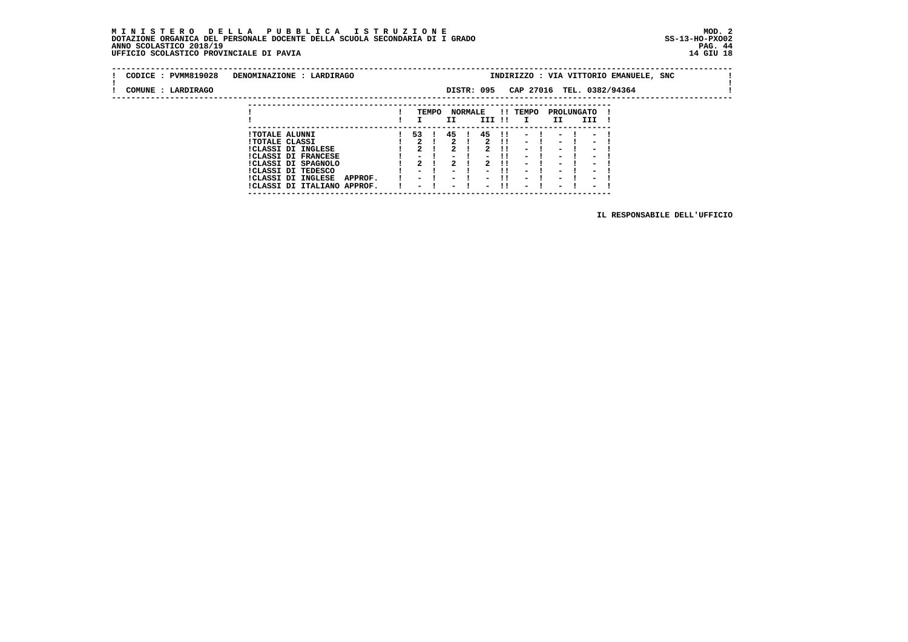CODICE : PVMM819028 DENOMINAZIONE : LARDIRAGO INDIRIZZO : VIA VITTORIO EMANUELE, SNC

COMUNE : LARDIRAGO DISTR: 095 CAP 27016 TEL. 0382/94364

| | TEMPO NORMALE | | | TEMPO PROLUNGATO | | |
|---|---|---|---|---|---|---|
| | I | II | III | I | II | III |
| TOTALE ALUNNI | 53 | 45 | 45 | - | - | - |
| TOTALE CLASSI | 2 | 2 | 2 | - | - | - |
| CLASSI DI INGLESE | 2 | 2 | 2 | - | - | - |
| CLASSI DI FRANCESE | - | - | - | - | - | - |
| CLASSI DI SPAGNOLO | 2 | 2 | 2 | - | - | - |
| CLASSI DI TEDESCO | - | - | - | - | - | - |
| CLASSI DI INGLESE APPROF. | - | - | - | - | - | - |
| CLASSI DI ITALIANO APPROF. | - | - | - | - | - | - |

IL RESPONSABILE DELL'UFFICIO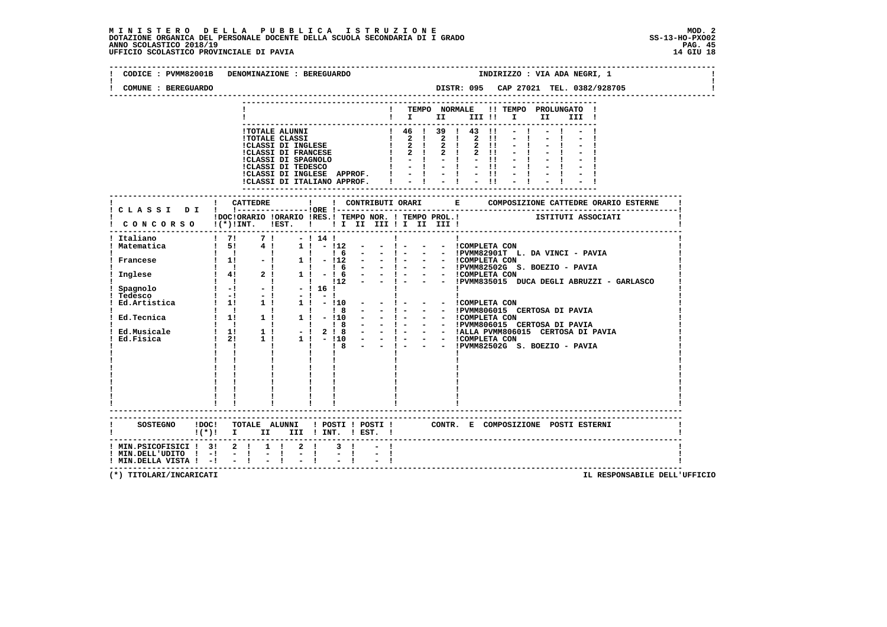**MINISTERO DELLA PUBBLICA ISTRUZIONE**
**DOTAZIONE ORGANICA DEL PERSONALE DOCENTE DELLA SCUOLA SECONDARIA DI I GRADO**
**ANNO SCOLASTICO 2018/19**
**UFFICIO SCOLASTICO PROVINCIALE DI PAVIA**

MOD. 2
SS-13-HO-PX002
14 GIU 18

CODICE : PVMM82001B   DENOMINAZIONE : BEREGUARDO   INDIRIZZO : VIA ADA NEGRI, 1

COMUNE : BEREGUARDO   DISTR: 095   CAP 27021   TEL. 0382/928705

| | TEMPO NORMALE I | II | III | TEMPO PROLUNGATO I | II | III |
|---|---|---|---|---|---|---|
| TOTALE ALUNNI | 46 | 39 | 43 | - | - | - |
| TOTALE CLASSI | 2 | 2 | 2 | - | - | - |
| CLASSI DI INGLESE | 2 | 2 | 2 | - | - | - |
| CLASSI DI FRANCESE | 2 | 2 | 2 | - | - | - |
| CLASSI DI SPAGNOLO | - | - | - | - | - | - |
| CLASSI DI TEDESCO | - | - | - | - | - | - |
| CLASSI DI INGLESE APPROF. | - | - | - | - | - | - |
| CLASSI DI ITALIANO APPROF. | - | - | - | - | - | - |

| CLASSI DI CONCORSO | CATTEDRE DOC (*) | ORARIO INT. | ORARIO EST. | ORE RES. | CONTRIBUTI ORARI TEMPO NOR. I | II | III | TEMPO PROL. I | II | III | COMPOSIZIONE CATTEDRE ORARIO ESTERNE - ISTITUTI ASSOCIATI |
|---|---|---|---|---|---|---|---|---|---|---|---|
| Italiano | 7 | 7 | - | 14 | | | | | | | |
| Matematica | 5 | 4 | 1 | - | 12 | - | - | - | - | - | COMPLETA CON |
| | | | | | 6 | - | - | - | - | - | PVMM82901T L. DA VINCI - PAVIA |
| Francese | 1 | - | 1 | - | 12 | - | - | - | - | - | COMPLETA CON |
| | | | | | 6 | - | - | - | - | - | PVMM82502G S. BOEZIO - PAVIA |
| Inglese | 4 | 2 | 1 | - | 6 | - | - | - | - | - | COMPLETA CON |
| | | | | | 12 | - | - | - | - | - | PVMM835015 DUCA DEGLI ABRUZZI - GARLASCO |
| Spagnolo | - | - | - | 16 | | | | | | | |
| Tedesco | - | - | - | - | | | | | | | |
| Ed.Artistica | 1 | 1 | 1 | - | 10 | - | - | - | - | - | COMPLETA CON |
| | | | | | 8 | - | - | - | - | - | PVMM806015 CERTOSA DI PAVIA |
| Ed.Tecnica | 1 | 1 | 1 | - | 10 | - | - | - | - | - | COMPLETA CON |
| | | | | | 8 | - | - | - | - | - | PVMM806015 CERTOSA DI PAVIA |
| Ed.Musicale | 1 | 1 | - | 2 | 8 | - | - | - | - | - | ALLA PVMM806015 CERTOSA DI PAVIA |
| Ed.Fisica | 2 | 1 | 1 | - | 10 | - | - | - | - | - | COMPLETA CON |
| | | | | | 8 | - | - | - | - | - | PVMM82502G S. BOEZIO - PAVIA |

| SOSTEGNO | DOC (*) | TOTALE ALUNNI I | II | III | POSTI INT. | POSTI EST. | CONTR. E COMPOSIZIONE POSTI ESTERNI |
|---|---|---|---|---|---|---|---|
| MIN.PSICOFISICI | 3 | 2 | 1 | 2 | 3 | - | |
| MIN.DELL'UDITO | - | - | - | - | - | - | |
| MIN.DELLA VISTA | - | - | - | - | - | - | |

(*) TITOLARI/INCARICATI

IL RESPONSABILE DELL'UFFICIO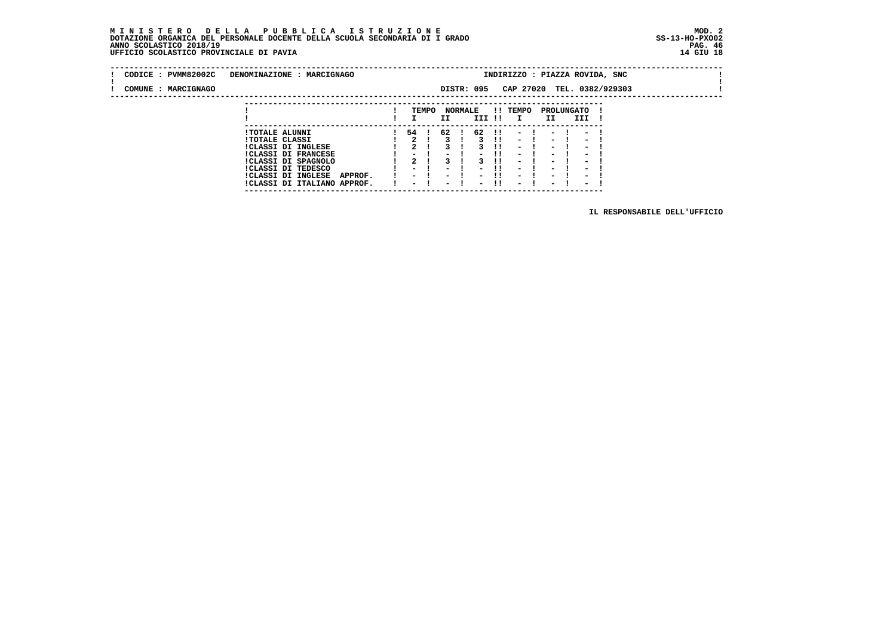**MINISTERO DELLA PUBBLICA ISTRUZIONE**
**DOTAZIONE ORGANICA DEL PERSONALE DOCENTE DELLA SCUOLA SECONDARIA DI I GRADO**
**ANNO SCOLASTICO 2018/19**
**UFFICIO SCOLASTICO PROVINCIALE DI PAVIA**

MOD. 2
SS-13-HO-PXO02
14 GIU 18

CODICE : PVMM82002C DENOMINAZIONE : MARCIGNAGO INDIRIZZO : PIAZZA ROVIDA, SNC

COMUNE : MARCIGNAGO DISTR: 095 CAP 27020 TEL. 0382/929303

| | TEMPO NORMALE | | | TEMPO PROLUNGATO | | |
|---|---|---|---|---|---|---|
| | I | II | III | I | II | III |
| TOTALE ALUNNI | 54 | 62 | 62 | - | - | - |
| TOTALE CLASSI | 2 | 3 | 3 | - | - | - |
| CLASSI DI INGLESE | 2 | 3 | 3 | - | - | - |
| CLASSI DI FRANCESE | - | - | - | - | - | - |
| CLASSI DI SPAGNOLO | 2 | 3 | 3 | - | - | - |
| CLASSI DI TEDESCO | - | - | - | - | - | - |
| CLASSI DI INGLESE APPROF. | - | - | - | - | - | - |
| CLASSI DI ITALIANO APPROF. | - | - | - | - | - | - |

IL RESPONSABILE DELL'UFFICIO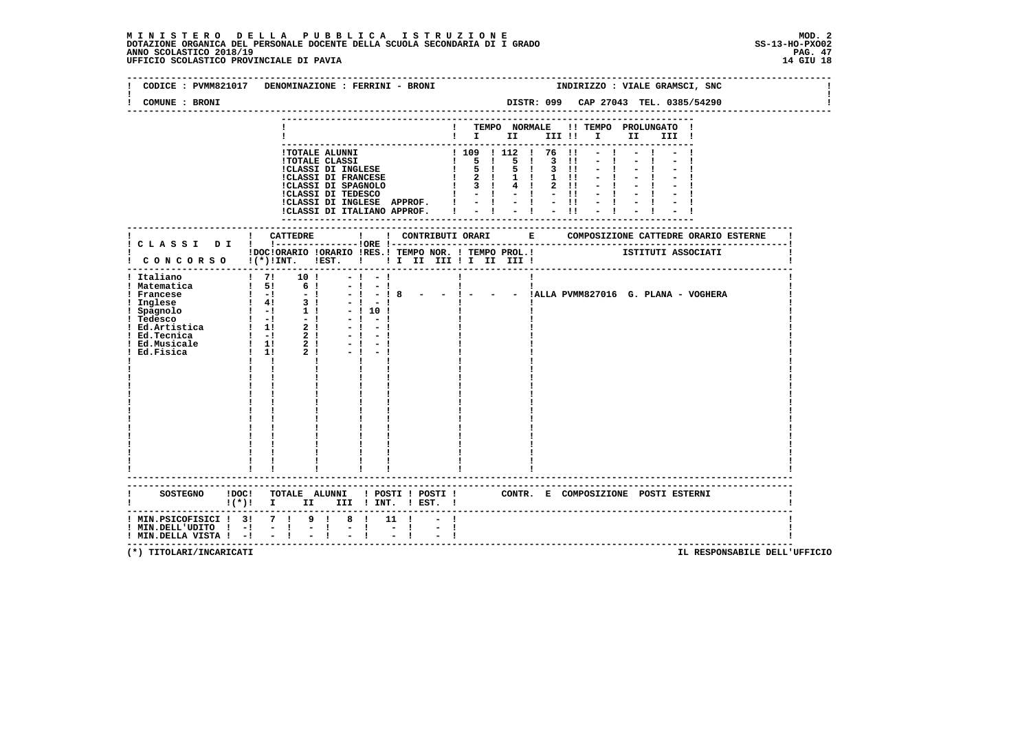**MINISTERO DELLA PUBBLICA ISTRUZIONE**
**DOTAZIONE ORGANICA DEL PERSONALE DOCENTE DELLA SCUOLA SECONDARIA DI I GRADO**
**ANNO SCOLASTICO 2018/19**
**UFFICIO SCOLASTICO PROVINCIALE DI PAVIA**

MOD. 2
SS-13-HO-PXO02
14 GIU 18

CODICE : PVMM821017 DENOMINAZIONE : FERRINI - BRONI — INDIRIZZO : VIALE GRAMSCI, SNC

COMUNE : BRONI — DISTR: 099 CAP 27043 TEL. 0385/54290

| | TEMPO NORMALE I | II | III | TEMPO PROLUNGATO I | II | III |
|---|---|---|---|---|---|---|
| TOTALE ALUNNI | 109 | 112 | 76 | - | - | - |
| TOTALE CLASSI | 5 | 5 | 3 | - | - | - |
| CLASSI DI INGLESE | 5 | 5 | 3 | - | - | - |
| CLASSI DI FRANCESE | 2 | 1 | 1 | - | - | - |
| CLASSI DI SPAGNOLO | 3 | 4 | 2 | - | - | - |
| CLASSI DI TEDESCO | - | - | - | - | - | - |
| CLASSI DI INGLESE APPROF. | - | - | - | - | - | - |
| CLASSI DI ITALIANO APPROF. | - | - | - | - | - | - |

| CLASSI DI CONCORSO | CATTEDRE DOC (*) INT. | CATTEDRE ORARIO EST. | ORE RES. | CONTRIBUTI ORARI TEMPO NOR. I II III | TEMPO PROL. I II III | COMPOSIZIONE CATTEDRE ORARIO ESTERNE - ISTITUTI ASSOCIATI |
|---|---|---|---|---|---|---|
| Italiano | 7 | 10 | - | - | | |
| Matematica | 5 | 6 | - | - | | |
| Francese | - | - | - | - | 8 - - | - - - | ALLA PVMM827016 G. PLANA - VOGHERA |
| Inglese | 4 | 3 | - | - | | |
| Spagnolo | - | 1 | - | 10 | | |
| Tedesco | - | - | - | - | | |
| Ed.Artistica | 1 | 2 | - | - | | |
| Ed.Tecnica | - | 2 | - | - | | |
| Ed.Musicale | 1 | 2 | - | - | | |
| Ed.Fisica | 1 | 2 | - | - | | |

| SOSTEGNO | DOC (*) | TOTALE ALUNNI I | II | III | POSTI INT. | POSTI EST. | CONTR. E COMPOSIZIONE POSTI ESTERNI |
|---|---|---|---|---|---|---|---|
| MIN.PSICOFISICI | 3 | 7 | 9 | 8 | 11 | - | |
| MIN.DELL'UDITO | - | - | - | - | - | - | |
| MIN.DELLA VISTA | - | - | - | - | - | - | |

(*) TITOLARI/INCARICATI

IL RESPONSABILE DELL'UFFICIO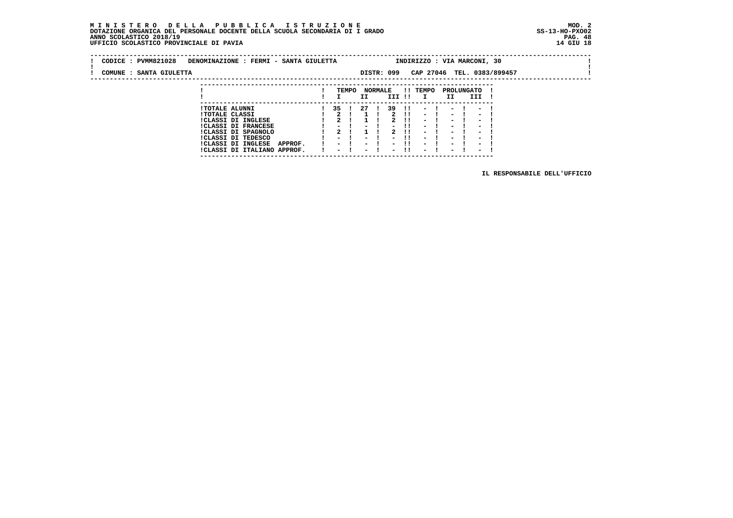**MINISTERO DELLA PUBBLICA ISTRUZIONE**
**DOTAZIONE ORGANICA DEL PERSONALE DOCENTE DELLA SCUOLA SECONDARIA DI I GRADO**
**ANNO SCOLASTICO 2018/19**
**UFFICIO SCOLASTICO PROVINCIALE DI PAVIA**

MOD. 2
SS-13-HO-PXO02
14 GIU 18

CODICE : PVMM821028 DENOMINAZIONE : FERMI - SANTA GIULETTA INDIRIZZO : VIA MARCONI, 30

COMUNE : SANTA GIULETTA DISTR: 099 CAP 27046 TEL. 0383/899457

| | TEMPO NORMALE I | II | III | TEMPO PROLUNGATO I | II | III |
|---|---|---|---|---|---|---|
| TOTALE ALUNNI | 35 | 27 | 39 | - | - | - |
| TOTALE CLASSI | 2 | 1 | 2 | - | - | - |
| CLASSI DI INGLESE | 2 | 1 | 2 | - | - | - |
| CLASSI DI FRANCESE | - | - | - | - | - | - |
| CLASSI DI SPAGNOLO | 2 | 1 | 2 | - | - | - |
| CLASSI DI TEDESCO | - | - | - | - | - | - |
| CLASSI DI INGLESE APPROF. | - | - | - | - | - | - |
| CLASSI DI ITALIANO APPROF. | - | - | - | - | - | - |

IL RESPONSABILE DELL'UFFICIO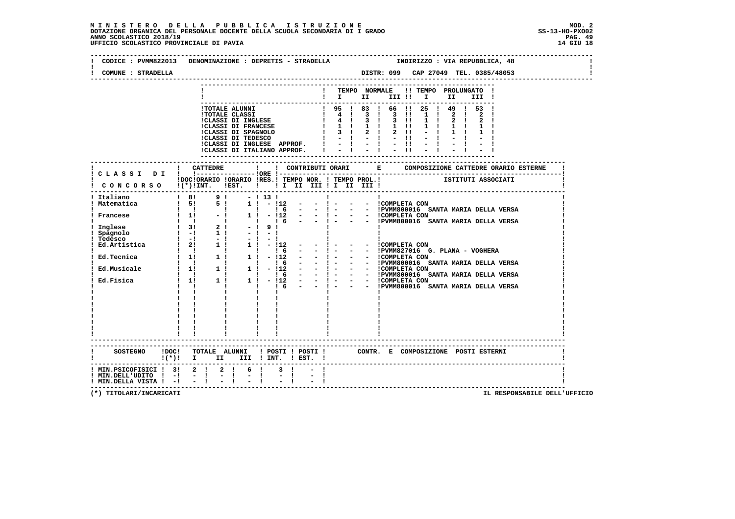**MINISTERO DELLA PUBBLICA ISTRUZIONE**
**DOTAZIONE ORGANICA DEL PERSONALE DOCENTE DELLA SCUOLA SECONDARIA DI I GRADO**
**ANNO SCOLASTICO 2018/19**
**UFFICIO SCOLASTICO PROVINCIALE DI PAVIA**

MOD. 2
SS-13-HO-PXO02
14 GIU 18

CODICE : PVMM822013 DENOMINAZIONE : DEPRETIS - STRADELLA INDIRIZZO : VIA REPUBBLICA, 48
COMUNE : STRADELLA DISTR: 099 CAP 27049 TEL. 0385/48053

| | TEMPO NORMALE I | II | III | TEMPO PROLUNGATO I | II | III |
|---|---|---|---|---|---|---|
| TOTALE ALUNNI | 95 | 83 | 66 | 25 | 49 | 53 |
| TOTALE CLASSI | 4 | 3 | 3 | 1 | 2 | 2 |
| CLASSI DI INGLESE | 4 | 3 | 3 | 1 | 2 | 2 |
| CLASSI DI FRANCESE | 1 | 1 | 1 | 1 | 1 | 1 |
| CLASSI DI SPAGNOLO | 3 | 2 | 2 | - | 1 | 1 |
| CLASSI DI TEDESCO | - | - | - | - | - | - |
| CLASSI DI INGLESE APPROF. | - | - | - | - | - | - |
| CLASSI DI ITALIANO APPROF. | - | - | - | - | - | - |

| CLASSI DI CONCORSO | CATTEDRE DOC (*) | ORARIO INT. | ORARIO EST. | ORE RES. | CONTRIBUTI ORARI TEMPO NOR. I | II | III | TEMPO PROL. I | II | III | COMPOSIZIONE CATTEDRE ORARIO ESTERNE - ISTITUTI ASSOCIATI |
|---|---|---|---|---|---|---|---|---|---|---|---|
| Italiano | 8 | 9 | - | 13 | | | | | | | |
| Matematica | 5 | 5 | 1 | - | 12 | - | - | - | - | - | COMPLETA CON |
| | | | | | 6 | - | - | - | - | - | PVMM800016 SANTA MARIA DELLA VERSA |
| Francese | 1 | - | 1 | - | 12 | - | - | - | - | - | COMPLETA CON |
| | | | | | 6 | - | - | - | - | - | PVMM800016 SANTA MARIA DELLA VERSA |
| Inglese | 3 | 2 | - | 9 | | | | | | | |
| Spagnolo | - | 1 | - | - | | | | | | | |
| Tedesco | - | - | - | - | | | | | | | |
| Ed.Artistica | 2 | 1 | 1 | - | 12 | - | - | - | - | - | COMPLETA CON |
| | | | | | 6 | - | - | - | - | - | PVMM827016 G. PLANA - VOGHERA |
| Ed.Tecnica | 1 | 1 | 1 | - | 12 | - | - | - | - | - | COMPLETA CON |
| | | | | | 6 | - | - | - | - | - | PVMM800016 SANTA MARIA DELLA VERSA |
| Ed.Musicale | 1 | 1 | 1 | - | 12 | - | - | - | - | - | COMPLETA CON |
| | | | | | 6 | - | - | - | - | - | PVMM800016 SANTA MARIA DELLA VERSA |
| Ed.Fisica | 1 | 1 | 1 | - | 12 | - | - | - | - | - | COMPLETA CON |
| | | | | | 6 | - | - | - | - | - | PVMM800016 SANTA MARIA DELLA VERSA |

| SOSTEGNO | DOC (*) | TOTALE ALUNNI I | II | III | POSTI INT. | POSTI EST. | CONTR. E COMPOSIZIONE POSTI ESTERNI |
|---|---|---|---|---|---|---|---|
| MIN.PSICOFISICI | 3 | 2 | 2 | 6 | 3 | - | |
| MIN.DELL'UDITO | - | - | - | - | - | - | |
| MIN.DELLA VISTA | - | - | - | - | - | - | |

(*) TITOLARI/INCARICATI

IL RESPONSABILE DELL'UFFICIO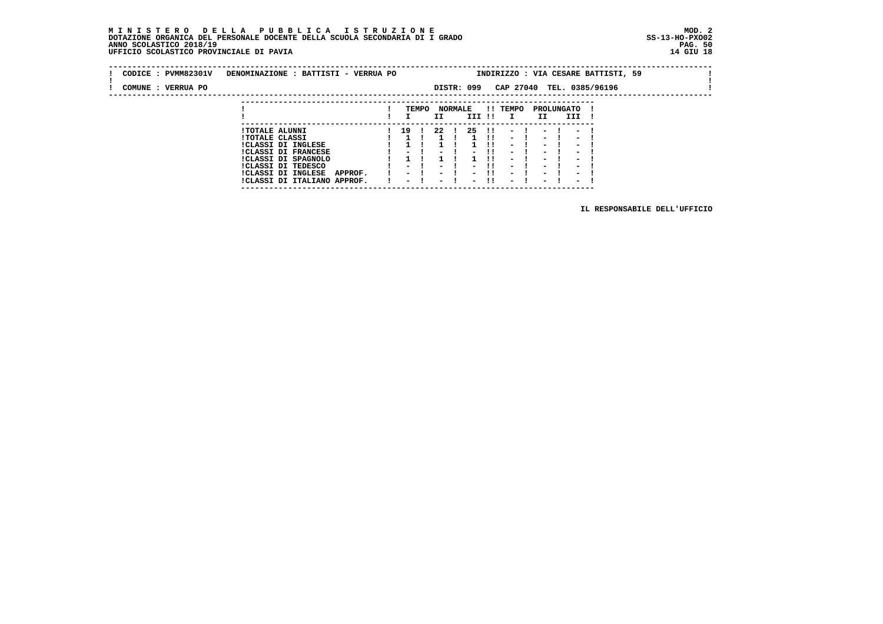**M I N I S T E R O   D E L L A   P U B B L I C A   I S T R U Z I O N E**
**DOTAZIONE ORGANICA DEL PERSONALE DOCENTE DELLA SCUOLA SECONDARIA DI I GRADO**
**ANNO SCOLASTICO 2018/19**
**UFFICIO SCOLASTICO PROVINCIALE DI PAVIA**

MOD. 2
SS-13-HO-PXO02
14 GIU 18

CODICE : PVMM82301V   DENOMINAZIONE : BATTISTI - VERRUA PO   INDIRIZZO : VIA CESARE BATTISTI, 59

COMUNE : VERRUA PO   DISTR: 099   CAP 27040   TEL. 0385/96196

| | TEMPO NORMALE I | TEMPO NORMALE II | TEMPO NORMALE III | TEMPO PROLUNGATO I | TEMPO PROLUNGATO II | TEMPO PROLUNGATO III |
|---|---|---|---|---|---|---|
| TOTALE ALUNNI | 19 | 22 | 25 | - | - | - |
| TOTALE CLASSI | 1 | 1 | 1 | - | - | - |
| CLASSI DI INGLESE | 1 | 1 | 1 | - | - | - |
| CLASSI DI FRANCESE | - | - | - | - | - | - |
| CLASSI DI SPAGNOLO | 1 | 1 | 1 | - | - | - |
| CLASSI DI TEDESCO | - | - | - | - | - | - |
| CLASSI DI INGLESE APPROF. | - | - | - | - | - | - |
| CLASSI DI ITALIANO APPROF. | - | - | - | - | - | - |

IL RESPONSABILE DELL'UFFICIO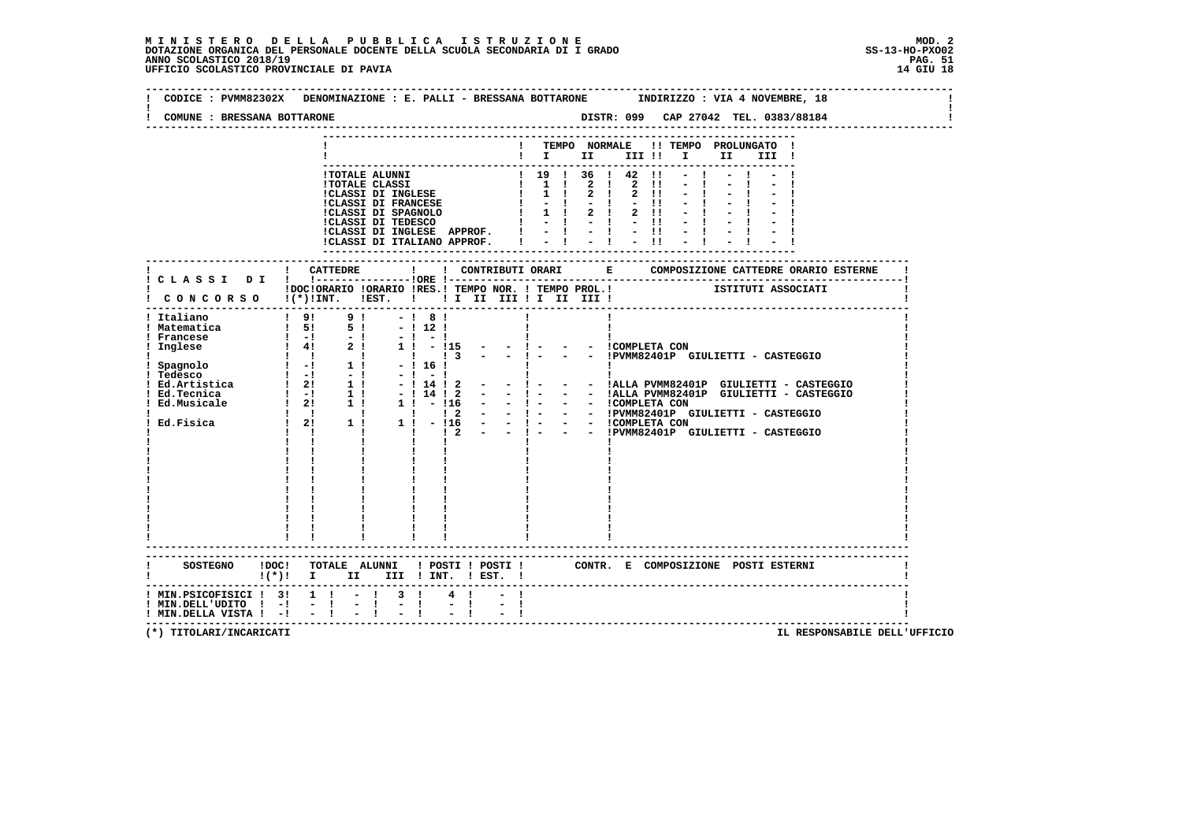**MINISTERO DELLA PUBBLICA ISTRUZIONE**
**DOTAZIONE ORGANICA DEL PERSONALE DOCENTE DELLA SCUOLA SECONDARIA DI I GRADO**
**ANNO SCOLASTICO 2018/19**
**UFFICIO SCOLASTICO PROVINCIALE DI PAVIA**

MOD. 2
SS-13-HO-PXO02
14 GIU 18

CODICE : PVMM82302X DENOMINAZIONE : E. PALLI - BRESSANA BOTTARONE INDIRIZZO : VIA 4 NOVEMBRE, 18

COMUNE : BRESSANA BOTTARONE DISTR: 099 CAP 27042 TEL. 0383/88184

| | TEMPO NORMALE I | II | III | TEMPO PROLUNGATO I | II | III |
|---|---|---|---|---|---|---|
| TOTALE ALUNNI | 19 | 36 | 42 | - | - | - |
| TOTALE CLASSI | 1 | 2 | 2 | - | - | - |
| CLASSI DI INGLESE | 1 | 2 | 2 | - | - | - |
| CLASSI DI FRANCESE | - | - | - | - | - | - |
| CLASSI DI SPAGNOLO | 1 | 2 | 2 | - | - | - |
| CLASSI DI TEDESCO | - | - | - | - | - | - |
| CLASSI DI INGLESE APPROF. | - | - | - | - | - | - |
| CLASSI DI ITALIANO APPROF. | - | - | - | - | - | - |

| CLASSI DI CONCORSO | DOC (*) | CATTEDRE ORARIO INT. | ORARIO EST. | ORE RES. | CONTRIBUTI ORARI TEMPO NOR. I II III | TEMPO PROL. I II III | COMPOSIZIONE CATTEDRE ORARIO ESTERNE - ISTITUTI ASSOCIATI |
|---|---|---|---|---|---|---|---|
| Italiano | 9 | 9 | - | 8 | | | |
| Matematica | 5 | 5 | - | 12 | | | |
| Francese | - | - | - | - | | | |
| Inglese | 4 | 2 | 1 | - | 15 - - | - - - | COMPLETA CON |
| | | | | | 3 - - | - - - | PVMM82401P GIULIETTI - CASTEGGIO |
| Spagnolo | - | 1 | - | 16 | | | |
| Tedesco | - | - | - | - | | | |
| Ed.Artistica | 2 | 1 | - | 14 | 2 - - | - - - | ALLA PVMM82401P GIULIETTI - CASTEGGIO |
| Ed.Tecnica | - | 1 | - | 14 | 2 - - | - - - | ALLA PVMM82401P GIULIETTI - CASTEGGIO |
| Ed.Musicale | 2 | 1 | 1 | - | 16 - - | - - - | COMPLETA CON |
| | | | | | 2 - - | - - - | PVMM82401P GIULIETTI - CASTEGGIO |
| Ed.Fisica | 2 | 1 | 1 | - | 16 - - | - - - | COMPLETA CON |
| | | | | | 2 - - | - - - | PVMM82401P GIULIETTI - CASTEGGIO |

| SOSTEGNO | DOC (*) | TOTALE ALUNNI I | II | III | POSTI INT. | POSTI EST. | CONTR. E COMPOSIZIONE POSTI ESTERNI |
|---|---|---|---|---|---|---|---|
| MIN.PSICOFISICI | 3 | 1 | - | 3 | 4 | - | |
| MIN.DELL'UDITO | - | - | - | - | - | - | |
| MIN.DELLA VISTA | - | - | - | - | - | - | |

(*) TITOLARI/INCARICATI

IL RESPONSABILE DELL'UFFICIO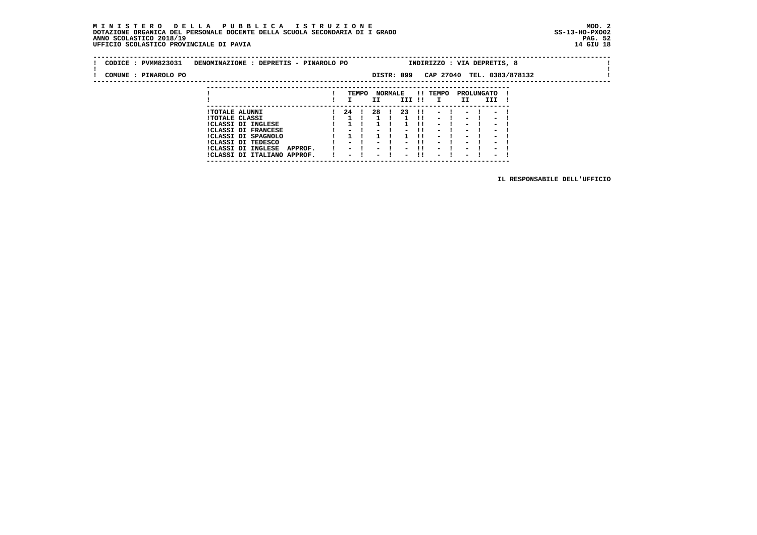**MINISTERO DELLA PUBBLICA ISTRUZIONE**
**DOTAZIONE ORGANICA DEL PERSONALE DOCENTE DELLA SCUOLA SECONDARIA DI I GRADO**
**ANNO SCOLASTICO 2018/19**
**UFFICIO SCOLASTICO PROVINCIALE DI PAVIA**

MOD. 2
SS-13-HO-PXO02
14 GIU 18

CODICE : PVMM823031 DENOMINAZIONE : DEPRETIS - PINAROLO PO INDIRIZZO : VIA DEPRETIS, 8

COMUNE : PINAROLO PO DISTR: 099 CAP 27040 TEL. 0383/878132

| | TEMPO NORMALE | | | TEMPO PROLUNGATO | | |
|---|---|---|---|---|---|---|
| | I | II | III | I | II | III |
| TOTALE ALUNNI | 24 | 28 | 23 | - | - | - |
| TOTALE CLASSI | 1 | 1 | 1 | - | - | - |
| CLASSI DI INGLESE | 1 | 1 | 1 | - | - | - |
| CLASSI DI FRANCESE | - | - | - | - | - | - |
| CLASSI DI SPAGNOLO | 1 | 1 | 1 | - | - | - |
| CLASSI DI TEDESCO | - | - | - | - | - | - |
| CLASSI DI INGLESE APPROF. | - | - | - | - | - | - |
| CLASSI DI ITALIANO APPROF. | - | - | - | - | - | - |

IL RESPONSABILE DELL'UFFICIO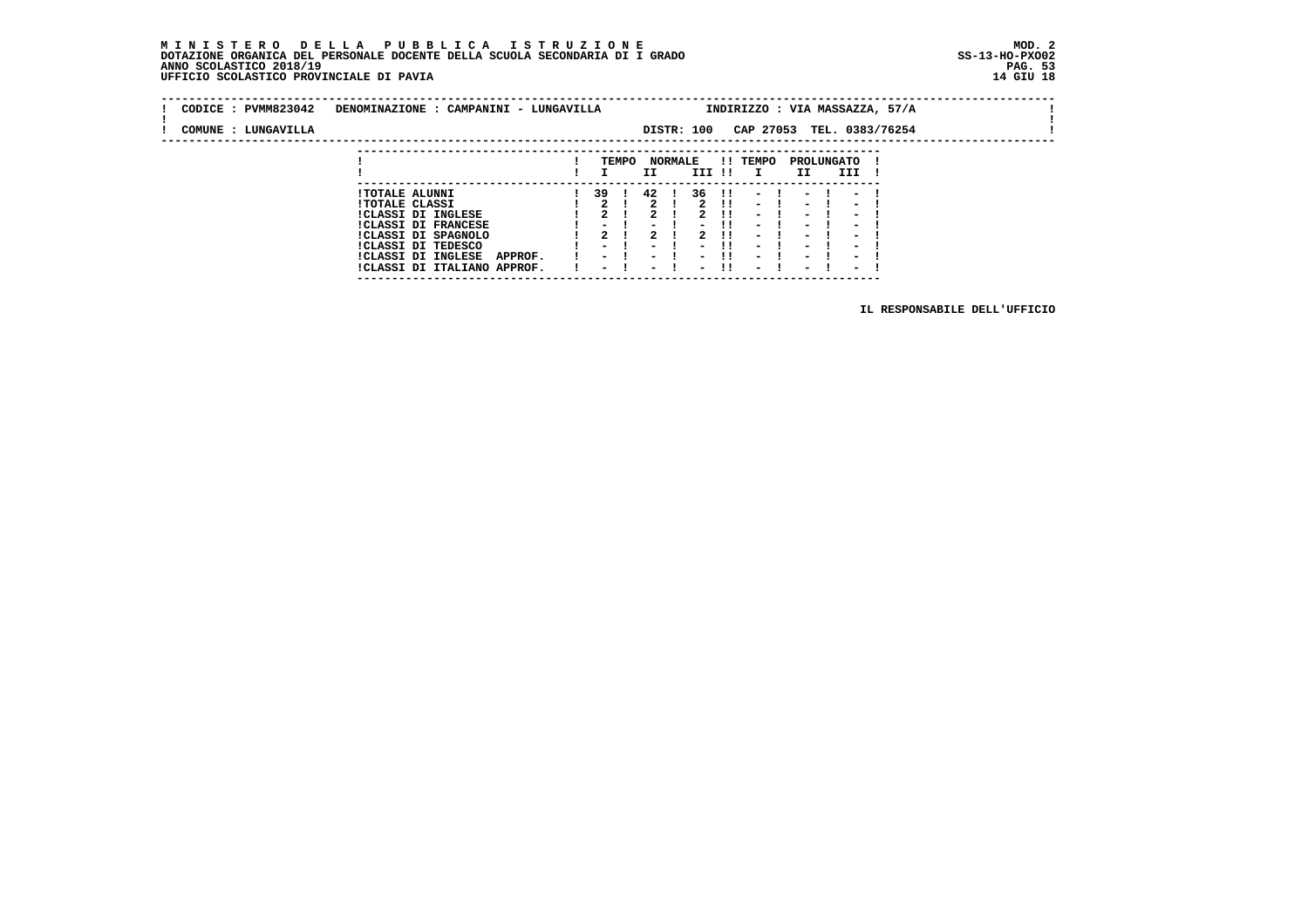**CODICE : PVMM823042 DENOMINAZIONE : CAMPANINI - LUNGAVILLA INDIRIZZO : VIA MASSAZZA, 57/A**

**COMUNE : LUNGAVILLA DISTR: 100 CAP 27053 TEL. 0383/76254**

| | TEMPO NORMALE | | | TEMPO PROLUNGATO | | |
|---|---|---|---|---|---|---|
| | I | II | III | I | II | III |
| TOTALE ALUNNI | 39 | 42 | 36 | - | - | - |
| TOTALE CLASSI | 2 | 2 | 2 | - | - | - |
| CLASSI DI INGLESE | 2 | 2 | 2 | - | - | - |
| CLASSI DI FRANCESE | - | - | - | - | - | - |
| CLASSI DI SPAGNOLO | 2 | 2 | 2 | - | - | - |
| CLASSI DI TEDESCO | - | - | - | - | - | - |
| CLASSI DI INGLESE APPROF. | - | - | - | - | - | - |
| CLASSI DI ITALIANO APPROF. | - | - | - | - | - | - |

IL RESPONSABILE DELL'UFFICIO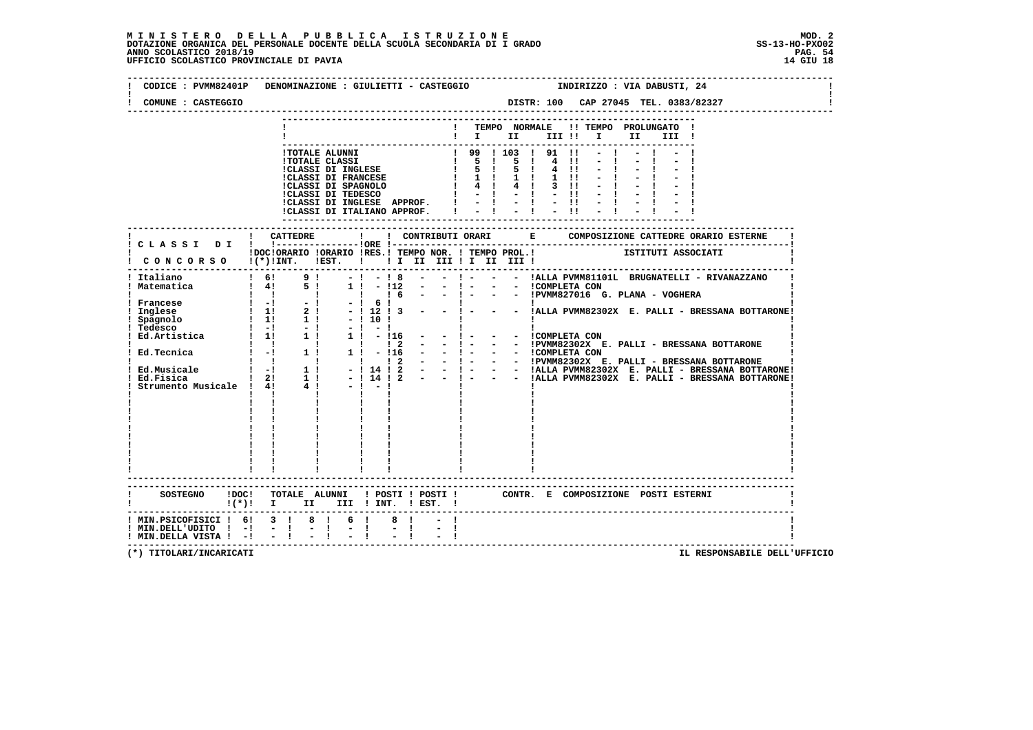# MINISTERO DELLA PUBBLICA ISTRUZIONE

**DOTAZIONE ORGANICA DEL PERSONALE DOCENTE DELLA SCUOLA SECONDARIA DI I GRADO**
**ANNO SCOLASTICO 2018/19**
**UFFICIO SCOLASTICO PROVINCIALE DI PAVIA**

MOD. 2
SS-13-HO-PXO02
14 GIU 18

CODICE : PVMM82401P DENOMINAZIONE : GIULIETTI - CASTEGGIO INDIRIZZO : VIA DABUSTI, 24

COMUNE : CASTEGGIO DISTR: 100 CAP 27045 TEL. 0383/82327

| | TEMPO NORMALE I | II | III | TEMPO PROLUNGATO I | II | III |
|---|---|---|---|---|---|---|
| TOTALE ALUNNI | 99 | 103 | 91 | - | - | - |
| TOTALE CLASSI | 5 | 5 | 4 | - | - | - |
| CLASSI DI INGLESE | 5 | 5 | 4 | - | - | - |
| CLASSI DI FRANCESE | 1 | 1 | 1 | - | - | - |
| CLASSI DI SPAGNOLO | 4 | 4 | 3 | - | - | - |
| CLASSI DI TEDESCO | - | - | - | - | - | - |
| CLASSI DI INGLESE APPROF. | - | - | - | - | - | - |
| CLASSI DI ITALIANO APPROF. | - | - | - | - | - | - |

| CLASSI DI CONCORSO | CATTEDRE DOC (*) | ORARIO INT. | ORARIO EST. | ORE RES. | CONTRIBUTI ORARI TEMPO NOR. I | II | III | TEMPO PROL. I | II | III | COMPOSIZIONE CATTEDRE ORARIO ESTERNE ISTITUTI ASSOCIATI |
|---|---|---|---|---|---|---|---|---|---|---|---|
| Italiano | 6 | 9 | - | - | 8 | - | - | - | - | - | ALLA PVMM81101L BRUGNATELLI - RIVANAZZANO |
| Matematica | 4 | 5 | 1 | - | 12 | - | - | - | - | - | COMPLETA CON |
| | | | | | 6 | - | - | - | - | - | PVMM827016 G. PLANA - VOGHERA |
| Francese | - | - | - | 6 | | | | | | | |
| Inglese | 1 | 2 | - | 12 | 3 | - | - | - | - | - | ALLA PVMM82302X E. PALLI - BRESSANA BOTTARONE |
| Spagnolo | 1 | 1 | - | 10 | | | | | | | |
| Tedesco | - | - | - | - | | | | | | | |
| Ed.Artistica | 1 | 1 | 1 | - | 16 | - | - | - | - | - | COMPLETA CON |
| | | | | | 2 | - | - | - | - | - | PVMM82302X E. PALLI - BRESSANA BOTTARONE |
| Ed.Tecnica | - | 1 | 1 | - | 16 | - | - | - | - | - | COMPLETA CON |
| | | | | | 2 | - | - | - | - | - | PVMM82302X E. PALLI - BRESSANA BOTTARONE |
| Ed.Musicale | - | 1 | - | 14 | 2 | - | - | - | - | - | ALLA PVMM82302X E. PALLI - BRESSANA BOTTARONE |
| Ed.Fisica | 2 | 1 | - | 14 | 2 | - | - | - | - | - | ALLA PVMM82302X E. PALLI - BRESSANA BOTTARONE |
| Strumento Musicale | 4 | 4 | - | - | | | | | | | |

| SOSTEGNO | DOC (*) | TOTALE ALUNNI I | II | III | POSTI INT. | POSTI EST. | CONTR. E COMPOSIZIONE POSTI ESTERNI |
|---|---|---|---|---|---|---|---|
| MIN.PSICOFISICI | 6 | 3 | 8 | 6 | 8 | - | |
| MIN.DELL'UDITO | - | - | - | - | - | - | |
| MIN.DELLA VISTA | - | - | - | - | - | - | |

(*) TITOLARI/INCARICATI

IL RESPONSABILE DELL'UFFICIO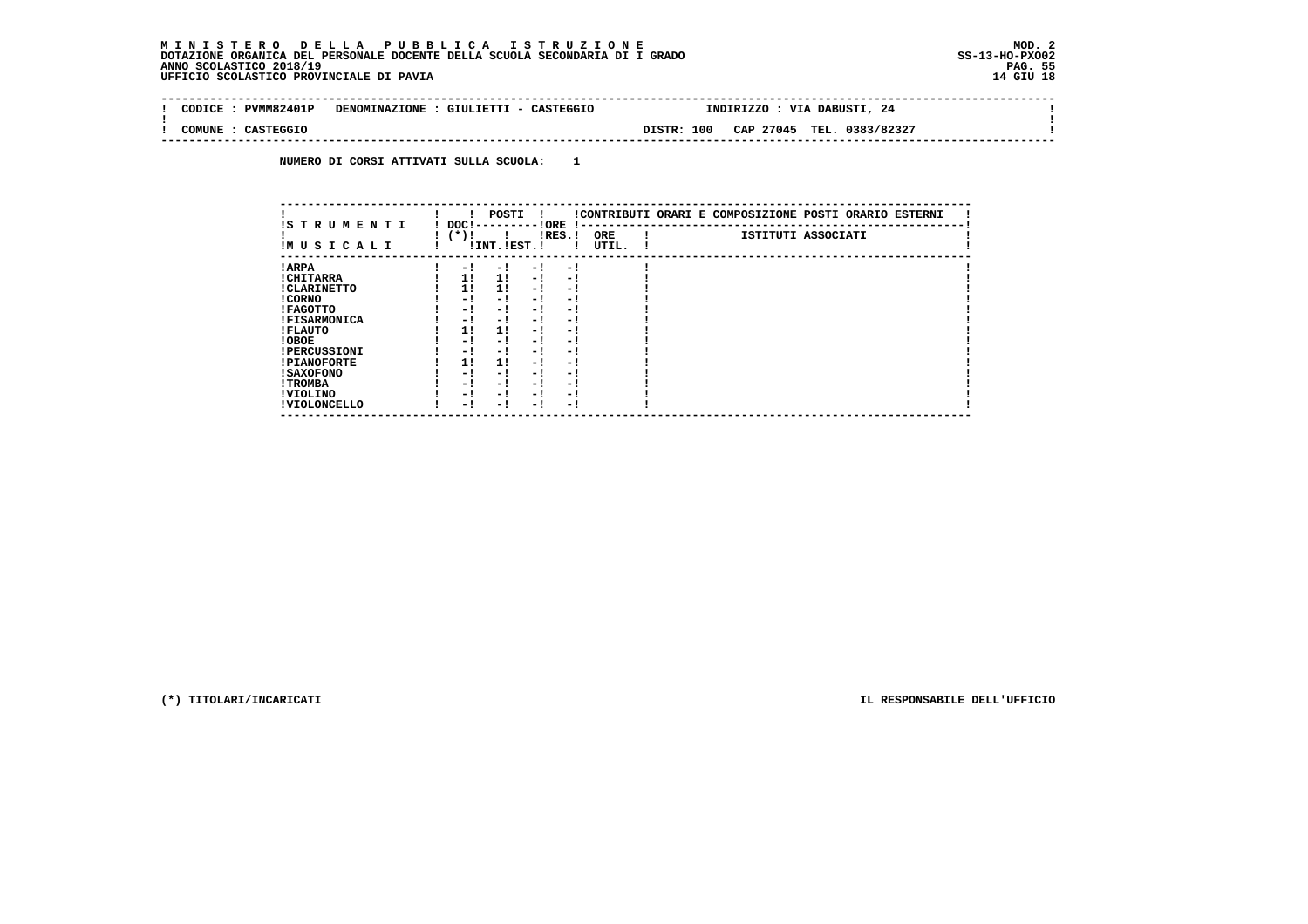**MINISTERO DELLA PUBBLICA ISTRUZIONE**
**DOTAZIONE ORGANICA DEL PERSONALE DOCENTE DELLA SCUOLA SECONDARIA DI I GRADO**
**ANNO SCOLASTICO 2018/19**
**UFFICIO SCOLASTICO PROVINCIALE DI PAVIA**

MOD. 2
SS-13-HO-PXO02
14 GIU 18

| CODICE : PVMM82401P | DENOMINAZIONE : GIULIETTI - CASTEGGIO | INDIRIZZO : VIA DABUSTI, 24 |
|---|---|---|
| COMUNE : CASTEGGIO | DISTR: 100 | CAP 27045 TEL. 0383/82327 |

**NUMERO DI CORSI ATTIVATI SULLA SCUOLA: 1**

| STRUMENTI MUSICALI | DOC (*) | POSTI INT. | POSTI EST. | ORE RES. | ORE UTIL. | ISTITUTI ASSOCIATI |
|---|---|---|---|---|---|---|
| ARPA | - | - | - | - | | |
| CHITARRA | 1 | 1 | - | - | | |
| CLARINETTO | 1 | 1 | - | - | | |
| CORNO | - | - | - | - | | |
| FAGOTTO | - | - | - | - | | |
| FISARMONICA | - | - | - | - | | |
| FLAUTO | 1 | 1 | - | - | | |
| OBOE | - | - | - | - | | |
| PERCUSSIONI | - | - | - | - | | |
| PIANOFORTE | 1 | 1 | - | - | | |
| SAXOFONO | - | - | - | - | | |
| TROMBA | - | - | - | - | | |
| VIOLINO | - | - | - | - | | |
| VIOLONCELLO | - | - | - | - | | |

(*) TITOLARI/INCARICATI

IL RESPONSABILE DELL'UFFICIO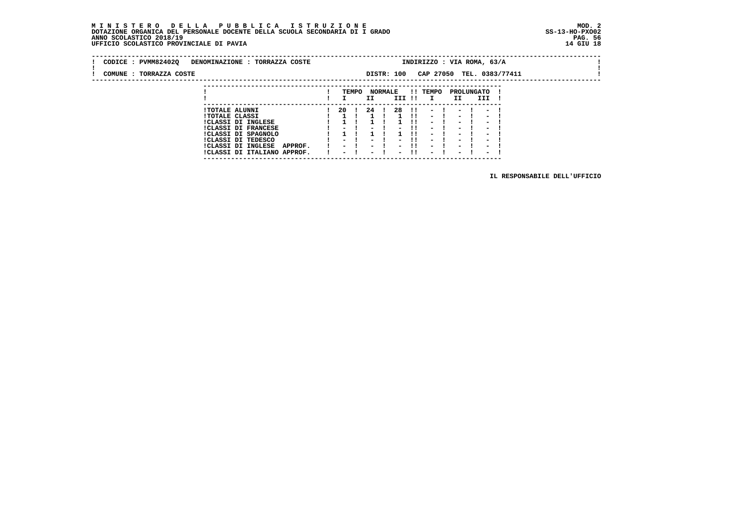**MINISTERO DELLA PUBBLICA ISTRUZIONE** MOD. 2
**DOTAZIONE ORGANICA DEL PERSONALE DOCENTE DELLA SCUOLA SECONDARIA DI I GRADO** SS-13-HO-PXO02
**ANNO SCOLASTICO 2018/19**
**UFFICIO SCOLASTICO PROVINCIALE DI PAVIA** 14 GIU 18

CODICE : PVMM82402Q DENOMINAZIONE : TORRAZZA COSTE INDIRIZZO : VIA ROMA, 63/A

COMUNE : TORRAZZA COSTE DISTR: 100 CAP 27050 TEL. 0383/77411

| | TEMPO NORMALE I | II | III | TEMPO PROLUNGATO I | II | III |
|---|---|---|---|---|---|---|
| TOTALE ALUNNI | 20 | 24 | 28 | - | - | - |
| TOTALE CLASSI | 1 | 1 | 1 | - | - | - |
| CLASSI DI INGLESE | 1 | 1 | 1 | - | - | - |
| CLASSI DI FRANCESE | - | - | - | - | - | - |
| CLASSI DI SPAGNOLO | 1 | 1 | 1 | - | - | - |
| CLASSI DI TEDESCO | - | - | - | - | - | - |
| CLASSI DI INGLESE APPROF. | - | - | - | - | - | - |
| CLASSI DI ITALIANO APPROF. | - | - | - | - | - | - |

IL RESPONSABILE DELL'UFFICIO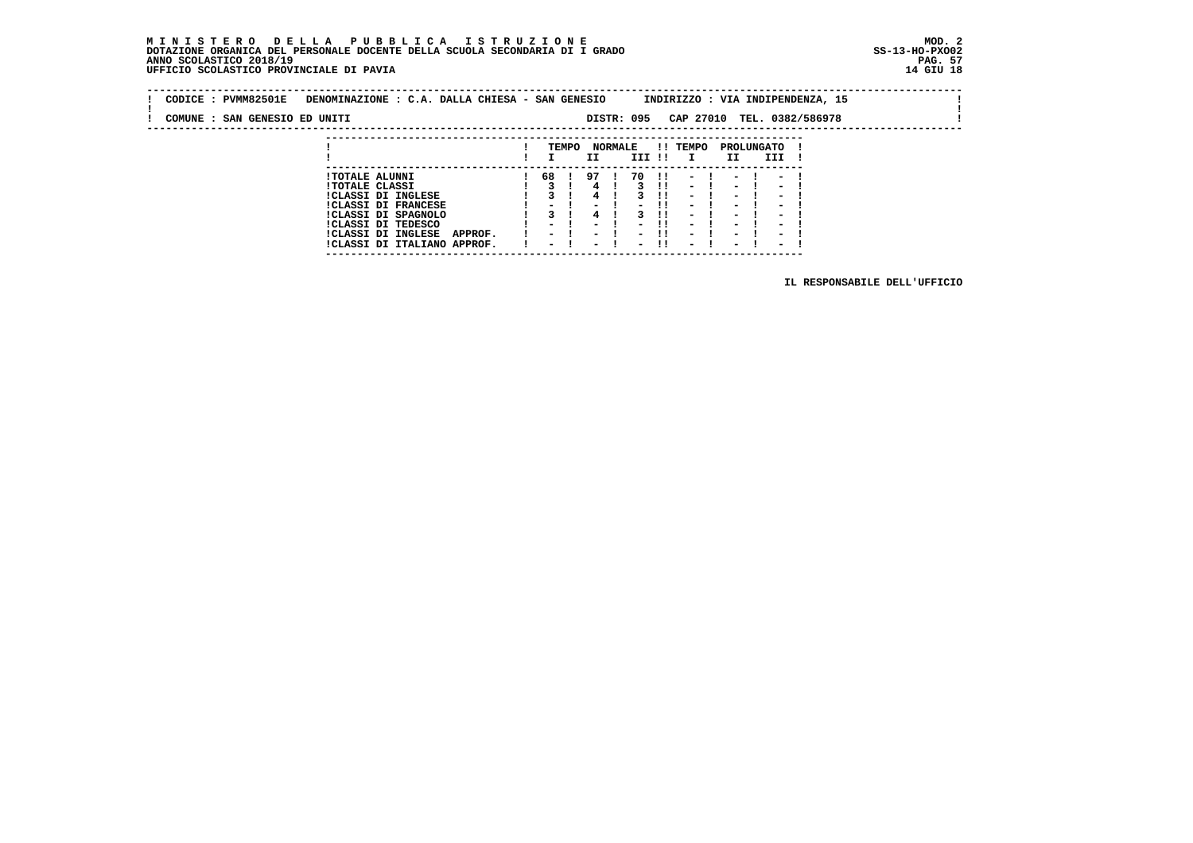**M I N I S T E R O   D E L L A   P U B B L I C A   I S T R U Z I O N E**
**DOTAZIONE ORGANICA DEL PERSONALE DOCENTE DELLA SCUOLA SECONDARIA DI I GRADO**
**ANNO SCOLASTICO 2018/19**
**UFFICIO SCOLASTICO PROVINCIALE DI PAVIA**

MOD. 2
SS-13-HO-PXO02
14 GIU 18

CODICE : PVMM82501E   DENOMINAZIONE : C.A. DALLA CHIESA - SAN GENESIO   INDIRIZZO : VIA INDIPENDENZA, 15

COMUNE : SAN GENESIO ED UNITI   DISTR: 095   CAP 27010   TEL. 0382/586978

| | TEMPO NORMALE | | | TEMPO PROLUNGATO | | |
|---|---|---|---|---|---|---|
| | I | II | III | I | II | III |
| TOTALE ALUNNI | 68 | 97 | 70 | - | - | - |
| TOTALE CLASSI | 3 | 4 | 3 | - | - | - |
| CLASSI DI INGLESE | 3 | 4 | 3 | - | - | - |
| CLASSI DI FRANCESE | - | - | - | - | - | - |
| CLASSI DI SPAGNOLO | 3 | 4 | 3 | - | - | - |
| CLASSI DI TEDESCO | - | - | - | - | - | - |
| CLASSI DI INGLESE APPROF. | - | - | - | - | - | - |
| CLASSI DI ITALIANO APPROF. | - | - | - | - | - | - |

IL RESPONSABILE DELL'UFFICIO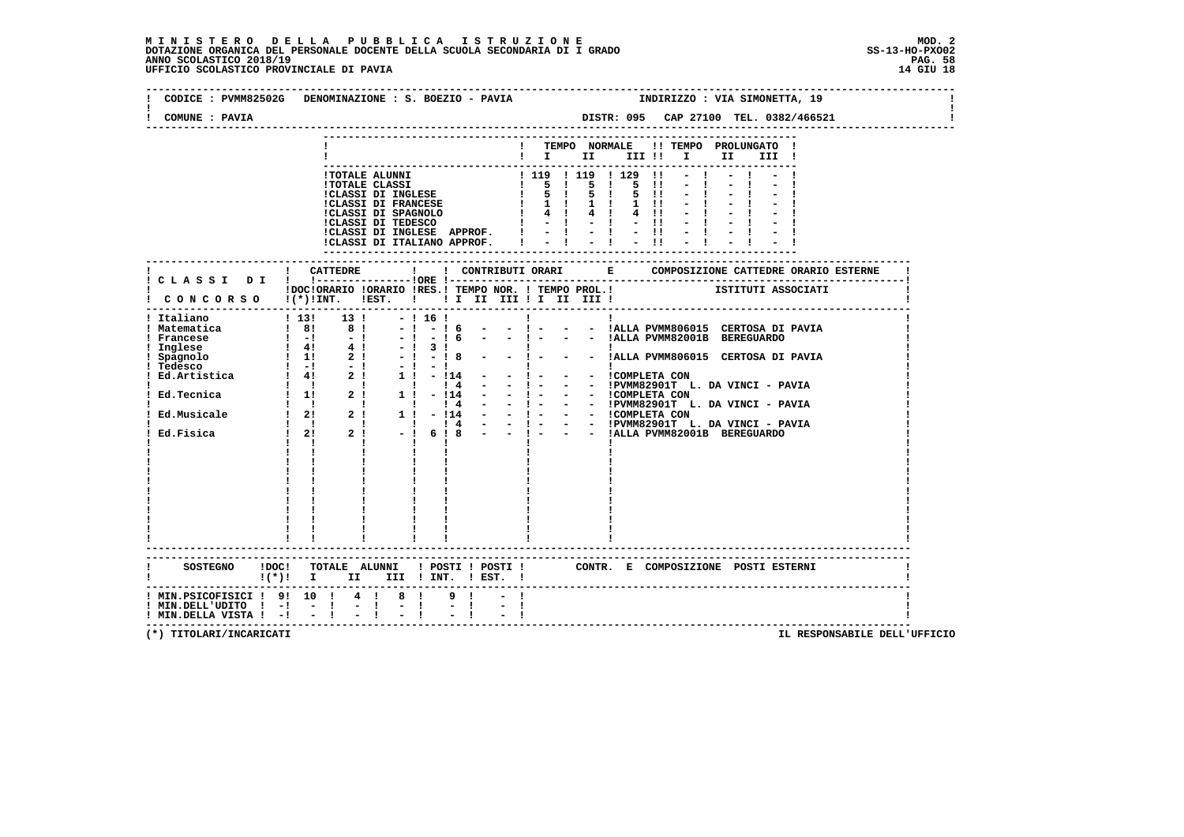**MINISTERO DELLA PUBBLICA ISTRUZIONE**
**DOTAZIONE ORGANICA DEL PERSONALE DOCENTE DELLA SCUOLA SECONDARIA DI I GRADO**
**ANNO SCOLASTICO 2018/19**
**UFFICIO SCOLASTICO PROVINCIALE DI PAVIA**

MOD. 2
SS-13-HO-PXO02
14 GIU 18

CODICE : PVMM82502G DENOMINAZIONE : S. BOEZIO - PAVIA INDIRIZZO : VIA SIMONETTA, 19

COMUNE : PAVIA DISTR: 095 CAP 27100 TEL. 0382/466521

| | TEMPO NORMALE I | II | III | TEMPO PROLUNGATO I | II | III |
|---|---|---|---|---|---|---|
| TOTALE ALUNNI | 119 | 119 | 129 | - | - | - |
| TOTALE CLASSI | 5 | 5 | 5 | - | - | - |
| CLASSI DI INGLESE | 5 | 5 | 5 | - | - | - |
| CLASSI DI FRANCESE | 1 | 1 | 1 | - | - | - |
| CLASSI DI SPAGNOLO | 4 | 4 | 4 | - | - | - |
| CLASSI DI TEDESCO | - | - | - | - | - | - |
| CLASSI DI INGLESE APPROF. | - | - | - | - | - | - |
| CLASSI DI ITALIANO APPROF. | - | - | - | - | - | - |

| CLASSI DI CONCORSO | CATTEDRE DOC (*) | ORARIO INT. | ORARIO EST. | ORE RES. | CONTRIBUTI ORARI TEMPO NOR. I | II | III | TEMPO PROL. I | II | III | COMPOSIZIONE CATTEDRE ORARIO ESTERNE - ISTITUTI ASSOCIATI |
|---|---|---|---|---|---|---|---|---|---|---|---|
| Italiano | 13 | 13 | - | 16 | | | | | | | |
| Matematica | 8 | 8 | - | - | 6 | - | - | - | - | - | ALLA PVMM806015 CERTOSA DI PAVIA |
| Francese | - | - | - | - | 6 | - | - | - | - | - | ALLA PVMM82001B BEREGUARDO |
| Inglese | 4 | 4 | - | 3 | | | | | | | |
| Spagnolo | 1 | 2 | - | - | 8 | - | - | - | - | - | ALLA PVMM806015 CERTOSA DI PAVIA |
| Tedesco | - | - | - | - | | | | | | | |
| Ed.Artistica | 4 | 2 | 1 | - | 14 | - | - | - | - | - | COMPLETA CON |
| | | | | | 4 | - | - | - | - | - | PVMM82901T L. DA VINCI - PAVIA |
| Ed.Tecnica | 1 | 2 | 1 | - | 14 | - | - | - | - | - | COMPLETA CON |
| | | | | | 4 | - | - | - | - | - | PVMM82901T L. DA VINCI - PAVIA |
| Ed.Musicale | 2 | 2 | 1 | - | 14 | - | - | - | - | - | COMPLETA CON |
| | | | | | 4 | - | - | - | - | - | PVMM82901T L. DA VINCI - PAVIA |
| Ed.Fisica | 2 | 2 | - | 6 | 8 | - | - | - | - | - | ALLA PVMM82001B BEREGUARDO |

| SOSTEGNO | DOC (*) | TOTALE ALUNNI I | II | III | POSTI INT. | POSTI EST. | CONTR. E COMPOSIZIONE POSTI ESTERNI |
|---|---|---|---|---|---|---|---|
| MIN.PSICOFISICI | 9 | 10 | 4 | 8 | 9 | - | |
| MIN.DELL'UDITO | - | - | - | - | - | - | |
| MIN.DELLA VISTA | - | - | - | - | - | - | |

(*) TITOLARI/INCARICATI

IL RESPONSABILE DELL'UFFICIO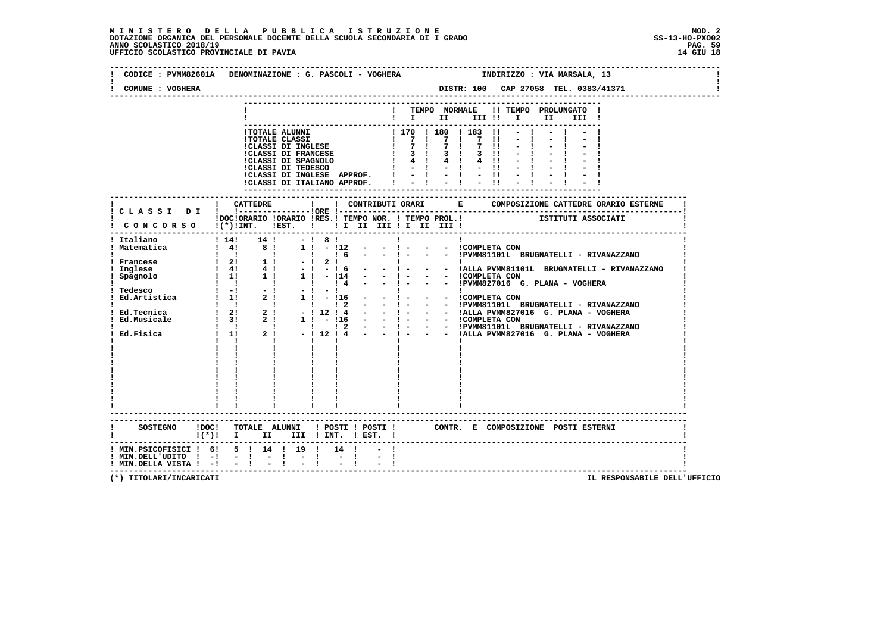# MINISTERO DELLA PUBBLICA ISTRUZIONE

DOTAZIONE ORGANICA DEL PERSONALE DOCENTE DELLA SCUOLA SECONDARIA DI I GRADO
ANNO SCOLASTICO 2018/19
UFFICIO SCOLASTICO PROVINCIALE DI PAVIA

MOD. 2
SS-13-HO-PXO02
14 GIU 18

CODICE : PVMM82601A   DENOMINAZIONE : G. PASCOLI - VOGHERA   INDIRIZZO : VIA MARSALA, 13

COMUNE : VOGHERA   DISTR: 100   CAP 27058   TEL. 0383/41371

| | TEMPO NORMALE I | II | III | TEMPO PROLUNGATO I | II | III |
|---|---|---|---|---|---|---|
| TOTALE ALUNNI | 170 | 180 | 183 | - | - | - |
| TOTALE CLASSI | 7 | 7 | 7 | - | - | - |
| CLASSI DI INGLESE | 7 | 7 | 7 | - | - | - |
| CLASSI DI FRANCESE | 3 | 3 | 3 | - | - | - |
| CLASSI DI SPAGNOLO | 4 | 4 | 4 | - | - | - |
| CLASSI DI TEDESCO | - | - | - | - | - | - |
| CLASSI DI INGLESE APPROF. | - | - | - | - | - | - |
| CLASSI DI ITALIANO APPROF. | - | - | - | - | - | - |

| CLASSI DI CONCORSO | CATTEDRE DOC (*) | ORARIO INT. | ORARIO EST. | ORE RES. | TEMPO NOR. I II III | TEMPO PROL. I II III | COMPOSIZIONE CATTEDRE ORARIO ESTERNE - ISTITUTI ASSOCIATI |
|---|---|---|---|---|---|---|---|
| Italiano | 14 | 14 | - | 8 | | | |
| Matematica | 4 | 8 | 1 | - | 12 - - | - - - | COMPLETA CON |
| | | | | | 6 - - | - - - | PVMM81101L BRUGNATELLI - RIVANAZZANO |
| Francese | 2 | 1 | - | 2 | | | |
| Inglese | 4 | 4 | - | - | 6 - - | - - - | ALLA PVMM81101L BRUGNATELLI - RIVANAZZANO |
| Spagnolo | 1 | 1 | 1 | - | 14 - - | - - - | COMPLETA CON |
| | | | | | 4 - - | - - - | PVMM827016 G. PLANA - VOGHERA |
| Tedesco | - | - | - | - | | | |
| Ed.Artistica | 1 | 2 | 1 | - | 16 - - | - - - | COMPLETA CON |
| | | | | | 2 - - | - - - | PVMM81101L BRUGNATELLI - RIVANAZZANO |
| Ed.Tecnica | 2 | 2 | - | 12 | 4 - - | - - - | ALLA PVMM827016 G. PLANA - VOGHERA |
| Ed.Musicale | 3 | 2 | 1 | - | 16 - - | - - - | COMPLETA CON |
| | | | | | 2 - - | - - - | PVMM81101L BRUGNATELLI - RIVANAZZANO |
| Ed.Fisica | 1 | 2 | - | 12 | 4 - - | - - - | ALLA PVMM827016 G. PLANA - VOGHERA |

| SOSTEGNO | DOC (*) | TOTALE ALUNNI I | II | III | POSTI INT. | POSTI EST. | CONTR. E COMPOSIZIONE POSTI ESTERNI |
|---|---|---|---|---|---|---|---|
| MIN.PSICOFISICI | 6 | 5 | 14 | 19 | 14 | - | |
| MIN.DELL'UDITO | - | - | - | - | - | - | |
| MIN.DELLA VISTA | - | - | - | - | - | - | |

(*) TITOLARI/INCARICATI

IL RESPONSABILE DELL'UFFICIO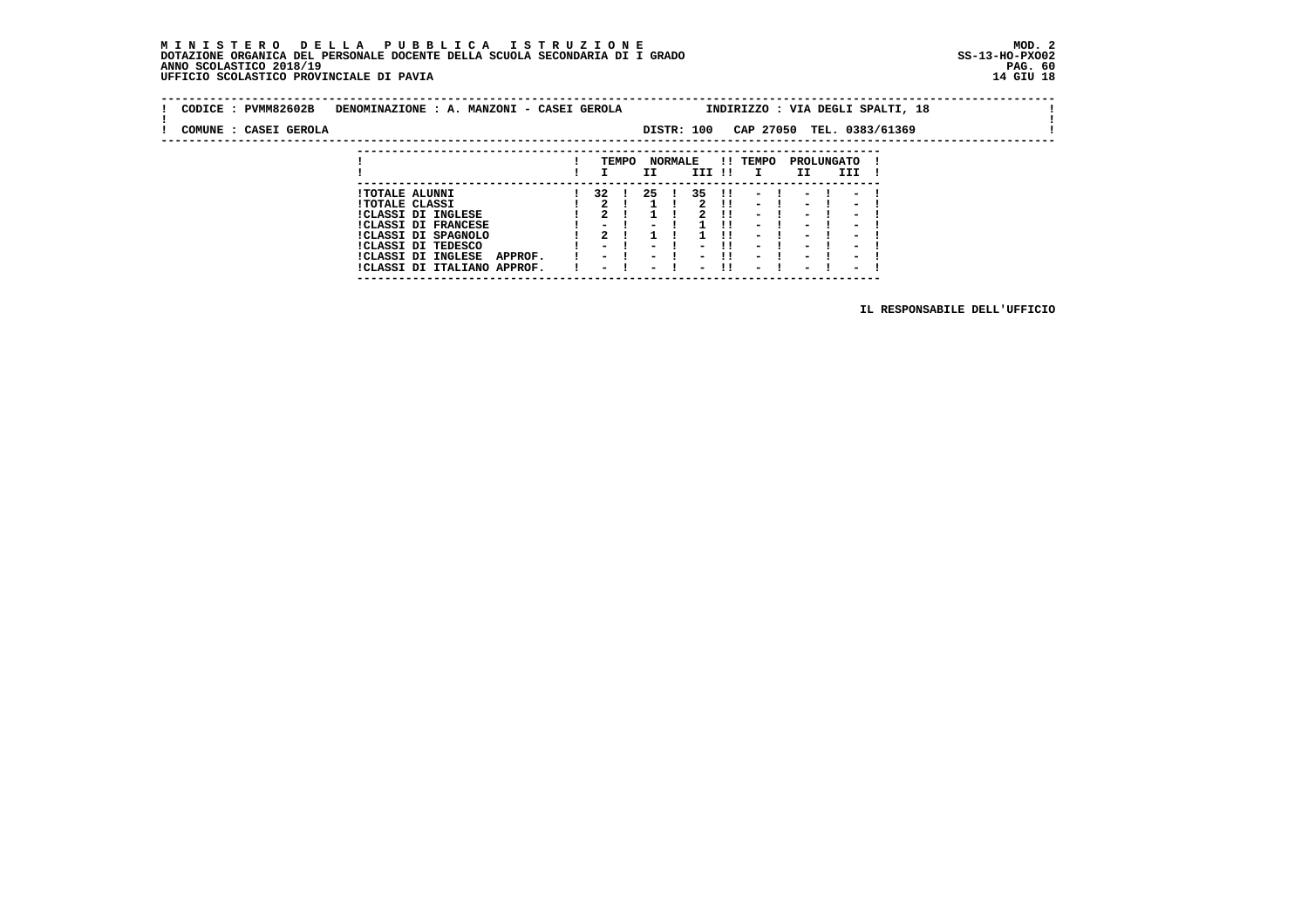**MINISTERO DELLA PUBBLICA ISTRUZIONE**
**DOTAZIONE ORGANICA DEL PERSONALE DOCENTE DELLA SCUOLA SECONDARIA DI I GRADO**
**ANNO SCOLASTICO 2018/19**
**UFFICIO SCOLASTICO PROVINCIALE DI PAVIA**

MOD. 2
SS-13-HO-PXO02
14 GIU 18

CODICE : PVMM82602B DENOMINAZIONE : A. MANZONI - CASEI GEROLA INDIRIZZO : VIA DEGLI SPALTI, 18

COMUNE : CASEI GEROLA DISTR: 100 CAP 27050 TEL. 0383/61369

| | TEMPO NORMALE I | II | III | TEMPO PROLUNGATO I | II | III |
|---|---|---|---|---|---|---|
| TOTALE ALUNNI | 32 | 25 | 35 | - | - | - |
| TOTALE CLASSI | 2 | 1 | 2 | - | - | - |
| CLASSI DI INGLESE | 2 | 1 | 2 | - | - | - |
| CLASSI DI FRANCESE | - | - | 1 | - | - | - |
| CLASSI DI SPAGNOLO | 2 | 1 | 1 | - | - | - |
| CLASSI DI TEDESCO | - | - | - | - | - | - |
| CLASSI DI INGLESE APPROF. | - | - | - | - | - | - |
| CLASSI DI ITALIANO APPROF. | - | - | - | - | - | - |

IL RESPONSABILE DELL'UFFICIO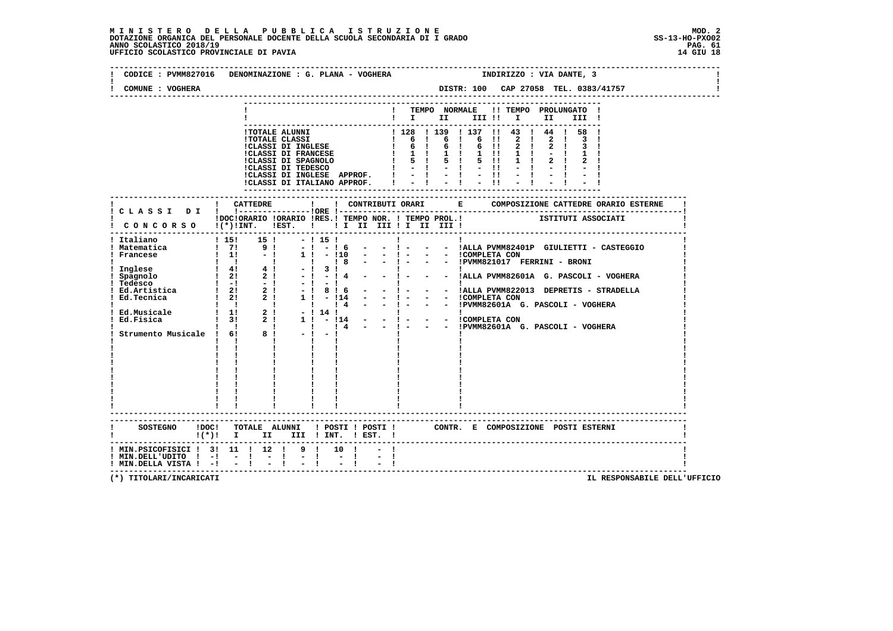**MINISTERO DELLA PUBBLICA ISTRUZIONE**
**DOTAZIONE ORGANICA DEL PERSONALE DOCENTE DELLA SCUOLA SECONDARIA DI I GRADO**
**ANNO SCOLASTICO 2018/19**
**UFFICIO SCOLASTICO PROVINCIALE DI PAVIA**

MOD. 2
SS-13-HO-PXO02
14 GIU 18

CODICE : PVMM827016 DENOMINAZIONE : G. PLANA - VOGHERA INDIRIZZO : VIA DANTE, 3

COMUNE : VOGHERA DISTR: 100 CAP 27058 TEL. 0383/41757

| | TEMPO NORMALE I | II | III | TEMPO PROLUNGATO I | II | III |
|---|---|---|---|---|---|---|
| TOTALE ALUNNI | 128 | 139 | 137 | 43 | 44 | 58 |
| TOTALE CLASSI | 6 | 6 | 6 | 2 | 2 | 3 |
| CLASSI DI INGLESE | 6 | 6 | 6 | 2 | 2 | 3 |
| CLASSI DI FRANCESE | 1 | 1 | 1 | 1 | - | 1 |
| CLASSI DI SPAGNOLO | 5 | 5 | 5 | 1 | 2 | 2 |
| CLASSI DI TEDESCO | - | - | - | - | - | - |
| CLASSI DI INGLESE APPROF. | - | - | - | - | - | - |
| CLASSI DI ITALIANO APPROF. | - | - | - | - | - | - |

| CLASSI DI CONCORSO | CATTEDRE DOC (*) | ORARIO INT. | ORARIO EST. | ORE RES. | CONTRIBUTI ORARI TEMPO NOR. I | II | III | TEMPO PROL. I | II | III | COMPOSIZIONE CATTEDRE ORARIO ESTERNE - ISTITUTI ASSOCIATI |
|---|---|---|---|---|---|---|---|---|---|---|---|
| Italiano | 15 | 15 | - | 15 | | | | | | | |
| Matematica | 7 | 9 | - | - | 6 | - | - | - | - | - | ALLA PVMM82401P GIULIETTI - CASTEGGIO |
| Francese | 1 | - | 1 | - | 10 | - | - | - | - | - | COMPLETA CON |
| | | | | | 8 | - | - | - | - | - | PVMM821017 FERRINI - BRONI |
| Inglese | 4 | 4 | - | 3 | | | | | | | |
| Spagnolo | 2 | 2 | - | - | 4 | - | - | - | - | - | ALLA PVMM82601A G. PASCOLI - VOGHERA |
| Tedesco | - | - | - | - | | | | | | | |
| Ed.Artistica | 2 | 2 | - | 8 | 6 | - | - | - | - | - | ALLA PVMM822013 DEPRETIS - STRADELLA |
| Ed.Tecnica | 2 | 2 | 1 | - | 14 | - | - | - | - | - | COMPLETA CON |
| | | | | | 4 | - | - | - | - | - | PVMM82601A G. PASCOLI - VOGHERA |
| Ed.Musicale | 1 | 2 | - | 14 | | | | | | | |
| Ed.Fisica | 3 | 2 | 1 | - | 14 | - | - | - | - | - | COMPLETA CON |
| | | | | | 4 | - | - | - | - | - | PVMM82601A G. PASCOLI - VOGHERA |
| Strumento Musicale | 6 | 8 | - | - | | | | | | | |

| SOSTEGNO | DOC (*) | TOTALE ALUNNI I | II | III | POSTI INT. | POSTI EST. | CONTR. E COMPOSIZIONE POSTI ESTERNI |
|---|---|---|---|---|---|---|---|
| MIN.PSICOFISICI | 3 | 11 | 12 | 9 | 10 | - | |
| MIN.DELL'UDITO | - | - | - | - | - | - | |
| MIN.DELLA VISTA | - | - | - | - | - | - | |

(*) TITOLARI/INCARICATI

IL RESPONSABILE DELL'UFFICIO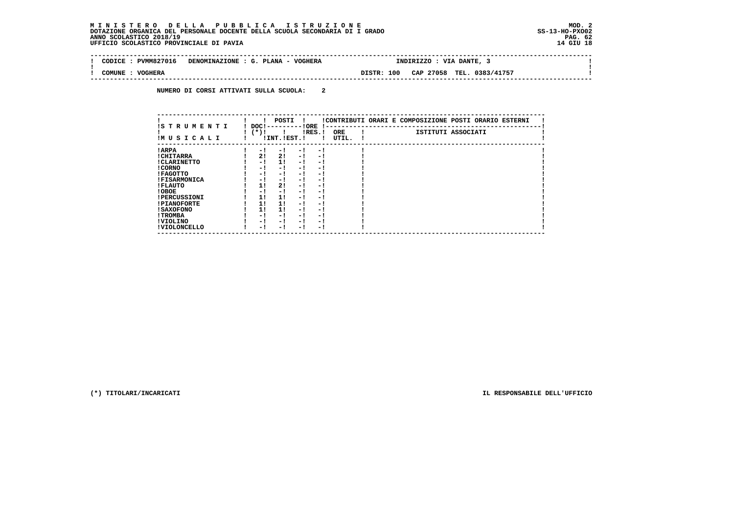**M I N I S T E R O   D E L L A   P U B B L I C A   I S T R U Z I O N E**
**DOTAZIONE ORGANICA DEL PERSONALE DOCENTE DELLA SCUOLA SECONDARIA DI I GRADO**
**ANNO SCOLASTICO 2018/19**
**UFFICIO SCOLASTICO PROVINCIALE DI PAVIA**

MOD. 2
SS-13-HO-PXO02
14 GIU 18

| CODICE : PVMM827016 | DENOMINAZIONE : G. PLANA - VOGHERA | INDIRIZZO : VIA DANTE, 3 |
|---|---|---|
| COMUNE : VOGHERA | | DISTR: 100 CAP 27058 TEL. 0383/41757 |

**NUMERO DI CORSI ATTIVATI SULLA SCUOLA: 2**

| STRUMENTI MUSICALI | DOC (*) | POSTI INT. | POSTI EST. | ORE RES. | ORE UTIL. | ISTITUTI ASSOCIATI |
|---|---|---|---|---|---|---|
| ARPA | - | - | - | - | | |
| CHITARRA | 2 | 2 | - | - | | |
| CLARINETTO | - | 1 | - | - | | |
| CORNO | - | - | - | - | | |
| FAGOTTO | - | - | - | - | | |
| FISARMONICA | - | - | - | - | | |
| FLAUTO | 1 | 2 | - | - | | |
| OBOE | - | - | - | - | | |
| PERCUSSIONI | 1 | 1 | - | - | | |
| PIANOFORTE | 1 | 1 | - | - | | |
| SAXOFONO | 1 | 1 | - | - | | |
| TROMBA | - | - | - | - | | |
| VIOLINO | - | - | - | - | | |
| VIOLONCELLO | - | - | - | - | | |

(*) TITOLARI/INCARICATI

IL RESPONSABILE DELL'UFFICIO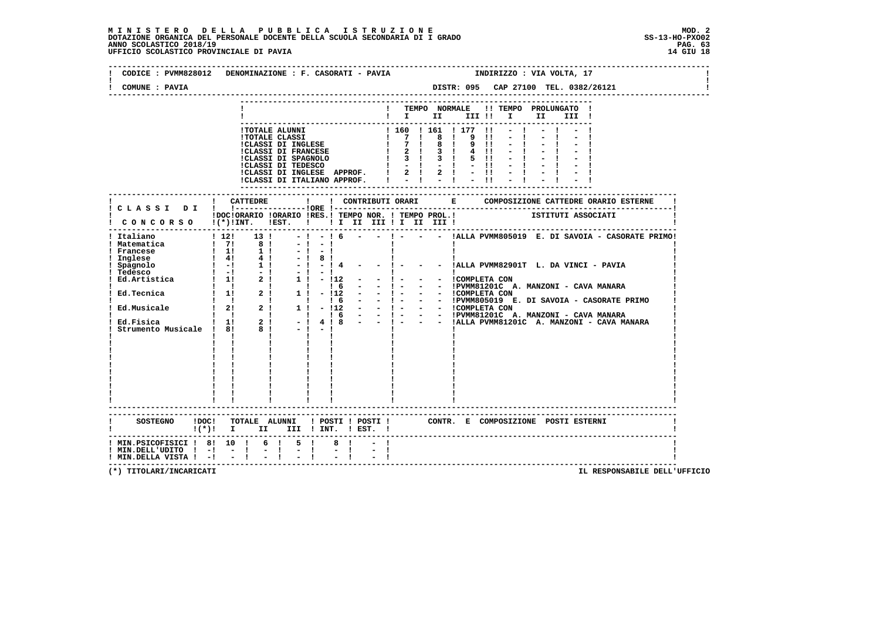**MINISTERO DELLA PUBBLICA ISTRUZIONE**
**DOTAZIONE ORGANICA DEL PERSONALE DOCENTE DELLA SCUOLA SECONDARIA DI I GRADO**
**ANNO SCOLASTICO 2018/19**
**UFFICIO SCOLASTICO PROVINCIALE DI PAVIA**

MOD. 2
SS-13-HO-PXO02
14 GIU 18

CODICE : PVMM828012 DENOMINAZIONE : F. CASORATI - PAVIA INDIRIZZO : VIA VOLTA, 17
COMUNE : PAVIA DISTR: 095 CAP 27100 TEL. 0382/26121

| | TEMPO NORMALE I | II | III | TEMPO PROLUNGATO I | II | III |
|---|---|---|---|---|---|---|
| TOTALE ALUNNI | 160 | 161 | 177 | - | - | - |
| TOTALE CLASSI | 7 | 8 | 9 | - | - | - |
| CLASSI DI INGLESE | 7 | 8 | 9 | - | - | - |
| CLASSI DI FRANCESE | 2 | 3 | 4 | - | - | - |
| CLASSI DI SPAGNOLO | 3 | 3 | 5 | - | - | - |
| CLASSI DI TEDESCO | - | - | - | - | - | - |
| CLASSI DI INGLESE APPROF. | 2 | 2 | - | - | - | - |
| CLASSI DI ITALIANO APPROF. | - | - | - | - | - | - |

| CLASSI DI CONCORSO | CATTEDRE DOC (*) | ORARIO INT. | ORARIO EST. | ORE RES. | TEMPO NOR. I | II | III | TEMPO PROL. I | II | III | COMPOSIZIONE CATTEDRE ORARIO ESTERNE - ISTITUTI ASSOCIATI |
|---|---|---|---|---|---|---|---|---|---|---|---|
| Italiano | 12 | 13 | - | - | 6 | - | - | - | - | - | ALLA PVMM805019 E. DI SAVOIA - CASORATE PRIMO |
| Matematica | 7 | 8 | - | - | | | | | | | |
| Francese | 1 | 1 | - | - | | | | | | | |
| Inglese | 4 | 4 | - | 8 | | | | | | | |
| Spagnolo | - | 1 | - | - | 4 | - | - | - | - | - | ALLA PVMM82901T L. DA VINCI - PAVIA |
| Tedesco | - | - | - | - | | | | | | | |
| Ed.Artistica | 1 | 2 | 1 | - | 12 | - | - | - | - | - | COMPLETA CON |
| | | | | | 6 | - | - | - | - | - | PVMM81201C A. MANZONI - CAVA MANARA |
| Ed.Tecnica | 1 | 2 | 1 | - | 12 | - | - | - | - | - | COMPLETA CON |
| | | | | | 6 | - | - | - | - | - | PVMM805019 E. DI SAVOIA - CASORATE PRIMO |
| Ed.Musicale | 2 | 2 | 1 | - | 12 | - | - | - | - | - | COMPLETA CON |
| | | | | | 6 | - | - | - | - | - | PVMM81201C A. MANZONI - CAVA MANARA |
| Ed.Fisica | 1 | 2 | - | 4 | 8 | - | - | - | - | - | ALLA PVMM81201C A. MANZONI - CAVA MANARA |
| Strumento Musicale | 8 | 8 | - | - | | | | | | | |

| SOSTEGNO | DOC (*) | TOTALE ALUNNI I | II | III | POSTI INT. | POSTI EST. | CONTR. E COMPOSIZIONE POSTI ESTERNI |
|---|---|---|---|---|---|---|---|
| MIN.PSICOFISICI | 8 | 10 | 6 | 5 | 8 | - | |
| MIN.DELL'UDITO | - | - | - | - | - | - | |
| MIN.DELLA VISTA | - | - | - | - | - | - | |

(*) TITOLARI/INCARICATI

IL RESPONSABILE DELL'UFFICIO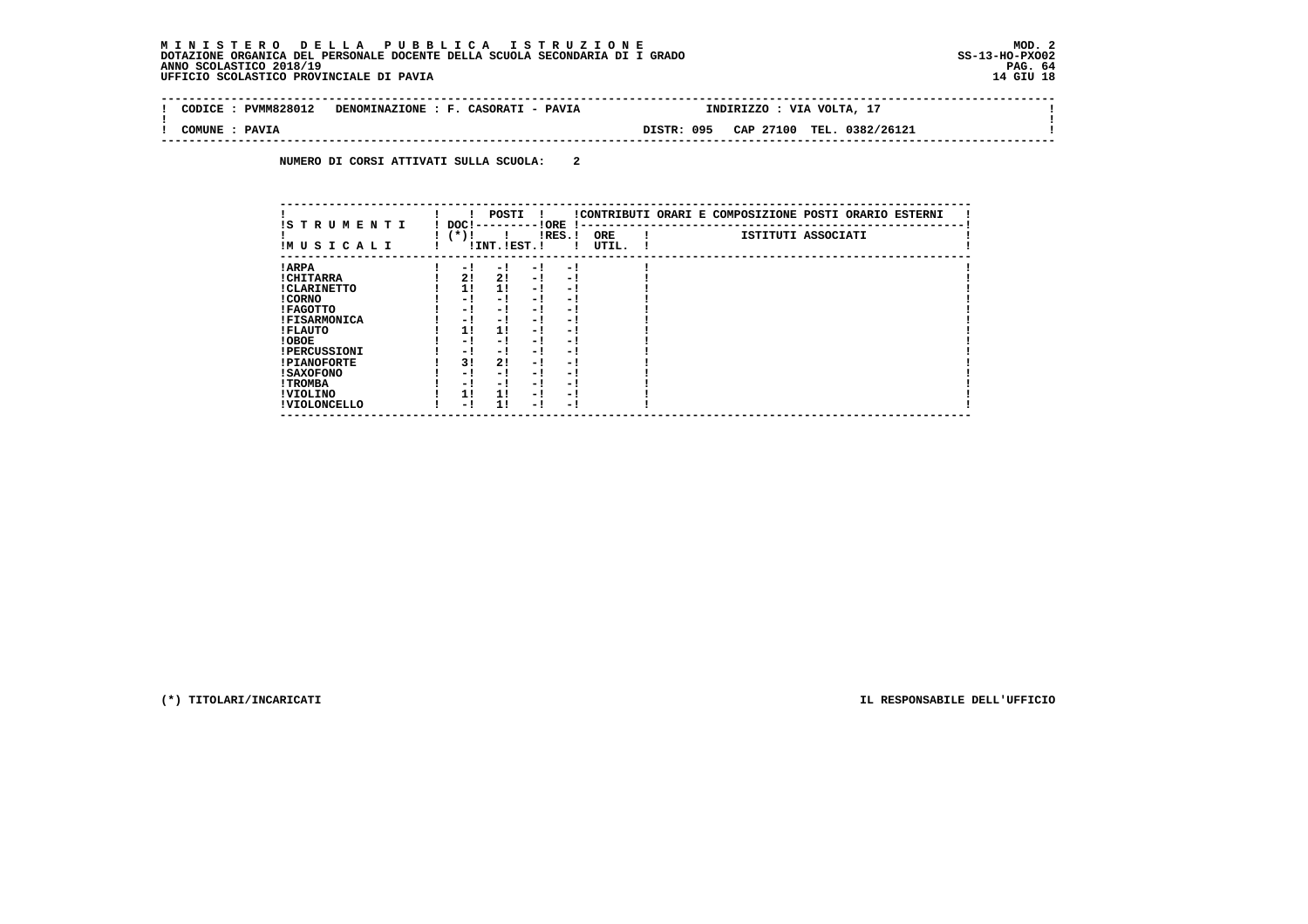**M I N I S T E R O   D E L L A   P U B B L I C A   I S T R U Z I O N E**
**DOTAZIONE ORGANICA DEL PERSONALE DOCENTE DELLA SCUOLA SECONDARIA DI I GRADO**
**ANNO SCOLASTICO 2018/19**
**UFFICIO SCOLASTICO PROVINCIALE DI PAVIA**

MOD. 2
SS-13-HO-PXO02
14 GIU 18

| CODICE : PVMM828012 | DENOMINAZIONE : F. CASORATI - PAVIA | INDIRIZZO : VIA VOLTA, 17 |
|---|---|---|
| COMUNE : PAVIA | | DISTR: 095 CAP 27100 TEL. 0382/26121 |

**NUMERO DI CORSI ATTIVATI SULLA SCUOLA: 2**

| STRUMENTI MUSICALI | DOC (*) | POSTI INT. | POSTI EST. | ORE RES. | CONTRIBUTI ORARI E COMPOSIZIONE POSTI ORARIO ESTERNI: ORE UTIL. | ISTITUTI ASSOCIATI |
|---|---|---|---|---|---|---|
| ARPA | - | - | - | - | | |
| CHITARRA | 2 | 2 | - | - | | |
| CLARINETTO | 1 | 1 | - | - | | |
| CORNO | - | - | - | - | | |
| FAGOTTO | - | - | - | - | | |
| FISARMONICA | - | - | - | - | | |
| FLAUTO | 1 | 1 | - | - | | |
| OBOE | - | - | - | - | | |
| PERCUSSIONI | - | - | - | - | | |
| PIANOFORTE | 3 | 2 | - | - | | |
| SAXOFONO | - | - | - | - | | |
| TROMBA | - | - | - | - | | |
| VIOLINO | 1 | 1 | - | - | | |
| VIOLONCELLO | - | 1 | - | - | | |

(*) TITOLARI/INCARICATI

IL RESPONSABILE DELL'UFFICIO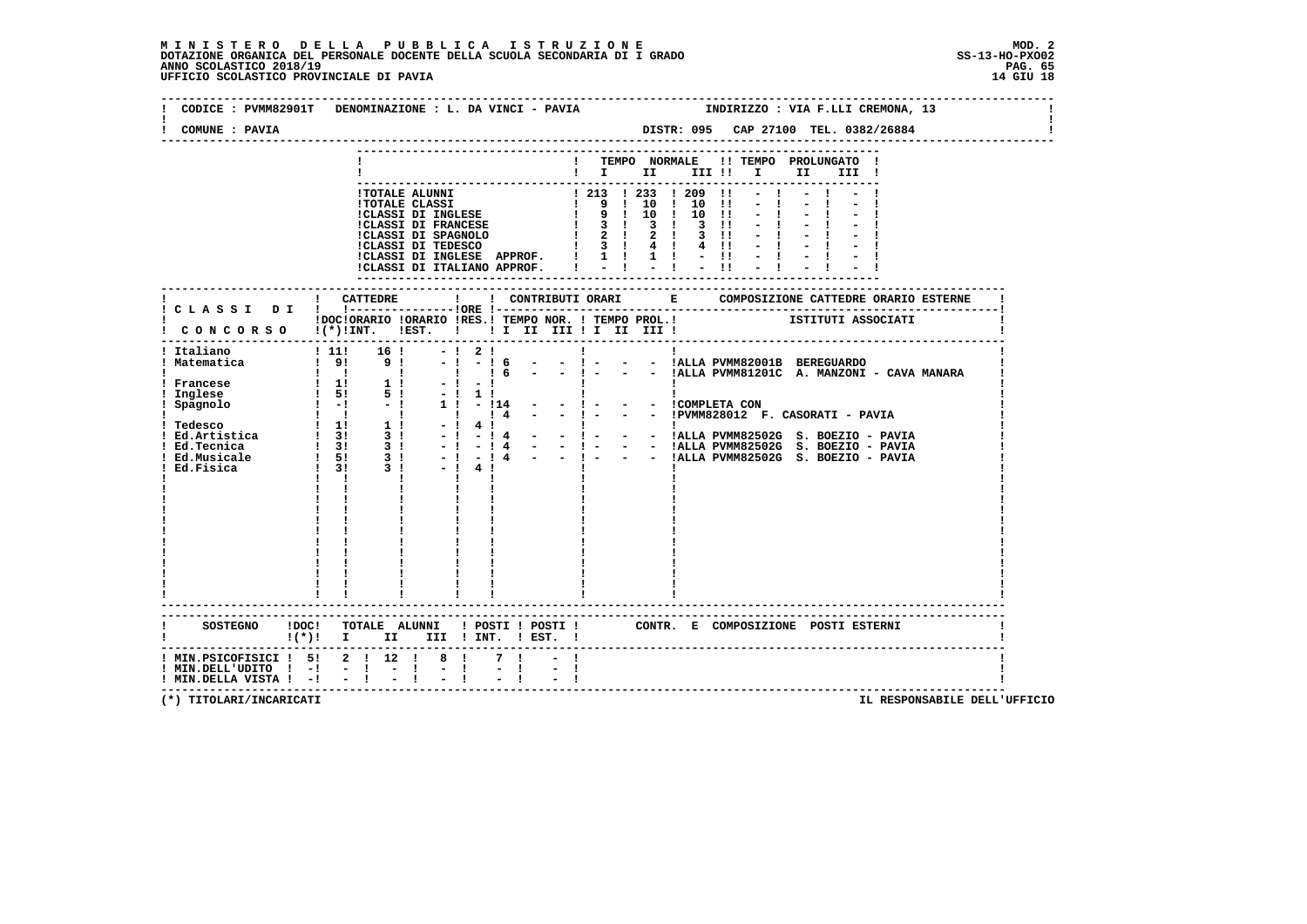**MINISTERO DELLA PUBBLICA ISTRUZIONE**
**DOTAZIONE ORGANICA DEL PERSONALE DOCENTE DELLA SCUOLA SECONDARIA DI I GRADO**
**ANNO SCOLASTICO 2018/19**
**UFFICIO SCOLASTICO PROVINCIALE DI PAVIA**

MOD. 2
SS-13-HO-PXO02
14 GIU 18

CODICE : PVMM82901T DENOMINAZIONE : L. DA VINCI - PAVIA INDIRIZZO : VIA F.LLI CREMONA, 13

COMUNE : PAVIA DISTR: 095 CAP 27100 TEL. 0382/26884

| | TEMPO NORMALE I | II | III | TEMPO PROLUNGATO I | II | III |
|---|---|---|---|---|---|---|
| TOTALE ALUNNI | 213 | 233 | 209 | - | - | - |
| TOTALE CLASSI | 9 | 10 | 10 | - | - | - |
| CLASSI DI INGLESE | 9 | 10 | 10 | - | - | - |
| CLASSI DI FRANCESE | 3 | 3 | 3 | - | - | - |
| CLASSI DI SPAGNOLO | 2 | 2 | 3 | - | - | - |
| CLASSI DI TEDESCO | 3 | 4 | 4 | - | - | - |
| CLASSI DI INGLESE APPROF. | 1 | 1 | - | - | - | - |
| CLASSI DI ITALIANO APPROF. | - | - | - | - | - | - |

| CLASSI DI CONCORSO | CATTEDRE DOC (*) | ORARIO INT. | ORARIO EST. | ORE RES. | CONTRIBUTI ORARI TEMPO NOR. I | II | III | TEMPO PROL. I | II | III | COMPOSIZIONE CATTEDRE ORARIO ESTERNE - ISTITUTI ASSOCIATI |
|---|---|---|---|---|---|---|---|---|---|---|---|
| Italiano | 11 | 16 | - | 2 | | | | | | | |
| Matematica | 9 | 9 | - | - | 6 | - | - | - | - | - | ALLA PVMM82001B BEREGUARDO |
| | | | | | 6 | - | - | - | - | - | ALLA PVMM81201C A. MANZONI - CAVA MANARA |
| Francese | 1 | 1 | - | - | | | | | | | |
| Inglese | 5 | 5 | - | 1 | | | | | | | |
| Spagnolo | - | - | 1 | - | 14 | - | - | - | - | - | COMPLETA CON |
| | | | | | 4 | - | - | - | - | - | PVMM828012 F. CASORATI - PAVIA |
| Tedesco | 1 | 1 | - | 4 | | | | | | | |
| Ed.Artistica | 3 | 3 | - | - | 4 | - | - | - | - | - | ALLA PVMM82502G S. BOEZIO - PAVIA |
| Ed.Tecnica | 3 | 3 | - | - | 4 | - | - | - | - | - | ALLA PVMM82502G S. BOEZIO - PAVIA |
| Ed.Musicale | 5 | 3 | - | - | 4 | - | - | - | - | - | ALLA PVMM82502G S. BOEZIO - PAVIA |
| Ed.Fisica | 3 | 3 | - | 4 | | | | | | | |

| SOSTEGNO | DOC (*) | TOTALE ALUNNI I | II | III | POSTI INT. | POSTI EST. | CONTR. E COMPOSIZIONE POSTI ESTERNI |
|---|---|---|---|---|---|---|---|
| MIN.PSICOFISICI | 5 | 2 | 12 | 8 | 7 | - | |
| MIN.DELL'UDITO | - | - | - | - | - | - | |
| MIN.DELLA VISTA | - | - | - | - | - | - | |

(*) TITOLARI/INCARICATI

IL RESPONSABILE DELL'UFFICIO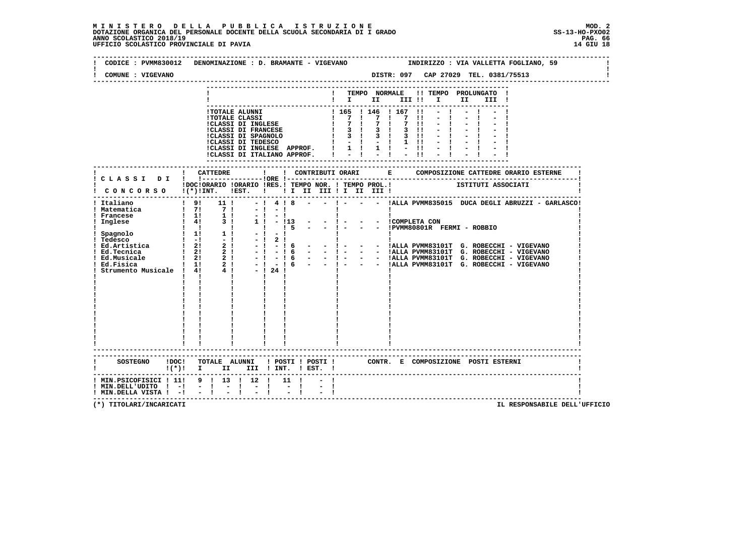**MINISTERO DELLA PUBBLICA ISTRUZIONE**
**DOTAZIONE ORGANICA DEL PERSONALE DOCENTE DELLA SCUOLA SECONDARIA DI I GRADO**
**ANNO SCOLASTICO 2018/19**
**UFFICIO SCOLASTICO PROVINCIALE DI PAVIA**

MOD. 2
SS-13-HO-PXO02
14 GIU 18

CODICE : PVMM830012 DENOMINAZIONE : D. BRAMANTE - VIGEVANO INDIRIZZO : VIA VALLETTA FOGLIANO, 59

COMUNE : VIGEVANO DISTR: 097 CAP 27029 TEL. 0381/75513

| | TEMPO NORMALE I | II | III | TEMPO PROLUNGATO I | II | III |
|---|---|---|---|---|---|---|
| TOTALE ALUNNI | 165 | 146 | 167 | - | - | - |
| TOTALE CLASSI | 7 | 7 | 7 | - | - | - |
| CLASSI DI INGLESE | 7 | 7 | 7 | - | - | - |
| CLASSI DI FRANCESE | 3 | 3 | 3 | - | - | - |
| CLASSI DI SPAGNOLO | 3 | 3 | 3 | - | - | - |
| CLASSI DI TEDESCO | - | - | 1 | - | - | - |
| CLASSI DI INGLESE APPROF. | 1 | 1 | - | - | - | - |
| CLASSI DI ITALIANO APPROF. | - | - | - | - | - | - |

| CLASSI DI CONCORSO | CATTEDRE DOC (*) | ORARIO INT. | ORARIO EST. | ORE RES. | CONTRIBUTI ORARI TEMPO NOR. I II III | TEMPO PROL. I II III | COMPOSIZIONE CATTEDRE ORARIO ESTERNE - ISTITUTI ASSOCIATI |
|---|---|---|---|---|---|---|---|
| Italiano | 9 | 11 | - | 4 | 8 - - | - - - | ALLA PVMM835015 DUCA DEGLI ABRUZZI - GARLASCO |
| Matematica | 7 | 7 | - | - | | | |
| Francese | 1 | 1 | - | - | | | |
| Inglese | 4 | 3 | 1 | - | 13 - - | - - - | COMPLETA CON |
| | | | | | 5 - - | - - - | PVMM80801R FERMI - ROBBIO |
| Spagnolo | 1 | 1 | - | - | | | |
| Tedesco | - | - | - | 2 | | | |
| Ed.Artistica | 2 | 2 | - | - | 6 - - | - - - | ALLA PVMM83101T G. ROBECCHI - VIGEVANO |
| Ed.Tecnica | 2 | 2 | - | - | 6 - - | - - - | ALLA PVMM83101T G. ROBECCHI - VIGEVANO |
| Ed.Musicale | 2 | 2 | - | - | 6 - - | - - - | ALLA PVMM83101T G. ROBECCHI - VIGEVANO |
| Ed.Fisica | 1 | 2 | - | - | 6 - - | - - - | ALLA PVMM83101T G. ROBECCHI - VIGEVANO |
| Strumento Musicale | 4 | 4 | - | 24 | | | |

| SOSTEGNO | DOC (*) | TOTALE ALUNNI I | II | III | POSTI INT. | POSTI EST. | CONTR. E COMPOSIZIONE POSTI ESTERNI |
|---|---|---|---|---|---|---|---|
| MIN.PSICOFISICI | 11 | 9 | 13 | 12 | 11 | - | |
| MIN.DELL'UDITO | - | - | - | - | - | - | |
| MIN.DELLA VISTA | - | - | - | - | - | - | |

(*) TITOLARI/INCARICATI

IL RESPONSABILE DELL'UFFICIO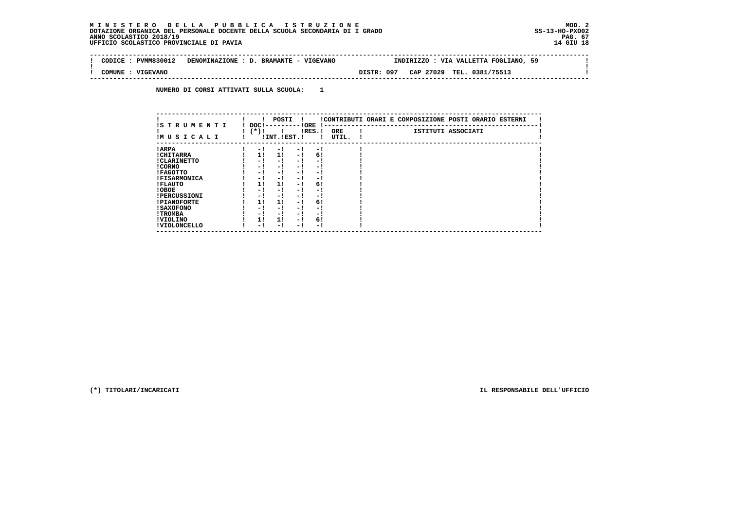**MINISTERO DELLA PUBBLICA ISTRUZIONE**
**DOTAZIONE ORGANICA DEL PERSONALE DOCENTE DELLA SCUOLA SECONDARIA DI I GRADO**
**ANNO SCOLASTICO 2018/19**
**UFFICIO SCOLASTICO PROVINCIALE DI PAVIA**

MOD. 2
SS-13-HO-PXO02
14 GIU 18

| CODICE : PVMM830012 | DENOMINAZIONE : D. BRAMANTE - VIGEVANO | INDIRIZZO : VIA VALLETTA FOGLIANO, 59 |
|---|---|---|
| COMUNE : VIGEVANO | | DISTR: 097 CAP 27029 TEL. 0381/75513 |

**NUMERO DI CORSI ATTIVATI SULLA SCUOLA: 1**

| STRUMENTI MUSICALI | DOC (*) | POSTI INT. | POSTI EST. | ORE RES. | ORE UTIL. | ISTITUTI ASSOCIATI |
|---|---|---|---|---|---|---|
| ARPA | - | - | - | - | | |
| CHITARRA | 1 | 1 | - | 6 | | |
| CLARINETTO | - | - | - | - | | |
| CORNO | - | - | - | - | | |
| FAGOTTO | - | - | - | - | | |
| FISARMONICA | - | - | - | - | | |
| FLAUTO | 1 | 1 | - | 6 | | |
| OBOE | - | - | - | - | | |
| PERCUSSIONI | - | - | - | - | | |
| PIANOFORTE | 1 | 1 | - | 6 | | |
| SAXOFONO | - | - | - | - | | |
| TROMBA | - | - | - | - | | |
| VIOLINO | 1 | 1 | - | 6 | | |
| VIOLONCELLO | - | - | - | - | | |

Le colonne ORE UTIL. e ISTITUTI ASSOCIATI rientrano nella sezione "CONTRIBUTI ORARI E COMPOSIZIONE POSTI ORARIO ESTERNI".

(*) TITOLARI/INCARICATI

IL RESPONSABILE DELL'UFFICIO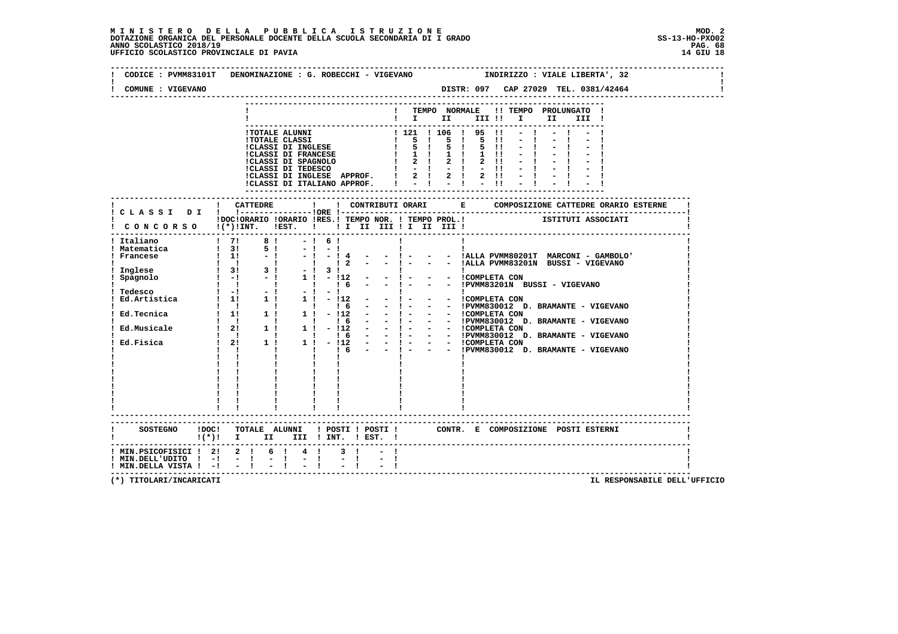**MINISTERO DELLA PUBBLICA ISTRUZIONE**
**DOTAZIONE ORGANICA DEL PERSONALE DOCENTE DELLA SCUOLA SECONDARIA DI I GRADO**
**ANNO SCOLASTICO 2018/19**
**UFFICIO SCOLASTICO PROVINCIALE DI PAVIA**

MOD. 2
SS-13-HO-PXO02
14 GIU 18

CODICE : PVMM83101T DENOMINAZIONE : G. ROBECCHI - VIGEVANO INDIRIZZO : VIALE LIBERTA', 32

COMUNE : VIGEVANO DISTR: 097 CAP 27029 TEL. 0381/42464

| | TEMPO NORMALE I | II | III | TEMPO PROLUNGATO I | II | III |
|---|---|---|---|---|---|---|
| TOTALE ALUNNI | 121 | 106 | 95 | - | - | - |
| TOTALE CLASSI | 5 | 5 | 5 | - | - | - |
| CLASSI DI INGLESE | 5 | 5 | 5 | - | - | - |
| CLASSI DI FRANCESE | 1 | 1 | 1 | - | - | - |
| CLASSI DI SPAGNOLO | 2 | 2 | 2 | - | - | - |
| CLASSI DI TEDESCO | - | - | - | - | - | - |
| CLASSI DI INGLESE APPROF. | 2 | 2 | 2 | - | - | - |
| CLASSI DI ITALIANO APPROF. | - | - | - | - | - | - |

| CLASSI DI CONCORSO | CATTEDRE DOC (*) | ORARIO INT. | ORARIO EST. | ORE RES. | CONTRIBUTI ORARI TEMPO NOR. I | II | III | TEMPO PROL. I | II | III | COMPOSIZIONE CATTEDRE ORARIO ESTERNE - ISTITUTI ASSOCIATI |
|---|---|---|---|---|---|---|---|---|---|---|---|
| Italiano | 7 | 8 | - | 6 | | | | | | | |
| Matematica | 3 | 5 | - | - | | | | | | | |
| Francese | 1 | - | - | - | 4 | - | - | - | - | - | ALLA PVMM80201T MARCONI - GAMBOLO' |
| | | | | | 2 | - | - | - | - | - | ALLA PVMM83201N BUSSI - VIGEVANO |
| Inglese | 3 | 3 | - | 3 | | | | | | | |
| Spagnolo | - | - | 1 | - | 12 | - | - | - | - | - | COMPLETA CON |
| | | | | | 6 | - | - | - | - | - | PVMM83201N BUSSI - VIGEVANO |
| Tedesco | - | - | - | - | | | | | | | |
| Ed.Artistica | 1 | 1 | 1 | - | 12 | - | - | - | - | - | COMPLETA CON |
| | | | | | 6 | - | - | - | - | - | PVMM830012 D. BRAMANTE - VIGEVANO |
| Ed.Tecnica | 1 | 1 | 1 | - | 12 | - | - | - | - | - | COMPLETA CON |
| | | | | | 6 | - | - | - | - | - | PVMM830012 D. BRAMANTE - VIGEVANO |
| Ed.Musicale | 2 | 1 | 1 | - | 12 | - | - | - | - | - | COMPLETA CON |
| | | | | | 6 | - | - | - | - | - | PVMM830012 D. BRAMANTE - VIGEVANO |
| Ed.Fisica | 2 | 1 | 1 | - | 12 | - | - | - | - | - | COMPLETA CON |
| | | | | | 6 | - | - | - | - | - | PVMM830012 D. BRAMANTE - VIGEVANO |

| SOSTEGNO | DOC (*) | TOTALE ALUNNI I | II | III | POSTI INT. | POSTI EST. | CONTR. E COMPOSIZIONE POSTI ESTERNI |
|---|---|---|---|---|---|---|---|
| MIN.PSICOFISICI | 2 | 2 | 6 | 4 | 3 | - | |
| MIN.DELL'UDITO | - | - | - | - | - | - | |
| MIN.DELLA VISTA | - | - | - | - | - | - | |

(*) TITOLARI/INCARICATI

IL RESPONSABILE DELL'UFFICIO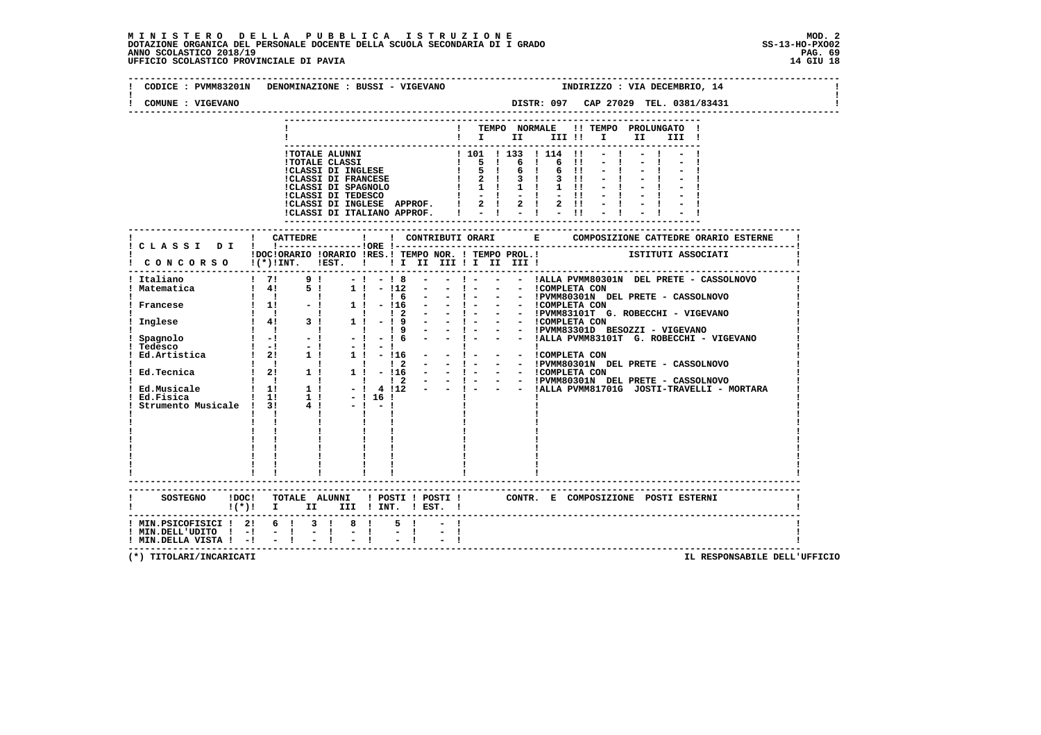**MINISTERO DELLA PUBBLICA ISTRUZIONE**
**DOTAZIONE ORGANICA DEL PERSONALE DOCENTE DELLA SCUOLA SECONDARIA DI I GRADO**
**ANNO SCOLASTICO 2018/19**
**UFFICIO SCOLASTICO PROVINCIALE DI PAVIA**

MOD. 2
SS-13-HO-PXO02
14 GIU 18

CODICE : PVMM83201N DENOMINAZIONE : BUSSI - VIGEVANO INDIRIZZO : VIA DECEMBRIO, 14
COMUNE : VIGEVANO DISTR: 097 CAP 27029 TEL. 0381/83431

| | TEMPO NORMALE I | II | III | TEMPO PROLUNGATO I | II | III |
|---|---|---|---|---|---|---|
| TOTALE ALUNNI | 101 | 133 | 114 | - | - | - |
| TOTALE CLASSI | 5 | 6 | 6 | - | - | - |
| CLASSI DI INGLESE | 5 | 6 | 6 | - | - | - |
| CLASSI DI FRANCESE | 2 | 3 | 3 | - | - | - |
| CLASSI DI SPAGNOLO | 1 | 1 | 1 | - | - | - |
| CLASSI DI TEDESCO | - | - | - | - | - | - |
| CLASSI DI INGLESE APPROF. | 2 | 2 | 2 | - | - | - |
| CLASSI DI ITALIANO APPROF. | - | - | - | - | - | - |

| CLASSI DI CONCORSO | DOC (*) | CATTEDRE ORARIO INT. | CATTEDRE ORARIO EST. | ORE RES. | CONTR. TEMPO NOR. I | II | III | CONTR. TEMPO PROL. I | II | III | COMPOSIZIONE CATTEDRE ORARIO ESTERNE - ISTITUTI ASSOCIATI |
|---|---|---|---|---|---|---|---|---|---|---|---|
| Italiano | 7 | 9 | - | - | 8 | - | - | - | - | - | ALLA PVMM80301N DEL PRETE - CASSOLNOVO |
| Matematica | 4 | 5 | 1 | - | 12 | - | - | - | - | - | COMPLETA CON |
| | | | | | 6 | - | - | - | - | - | PVMM80301N DEL PRETE - CASSOLNOVO |
| Francese | 1 | - | 1 | - | 16 | - | - | - | - | - | COMPLETA CON |
| | | | | | 2 | - | - | - | - | - | PVMM83101T G. ROBECCHI - VIGEVANO |
| Inglese | 4 | 3 | 1 | - | 9 | - | - | - | - | - | COMPLETA CON |
| | | | | | 9 | - | - | - | - | - | PVMM83301D BESOZZI - VIGEVANO |
| Spagnolo | - | - | - | - | 6 | - | - | - | - | - | ALLA PVMM83101T G. ROBECCHI - VIGEVANO |
| Tedesco | - | - | - | - | | | | | | | |
| Ed.Artistica | 2 | 1 | 1 | - | 16 | - | - | - | - | - | COMPLETA CON |
| | | | | | 2 | - | - | - | - | - | PVMM80301N DEL PRETE - CASSOLNOVO |
| Ed.Tecnica | 2 | 1 | 1 | - | 16 | - | - | - | - | - | COMPLETA CON |
| | | | | | 2 | - | - | - | - | - | PVMM80301N DEL PRETE - CASSOLNOVO |
| Ed.Musicale | 1 | 1 | - | 4 | 12 | - | - | - | - | - | ALLA PVMM81701G JOSTI-TRAVELLI - MORTARA |
| Ed.Fisica | 1 | 1 | - | 16 | | | | | | | |
| Strumento Musicale | 3 | 4 | - | - | | | | | | | |

| SOSTEGNO | DOC (*) | TOTALE ALUNNI I | II | III | POSTI INT. | POSTI EST. | CONTR. E COMPOSIZIONE POSTI ESTERNI |
|---|---|---|---|---|---|---|---|
| MIN.PSICOFISICI | 2 | 6 | 3 | 8 | 5 | - | |
| MIN.DELL'UDITO | - | - | - | - | - | - | |
| MIN.DELLA VISTA | - | - | - | - | - | - | |

(*) TITOLARI/INCARICATI

IL RESPONSABILE DELL'UFFICIO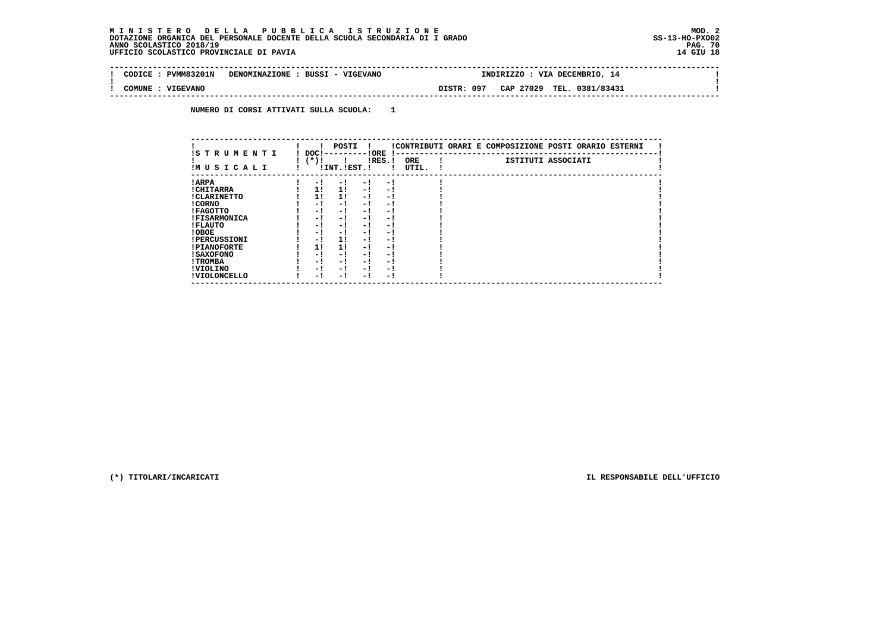**M I N I S T E R O   D E L L A   P U B B L I C A   I S T R U Z I O N E**
**DOTAZIONE ORGANICA DEL PERSONALE DOCENTE DELLA SCUOLA SECONDARIA DI I GRADO**
**ANNO SCOLASTICO 2018/19**
**UFFICIO SCOLASTICO PROVINCIALE DI PAVIA**

MOD. 2
SS-13-HO-PXO02
14 GIU 18

| CODICE : PVMM83201N | DENOMINAZIONE : BUSSI - VIGEVANO | INDIRIZZO : VIA DECEMBRIO, 14 |
|---|---|---|
| COMUNE : VIGEVANO | DISTR: 097 | CAP 27029 TEL. 0381/83431 |

**NUMERO DI CORSI ATTIVATI SULLA SCUOLA: 1**

| STRUMENTI MUSICALI | DOC (*) | POSTI INT. | POSTI EST. | ORE RES. | ORE UTIL. | ISTITUTI ASSOCIATI |
|---|---|---|---|---|---|---|
| ARPA | - | - | - | - | | |
| CHITARRA | 1 | 1 | - | - | | |
| CLARINETTO | 1 | 1 | - | - | | |
| CORNO | - | - | - | - | | |
| FAGOTTO | - | - | - | - | | |
| FISARMONICA | - | - | - | - | | |
| FLAUTO | - | - | - | - | | |
| OBOE | - | - | - | - | | |
| PERCUSSIONI | - | 1 | - | - | | |
| PIANOFORTE | 1 | 1 | - | - | | |
| SAXOFONO | - | - | - | - | | |
| TROMBA | - | - | - | - | | |
| VIOLINO | - | - | - | - | | |
| VIOLONCELLO | - | - | - | - | | |

Note: ORE UTIL. and ISTITUTI ASSOCIATI fall under the heading "CONTRIBUTI ORARI E COMPOSIZIONE POSTI ORARIO ESTERNI".

(*) TITOLARI/INCARICATI

IL RESPONSABILE DELL'UFFICIO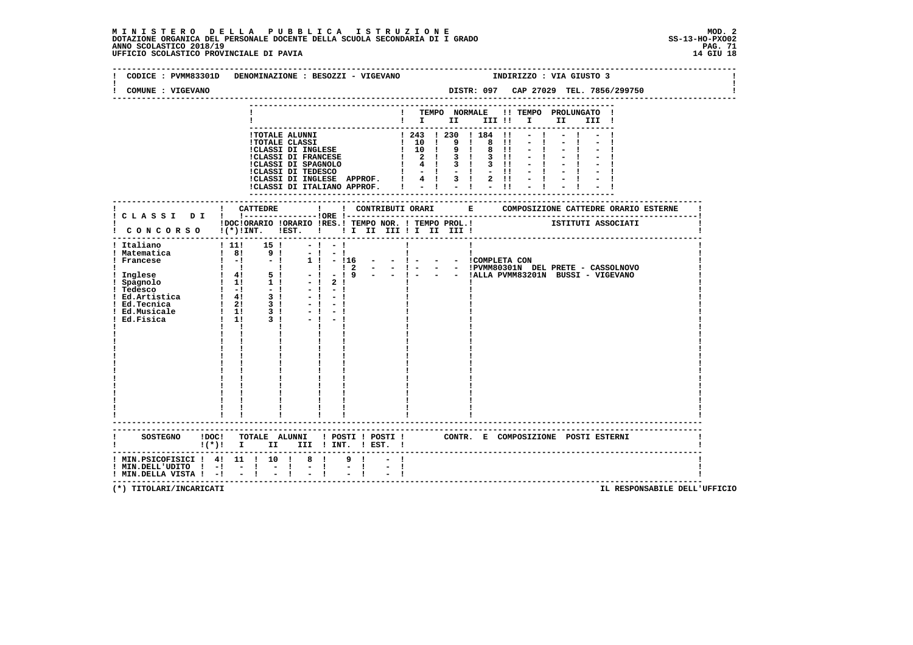# MINISTERO DELLA PUBBLICA ISTRUZIONE

DOTAZIONE ORGANICA DEL PERSONALE DOCENTE DELLA SCUOLA SECONDARIA DI I GRADO — MOD. 2 — SS-13-HO-PXO02

ANNO SCOLASTICO 2018/19

UFFICIO SCOLASTICO PROVINCIALE DI PAVIA — 14 GIU 18

CODICE : PVMM83301D DENOMINAZIONE : BESOZZI - VIGEVANO — INDIRIZZO : VIA GIUSTO 3

COMUNE : VIGEVANO — DISTR: 097 CAP 27029 TEL. 7856/299750

| | TEMPO NORMALE I | II | III | TEMPO PROLUNGATO I | II | III |
|---|---|---|---|---|---|---|
| TOTALE ALUNNI | 243 | 230 | 184 | - | - | - |
| TOTALE CLASSI | 10 | 9 | 8 | - | - | - |
| CLASSI DI INGLESE | 10 | 9 | 8 | - | - | - |
| CLASSI DI FRANCESE | 2 | 3 | 3 | - | - | - |
| CLASSI DI SPAGNOLO | 4 | 3 | 3 | - | - | - |
| CLASSI DI TEDESCO | - | - | - | - | - | - |
| CLASSI DI INGLESE APPROF. | 4 | 3 | 2 | - | - | - |
| CLASSI DI ITALIANO APPROF. | - | - | - | - | - | - |

| CLASSI DI CONCORSO | CATTEDRE DOC (*) INT. | CATTEDRE EST. | ORE ORARIO RES. | ORE ORARIO RES. | CONTRIBUTI ORARI TEMPO NOR. I | II | III | TEMPO PROL. I | II | III | COMPOSIZIONE CATTEDRE ORARIO ESTERNE - ISTITUTI ASSOCIATI |
|---|---|---|---|---|---|---|---|---|---|---|---|
| Italiano | 11 | 15 | - | - | | | | | | | |
| Matematica | 8 | 9 | - | - | | | | | | | |
| Francese | - | - | 1 | - | 16 | - | - | - | - | - | COMPLETA CON |
| | | | | | 2 | - | - | - | - | - | PVMM80301N DEL PRETE - CASSOLNOVO |
| Inglese | 4 | 5 | - | - | 9 | - | - | - | - | - | ALLA PVMM83201N BUSSI - VIGEVANO |
| Spagnolo | 1 | 1 | - | 2 | | | | | | | |
| Tedesco | - | - | - | - | | | | | | | |
| Ed.Artistica | 4 | 3 | - | - | | | | | | | |
| Ed.Tecnica | 2 | 3 | - | - | | | | | | | |
| Ed.Musicale | 1 | 3 | - | - | | | | | | | |
| Ed.Fisica | 1 | 3 | - | - | | | | | | | |

| SOSTEGNO | DOC (*) | TOTALE ALUNNI I | II | III | POSTI INT. | POSTI EST. | CONTR. E COMPOSIZIONE POSTI ESTERNI |
|---|---|---|---|---|---|---|---|
| MIN.PSICOFISICI | 4 | 11 | 10 | 8 | 9 | - | |
| MIN.DELL'UDITO | - | - | - | - | - | - | |
| MIN.DELLA VISTA | - | - | - | - | - | - | |

(*) TITOLARI/INCARICATI — IL RESPONSABILE DELL'UFFICIO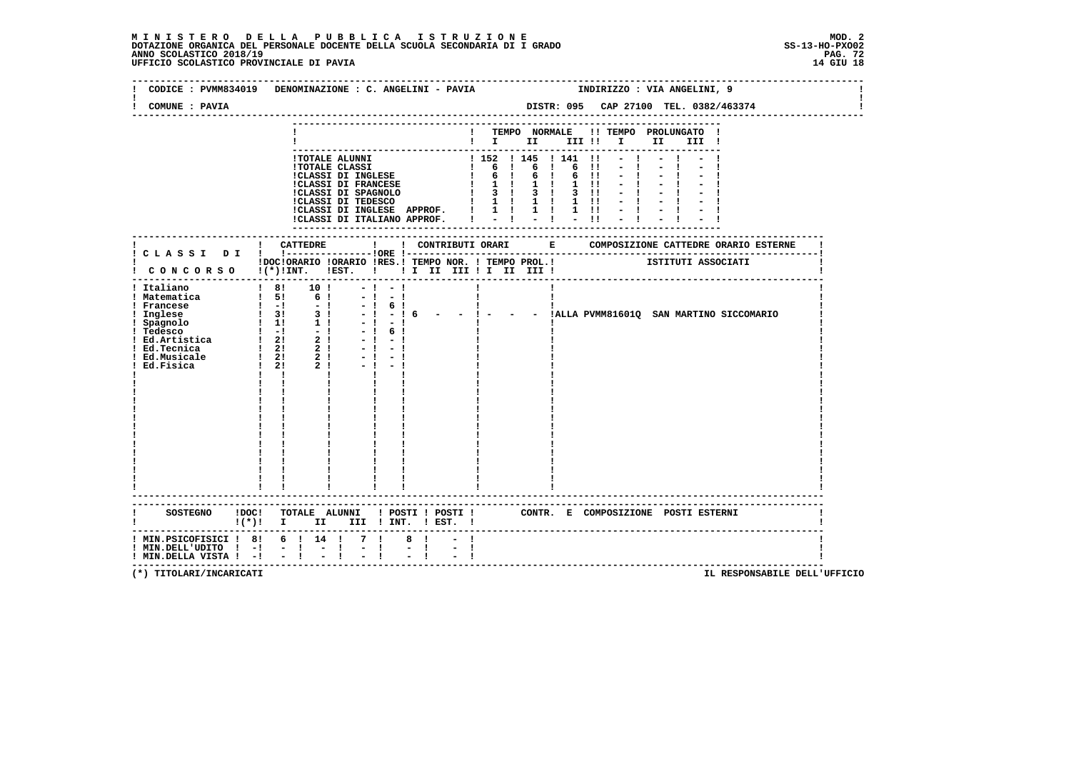**MINISTERO DELLA PUBBLICA ISTRUZIONE** — MOD. 2
DOTAZIONE ORGANICA DEL PERSONALE DOCENTE DELLA SCUOLA SECONDARIA DI I GRADO — SS-13-HO-PXO02
ANNO SCOLASTICO 2018/19
UFFICIO SCOLASTICO PROVINCIALE DI PAVIA — 14 GIU 18

CODICE : PVMM834019 DENOMINAZIONE : C. ANGELINI - PAVIA INDIRIZZO : VIA ANGELINI, 9

COMUNE : PAVIA DISTR: 095 CAP 27100 TEL. 0382/463374

| | TEMPO NORMALE I | II | III | TEMPO PROLUNGATO I | II | III |
|---|---|---|---|---|---|---|
| TOTALE ALUNNI | 152 | 145 | 141 | - | - | - |
| TOTALE CLASSI | 6 | 6 | 6 | - | - | - |
| CLASSI DI INGLESE | 6 | 6 | 6 | - | - | - |
| CLASSI DI FRANCESE | 1 | 1 | 1 | - | - | - |
| CLASSI DI SPAGNOLO | 3 | 3 | 3 | - | - | - |
| CLASSI DI TEDESCO | 1 | 1 | 1 | - | - | - |
| CLASSI DI INGLESE APPROF. | 1 | 1 | 1 | - | - | - |
| CLASSI DI ITALIANO APPROF. | - | - | - | - | - | - |

| CLASSI DI CONCORSO | CATTEDRE DOC (*) | CATTEDRE ORARIO INT. | CATTEDRE ORARIO EST. | ORE RES. | CONTRIBUTI ORARI TEMPO NOR. I II III | CONTRIBUTI ORARI TEMPO PROL. I II III | COMPOSIZIONE CATTEDRE ORARIO ESTERNE - ISTITUTI ASSOCIATI |
|---|---|---|---|---|---|---|---|
| Italiano | 8 | 10 | - | - | | | |
| Matematica | 5 | 6 | - | - | | | |
| Francese | - | - | - | 6 | | | |
| Inglese | 3 | 3 | - | - | 6 - - | - - - | ALLA PVMM81601Q SAN MARTINO SICCOMARIO |
| Spagnolo | 1 | 1 | - | - | | | |
| Tedesco | - | - | - | 6 | | | |
| Ed.Artistica | 2 | 2 | - | - | | | |
| Ed.Tecnica | 2 | 2 | - | - | | | |
| Ed.Musicale | 2 | 2 | - | - | | | |
| Ed.Fisica | 2 | 2 | - | - | | | |

| SOSTEGNO | DOC (*) | TOTALE ALUNNI I | II | III | POSTI INT. | POSTI EST. | CONTR. E COMPOSIZIONE POSTI ESTERNI |
|---|---|---|---|---|---|---|---|
| MIN.PSICOFISICI | 8 | 6 | 14 | 7 | 8 | - | |
| MIN.DELL'UDITO | - | - | - | - | - | - | |
| MIN.DELLA VISTA | - | - | - | - | - | - | |

(*) TITOLARI/INCARICATI — IL RESPONSABILE DELL'UFFICIO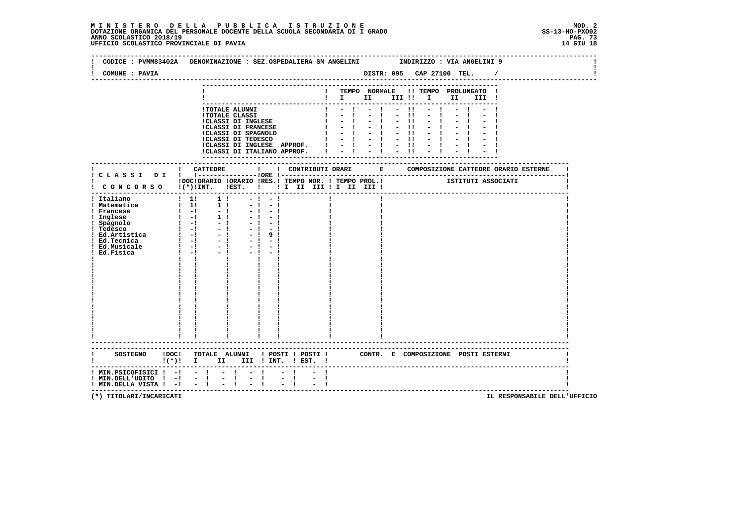# M I N I S T E R O   D E L L A   P U B B L I C A   I S T R U Z I O N E

**DOTAZIONE ORGANICA DEL PERSONALE DOCENTE DELLA SCUOLA SECONDARIA DI I GRADO** — MOD. 2 — SS-13-HO-PXO02

ANNO SCOLASTICO 2018/19

UFFICIO SCOLASTICO PROVINCIALE DI PAVIA — 14 GIU 18

CODICE : PVMM83402A   DENOMINAZIONE : SEZ.OSPEDALIERA SM ANGELINI   INDIRIZZO : VIA ANGELINI 9

COMUNE : PAVIA   DISTR: 095   CAP 27100   TEL.   /

| | TEMPO NORMALE I | II | III | TEMPO PROLUNGATO I | II | III |
|---|---|---|---|---|---|---|
| TOTALE ALUNNI | - | - | - | - | - | - |
| TOTALE CLASSI | - | - | - | - | - | - |
| CLASSI DI INGLESE | - | - | - | - | - | - |
| CLASSI DI FRANCESE | - | - | - | - | - | - |
| CLASSI DI SPAGNOLO | - | - | - | - | - | - |
| CLASSI DI TEDESCO | - | - | - | - | - | - |
| CLASSI DI INGLESE APPROF. | - | - | - | - | - | - |
| CLASSI DI ITALIANO APPROF. | - | - | - | - | - | - |

| CLASSI DI CONCORSO | CATTEDRE DOC (*) | ORARIO INT. | ORARIO EST. | RES. | ORE | CONTRIBUTI ORARI TEMPO NOR. I II III | TEMPO PROL. I II III | COMPOSIZIONE CATTEDRE ORARIO ESTERNE - ISTITUTI ASSOCIATI |
|---|---|---|---|---|---|---|---|---|
| Italiano | 1 | 1 | - | - | | | | |
| Matematica | 1 | 1 | - | - | | | | |
| Francese | - | - | - | - | | | | |
| Inglese | - | 1 | - | - | | | | |
| Spagnolo | - | - | - | - | | | | |
| Tedesco | - | - | - | - | | | | |
| Ed.Artistica | - | - | - | 9 | | | | |
| Ed.Tecnica | - | - | - | - | | | | |
| Ed.Musicale | - | - | - | - | | | | |
| Ed.Fisica | - | - | - | - | | | | |

| SOSTEGNO | DOC (*) | TOTALE ALUNNI I | II | III | POSTI INT. | POSTI EST. | CONTR. E COMPOSIZIONE POSTI ESTERNI |
|---|---|---|---|---|---|---|---|
| MIN.PSICOFISICI | - | - | - | - | - | - | |
| MIN.DELL'UDITO | - | - | - | - | - | - | |
| MIN.DELLA VISTA | - | - | - | - | - | - | |

(*) TITOLARI/INCARICATI

IL RESPONSABILE DELL'UFFICIO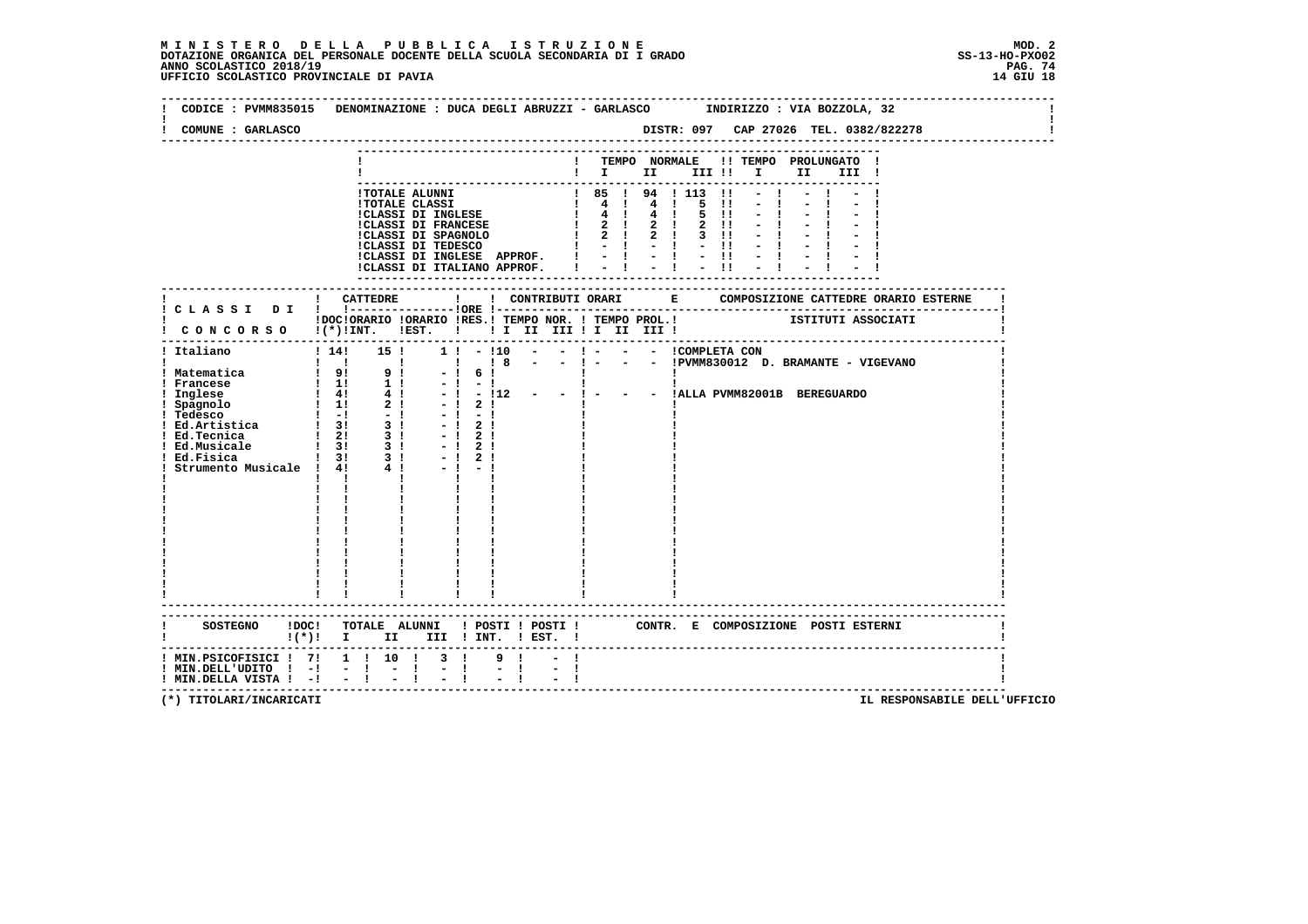**M I N I S T E R O D E L L A P U B B L I C A I S T R U Z I O N E**
**DOTAZIONE ORGANICA DEL PERSONALE DOCENTE DELLA SCUOLA SECONDARIA DI I GRADO**
**ANNO SCOLASTICO 2018/19**
**UFFICIO SCOLASTICO PROVINCIALE DI PAVIA**

MOD. 2
SS-13-HO-PXO02
14 GIU 18

CODICE : PVMM835015 DENOMINAZIONE : DUCA DEGLI ABRUZZI - GARLASCO INDIRIZZO : VIA BOZZOLA, 32

COMUNE : GARLASCO DISTR: 097 CAP 27026 TEL. 0382/822278

| | TEMPO NORMALE I | II | III | TEMPO PROLUNGATO I | II | III |
|---|---|---|---|---|---|---|
| TOTALE ALUNNI | 85 | 94 | 113 | - | - | - |
| TOTALE CLASSI | 4 | 4 | 5 | - | - | - |
| CLASSI DI INGLESE | 4 | 4 | 5 | - | - | - |
| CLASSI DI FRANCESE | 2 | 2 | 2 | - | - | - |
| CLASSI DI SPAGNOLO | 2 | 2 | 3 | - | - | - |
| CLASSI DI TEDESCO | - | - | - | - | - | - |
| CLASSI DI INGLESE APPROF. | - | - | - | - | - | - |
| CLASSI DI ITALIANO APPROF. | - | - | - | - | - | - |

| CLASSI DI CONCORSO | CATTEDRE DOC (*) | ORARIO INT. | ORARIO EST. | ORE RES. | CONTRIBUTI ORARI TEMPO NOR. I II III | TEMPO PROL. I II III | E COMPOSIZIONE CATTEDRE ORARIO ESTERNE - ISTITUTI ASSOCIATI |
|---|---|---|---|---|---|---|---|
| Italiano | 14 | 15 | 1 | - | 10 - - | - - - | COMPLETA CON |
| | | | | | 8 - - | - - - | PVMM830012 D. BRAMANTE - VIGEVANO |
| Matematica | 9 | 9 | - | 6 | | | |
| Francese | 1 | 1 | - | - | | | |
| Inglese | 4 | 4 | - | - | 12 - - | - - - | ALLA PVMM82001B BEREGUARDO |
| Spagnolo | 1 | 2 | - | 2 | | | |
| Tedesco | - | - | - | - | | | |
| Ed.Artistica | 3 | 3 | - | 2 | | | |
| Ed.Tecnica | 2 | 3 | - | 2 | | | |
| Ed.Musicale | 3 | 3 | - | 2 | | | |
| Ed.Fisica | 3 | 3 | - | 2 | | | |
| Strumento Musicale | 4 | 4 | - | - | | | |

| SOSTEGNO | DOC (*) | TOTALE ALUNNI I | II | III | POSTI INT. | POSTI EST. | CONTR. E COMPOSIZIONE POSTI ESTERNI |
|---|---|---|---|---|---|---|---|
| MIN.PSICOFISICI | 7 | 1 | 10 | 3 | 9 | - | |
| MIN.DELL'UDITO | - | - | - | - | - | - | |
| MIN.DELLA VISTA | - | - | - | - | - | - | |

(*) TITOLARI/INCARICATI

IL RESPONSABILE DELL'UFFICIO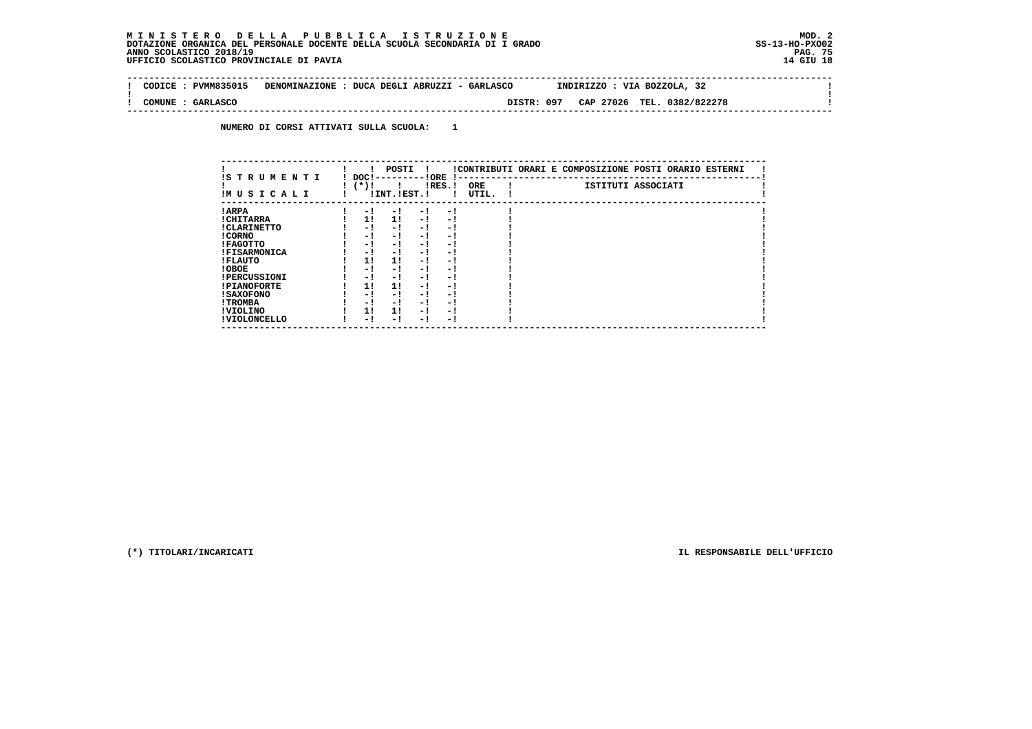**M I N I S T E R O   D E L L A   P U B B L I C A   I S T R U Z I O N E**
**DOTAZIONE ORGANICA DEL PERSONALE DOCENTE DELLA SCUOLA SECONDARIA DI I GRADO**
**ANNO SCOLASTICO 2018/19**
**UFFICIO SCOLASTICO PROVINCIALE DI PAVIA**

MOD. 2
SS-13-HO-PXO02
14 GIU 18

CODICE : PVMM835015   DENOMINAZIONE : DUCA DEGLI ABRUZZI - GARLASCO   INDIRIZZO : VIA BOZZOLA, 32

COMUNE : GARLASCO   DISTR: 097   CAP 27026   TEL. 0382/822278

NUMERO DI CORSI ATTIVATI SULLA SCUOLA: 1

| STRUMENTI MUSICALI | DOC (*) | POSTI INT. | POSTI EST. | ORE RES. | ORE UTIL. | ISTITUTI ASSOCIATI |
|---|---|---|---|---|---|---|
| ARPA | - | - | - | - | | |
| CHITARRA | 1 | 1 | - | - | | |
| CLARINETTO | - | - | - | - | | |
| CORNO | - | - | - | - | | |
| FAGOTTO | - | - | - | - | | |
| FISARMONICA | - | - | - | - | | |
| FLAUTO | 1 | 1 | - | - | | |
| OBOE | - | - | - | - | | |
| PERCUSSIONI | - | - | - | - | | |
| PIANOFORTE | 1 | 1 | - | - | | |
| SAXOFONO | - | - | - | - | | |
| TROMBA | - | - | - | - | | |
| VIOLINO | 1 | 1 | - | - | | |
| VIOLONCELLO | - | - | - | - | | |

CONTRIBUTI ORARI E COMPOSIZIONE POSTI ORARIO ESTERNI

(*) TITOLARI/INCARICATI

IL RESPONSABILE DELL'UFFICIO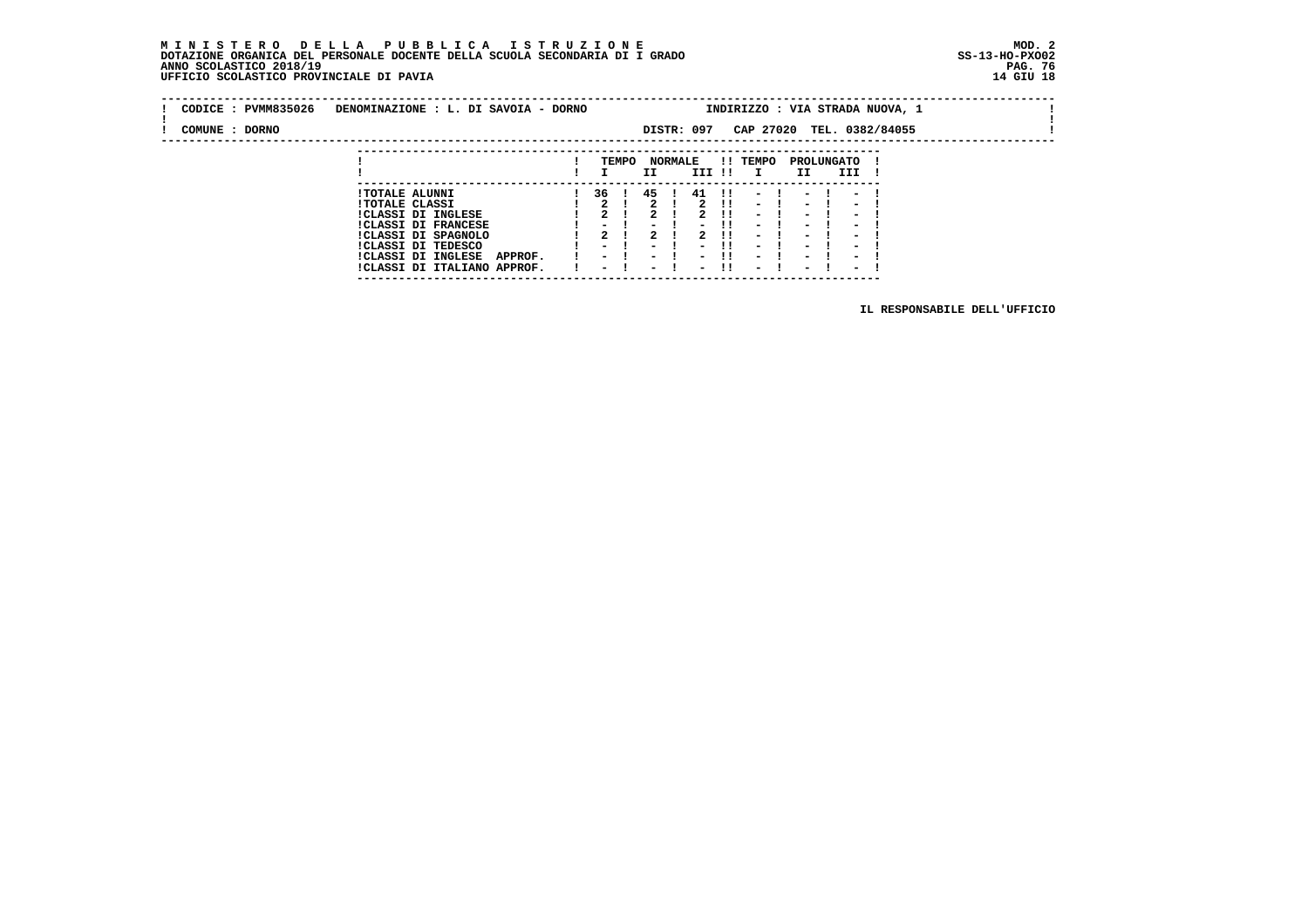**M I N I S T E R O   D E L L A   P U B B L I C A   I S T R U Z I O N E**
**DOTAZIONE ORGANICA DEL PERSONALE DOCENTE DELLA SCUOLA SECONDARIA DI I GRADO**
**ANNO SCOLASTICO 2018/19**
**UFFICIO SCOLASTICO PROVINCIALE DI PAVIA**

MOD. 2
SS-13-HO-PXO02
14 GIU 18

CODICE : PVMM835026   DENOMINAZIONE : L. DI SAVOIA - DORNO   INDIRIZZO : VIA STRADA NUOVA, 1

COMUNE : DORNO   DISTR: 097   CAP 27020   TEL. 0382/84055

| | TEMPO NORMALE I | II | III | TEMPO PROLUNGATO I | II | III |
|---|---|---|---|---|---|---|
| TOTALE ALUNNI | 36 | 45 | 41 | - | - | - |
| TOTALE CLASSI | 2 | 2 | 2 | - | - | - |
| CLASSI DI INGLESE | 2 | 2 | 2 | - | - | - |
| CLASSI DI FRANCESE | - | - | - | - | - | - |
| CLASSI DI SPAGNOLO | 2 | 2 | 2 | - | - | - |
| CLASSI DI TEDESCO | - | - | - | - | - | - |
| CLASSI DI INGLESE APPROF. | - | - | - | - | - | - |
| CLASSI DI ITALIANO APPROF. | - | - | - | - | - | - |

IL RESPONSABILE DELL'UFFICIO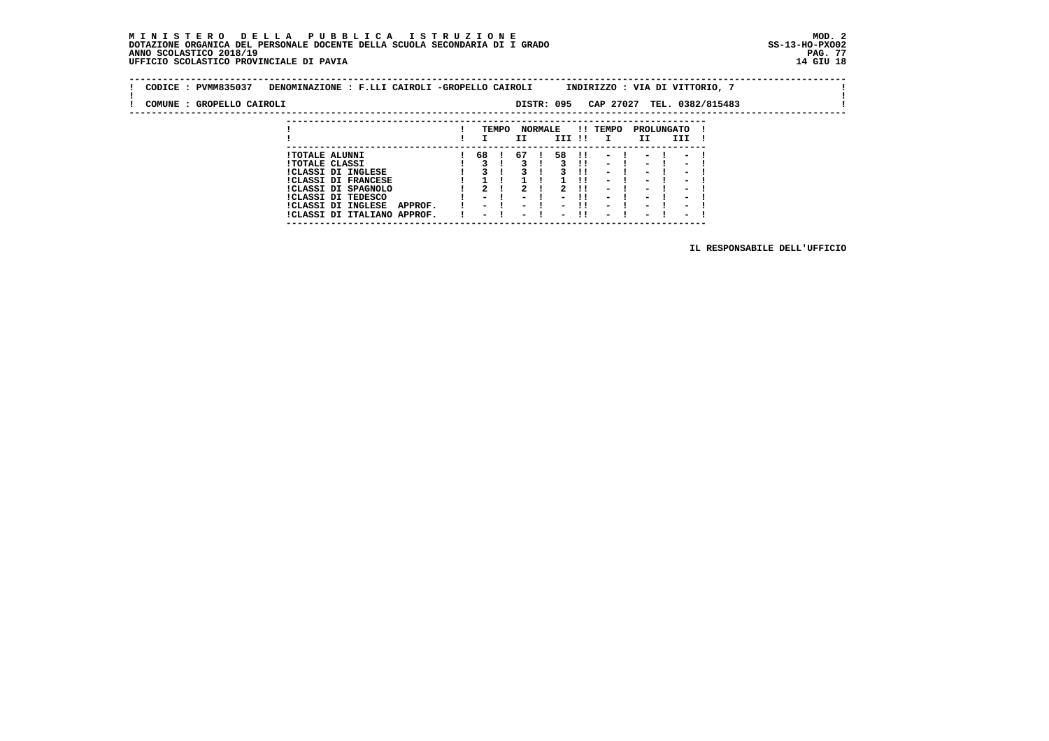**MINISTERO DELLA PUBBLICA ISTRUZIONE** MOD. 2
**DOTAZIONE ORGANICA DEL PERSONALE DOCENTE DELLA SCUOLA SECONDARIA DI I GRADO** SS-13-HO-PXO02
**ANNO SCOLASTICO 2018/19**
**UFFICIO SCOLASTICO PROVINCIALE DI PAVIA** 14 GIU 18

CODICE : PVMM835037 DENOMINAZIONE : F.LLI CAIROLI -GROPELLO CAIROLI INDIRIZZO : VIA DI VITTORIO, 7

COMUNE : GROPELLO CAIROLI DISTR: 095 CAP 27027 TEL. 0382/815483

| | TEMPO NORMALE I | II | III | TEMPO PROLUNGATO I | II | III |
|---|---|---|---|---|---|---|
| TOTALE ALUNNI | 68 | 67 | 58 | - | - | - |
| TOTALE CLASSI | 3 | 3 | 3 | - | - | - |
| CLASSI DI INGLESE | 3 | 3 | 3 | - | - | - |
| CLASSI DI FRANCESE | 1 | 1 | 1 | - | - | - |
| CLASSI DI SPAGNOLO | 2 | 2 | 2 | - | - | - |
| CLASSI DI TEDESCO | - | - | - | - | - | - |
| CLASSI DI INGLESE APPROF. | - | - | - | - | - | - |
| CLASSI DI ITALIANO APPROF. | - | - | - | - | - | - |

IL RESPONSABILE DELL'UFFICIO